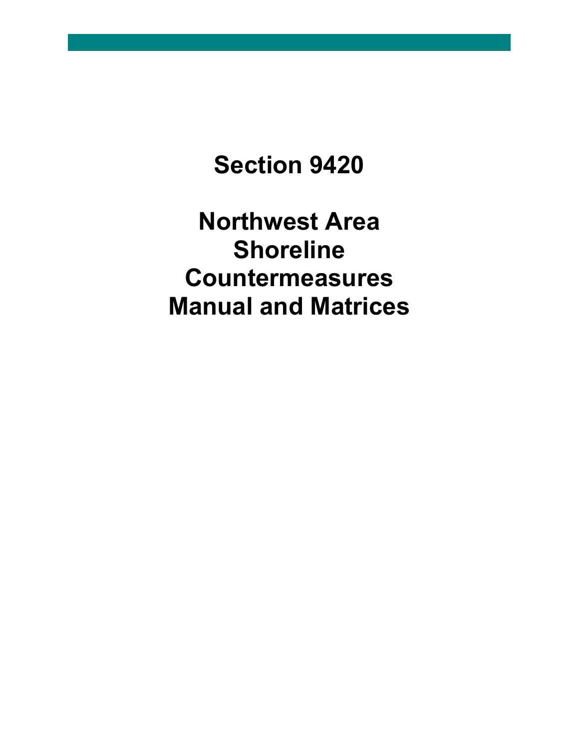# Section 9420

# Northwest Area Shoreline Countermeasures Manual and Matrices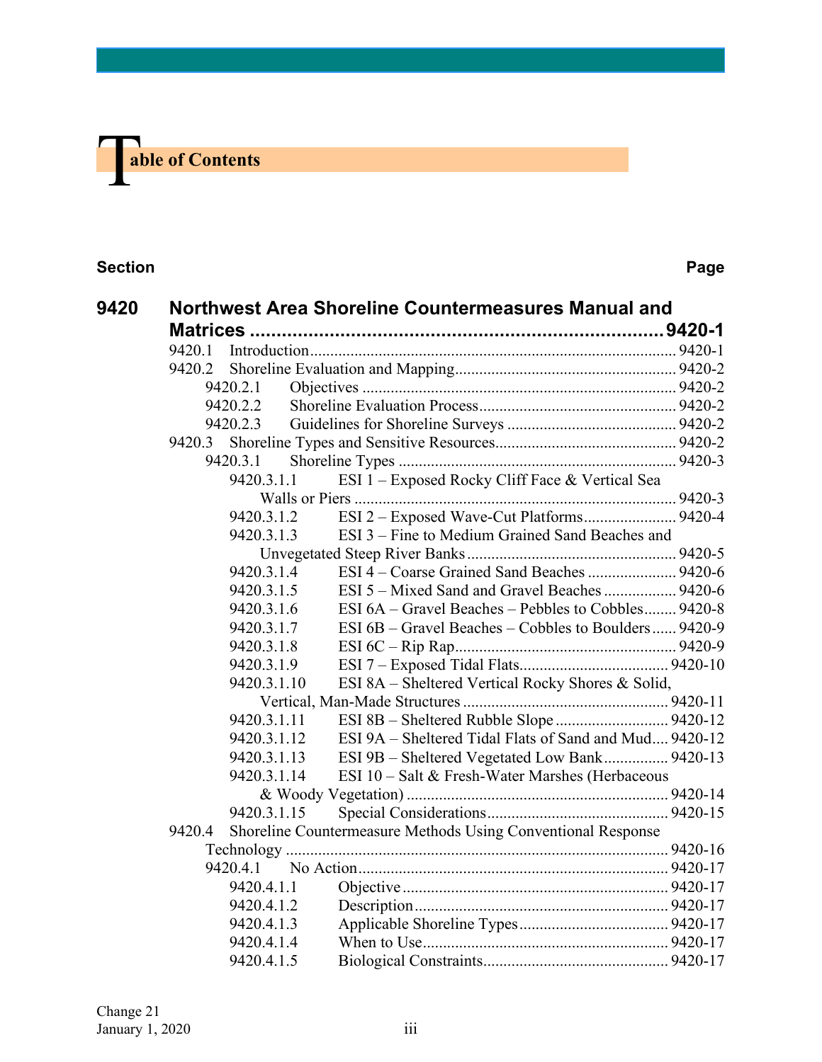# Table of Contents

| Section | | Page |
|---|---|---|
| **9420** | **Northwest Area Shoreline Countermeasures Manual and Matrices** | **9420-1** |
| 9420.1 | Introduction | 9420-1 |
| 9420.2 | Shoreline Evaluation and Mapping | 9420-2 |
| 9420.2.1 | Objectives | 9420-2 |
| 9420.2.2 | Shoreline Evaluation Process | 9420-2 |
| 9420.2.3 | Guidelines for Shoreline Surveys | 9420-2 |
| 9420.3 | Shoreline Types and Sensitive Resources | 9420-2 |
| 9420.3.1 | Shoreline Types | 9420-3 |
| 9420.3.1.1 | ESI 1 – Exposed Rocky Cliff Face & Vertical Sea Walls or Piers | 9420-3 |
| 9420.3.1.2 | ESI 2 – Exposed Wave-Cut Platforms | 9420-4 |
| 9420.3.1.3 | ESI 3 – Fine to Medium Grained Sand Beaches and Unvegetated Steep River Banks | 9420-5 |
| 9420.3.1.4 | ESI 4 – Coarse Grained Sand Beaches | 9420-6 |
| 9420.3.1.5 | ESI 5 – Mixed Sand and Gravel Beaches | 9420-6 |
| 9420.3.1.6 | ESI 6A – Gravel Beaches – Pebbles to Cobbles | 9420-8 |
| 9420.3.1.7 | ESI 6B – Gravel Beaches – Cobbles to Boulders | 9420-9 |
| 9420.3.1.8 | ESI 6C – Rip Rap | 9420-9 |
| 9420.3.1.9 | ESI 7 – Exposed Tidal Flats | 9420-10 |
| 9420.3.1.10 | ESI 8A – Sheltered Vertical Rocky Shores & Solid, Vertical, Man-Made Structures | 9420-11 |
| 9420.3.1.11 | ESI 8B – Sheltered Rubble Slope | 9420-12 |
| 9420.3.1.12 | ESI 9A – Sheltered Tidal Flats of Sand and Mud | 9420-12 |
| 9420.3.1.13 | ESI 9B – Sheltered Vegetated Low Bank | 9420-13 |
| 9420.3.1.14 | ESI 10 – Salt & Fresh-Water Marshes (Herbaceous & Woody Vegetation) | 9420-14 |
| 9420.3.1.15 | Special Considerations | 9420-15 |
| 9420.4 | Shoreline Countermeasure Methods Using Conventional Response Technology | 9420-16 |
| 9420.4.1 | No Action | 9420-17 |
| 9420.4.1.1 | Objective | 9420-17 |
| 9420.4.1.2 | Description | 9420-17 |
| 9420.4.1.3 | Applicable Shoreline Types | 9420-17 |
| 9420.4.1.4 | When to Use | 9420-17 |
| 9420.4.1.5 | Biological Constraints | 9420-17 |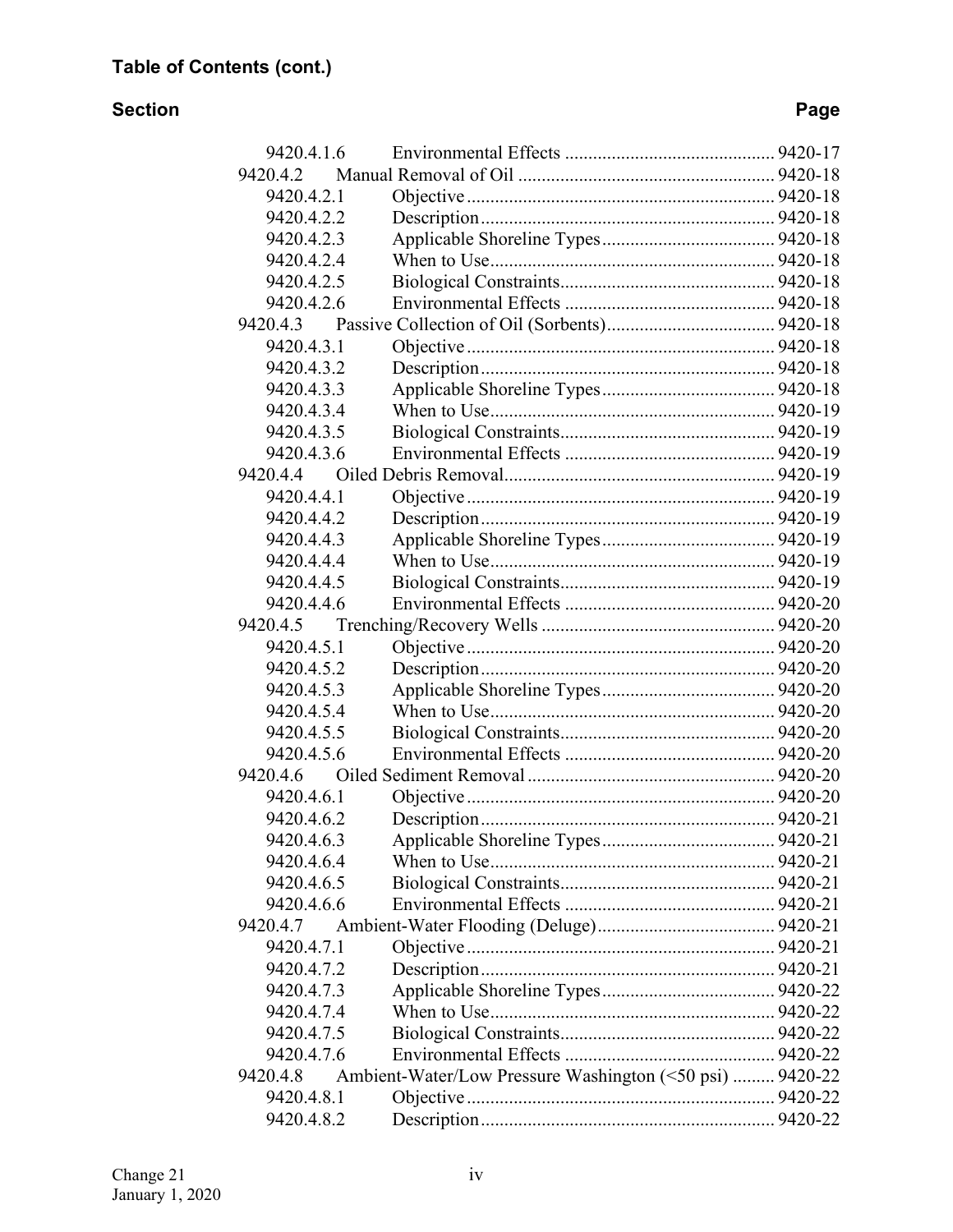**Table of Contents (cont.)**

| Section | | Page |
|---|---|---|
| 9420.4.1.6 | Environmental Effects | 9420-17 |
| 9420.4.2 | Manual Removal of Oil | 9420-18 |
| 9420.4.2.1 | Objective | 9420-18 |
| 9420.4.2.2 | Description | 9420-18 |
| 9420.4.2.3 | Applicable Shoreline Types | 9420-18 |
| 9420.4.2.4 | When to Use | 9420-18 |
| 9420.4.2.5 | Biological Constraints | 9420-18 |
| 9420.4.2.6 | Environmental Effects | 9420-18 |
| 9420.4.3 | Passive Collection of Oil (Sorbents) | 9420-18 |
| 9420.4.3.1 | Objective | 9420-18 |
| 9420.4.3.2 | Description | 9420-18 |
| 9420.4.3.3 | Applicable Shoreline Types | 9420-18 |
| 9420.4.3.4 | When to Use | 9420-19 |
| 9420.4.3.5 | Biological Constraints | 9420-19 |
| 9420.4.3.6 | Environmental Effects | 9420-19 |
| 9420.4.4 | Oiled Debris Removal | 9420-19 |
| 9420.4.4.1 | Objective | 9420-19 |
| 9420.4.4.2 | Description | 9420-19 |
| 9420.4.4.3 | Applicable Shoreline Types | 9420-19 |
| 9420.4.4.4 | When to Use | 9420-19 |
| 9420.4.4.5 | Biological Constraints | 9420-19 |
| 9420.4.4.6 | Environmental Effects | 9420-20 |
| 9420.4.5 | Trenching/Recovery Wells | 9420-20 |
| 9420.4.5.1 | Objective | 9420-20 |
| 9420.4.5.2 | Description | 9420-20 |
| 9420.4.5.3 | Applicable Shoreline Types | 9420-20 |
| 9420.4.5.4 | When to Use | 9420-20 |
| 9420.4.5.5 | Biological Constraints | 9420-20 |
| 9420.4.5.6 | Environmental Effects | 9420-20 |
| 9420.4.6 | Oiled Sediment Removal | 9420-20 |
| 9420.4.6.1 | Objective | 9420-20 |
| 9420.4.6.2 | Description | 9420-21 |
| 9420.4.6.3 | Applicable Shoreline Types | 9420-21 |
| 9420.4.6.4 | When to Use | 9420-21 |
| 9420.4.6.5 | Biological Constraints | 9420-21 |
| 9420.4.6.6 | Environmental Effects | 9420-21 |
| 9420.4.7 | Ambient-Water Flooding (Deluge) | 9420-21 |
| 9420.4.7.1 | Objective | 9420-21 |
| 9420.4.7.2 | Description | 9420-21 |
| 9420.4.7.3 | Applicable Shoreline Types | 9420-22 |
| 9420.4.7.4 | When to Use | 9420-22 |
| 9420.4.7.5 | Biological Constraints | 9420-22 |
| 9420.4.7.6 | Environmental Effects | 9420-22 |
| 9420.4.8 | Ambient-Water/Low Pressure Washington (<50 psi) | 9420-22 |
| 9420.4.8.1 | Objective | 9420-22 |
| 9420.4.8.2 | Description | 9420-22 |

Change 21
January 1, 2020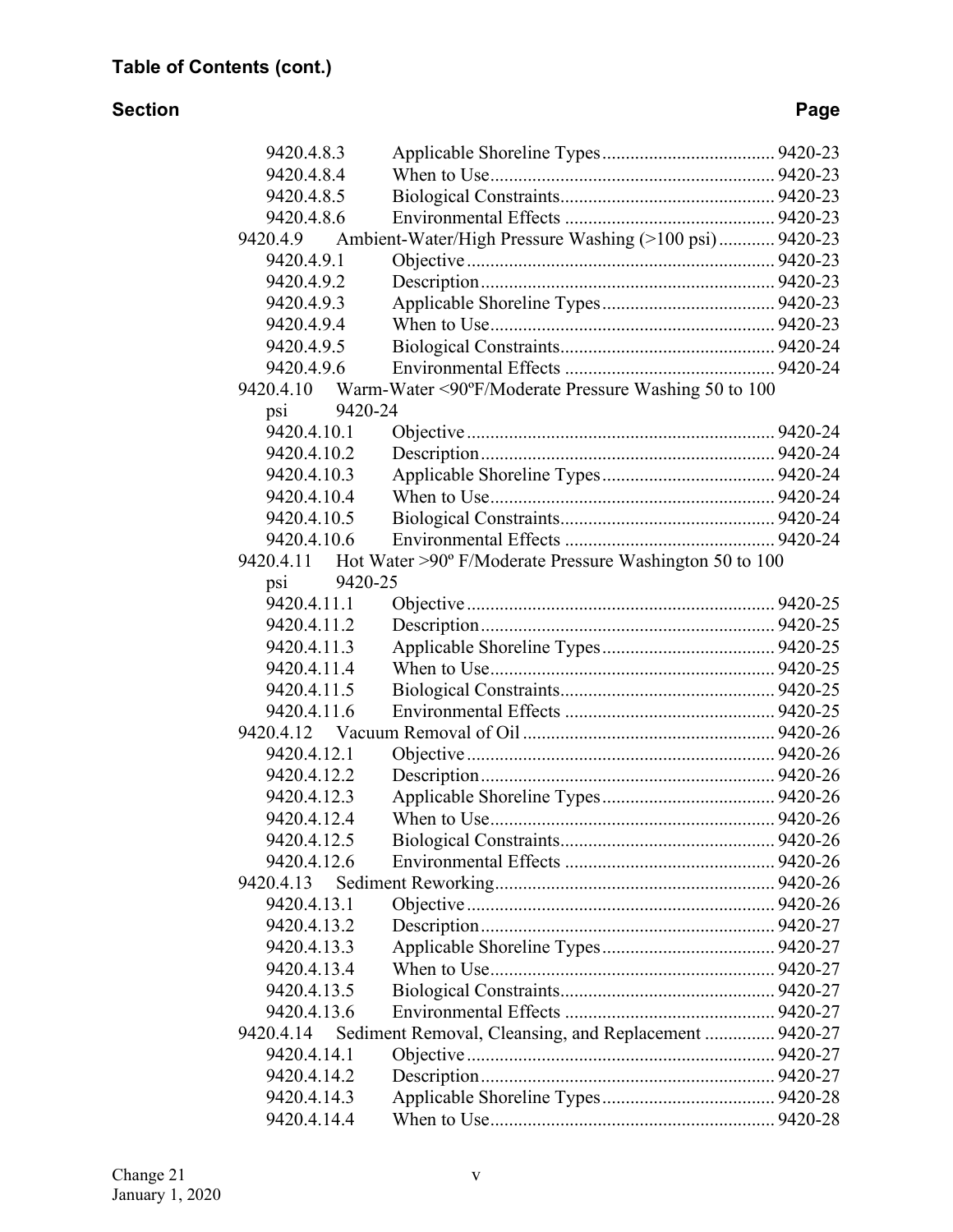**Table of Contents (cont.)**

**Section** **Page**

- 9420.4.8.3 Applicable Shoreline Types ..................................... 9420-23
- 9420.4.8.4 When to Use ............................................................ 9420-23
- 9420.4.8.5 Biological Constraints............................................. 9420-23
- 9420.4.8.6 Environmental Effects ............................................ 9420-23

9420.4.9 Ambient-Water/High Pressure Washing (>100 psi) ............ 9420-23

- 9420.4.9.1 Objective ................................................................. 9420-23
- 9420.4.9.2 Description .............................................................. 9420-23
- 9420.4.9.3 Applicable Shoreline Types ..................................... 9420-23
- 9420.4.9.4 When to Use ............................................................ 9420-23
- 9420.4.9.5 Biological Constraints............................................. 9420-24
- 9420.4.9.6 Environmental Effects ............................................ 9420-24

9420.4.10 Warm-Water <90ºF/Moderate Pressure Washing 50 to 100 psi 9420-24

- 9420.4.10.1 Objective ................................................................. 9420-24
- 9420.4.10.2 Description .............................................................. 9420-24
- 9420.4.10.3 Applicable Shoreline Types ..................................... 9420-24
- 9420.4.10.4 When to Use ............................................................ 9420-24
- 9420.4.10.5 Biological Constraints............................................. 9420-24
- 9420.4.10.6 Environmental Effects ............................................ 9420-24

9420.4.11 Hot Water >90º F/Moderate Pressure Washington 50 to 100 psi 9420-25

- 9420.4.11.1 Objective ................................................................. 9420-25
- 9420.4.11.2 Description .............................................................. 9420-25
- 9420.4.11.3 Applicable Shoreline Types ..................................... 9420-25
- 9420.4.11.4 When to Use ............................................................ 9420-25
- 9420.4.11.5 Biological Constraints............................................. 9420-25
- 9420.4.11.6 Environmental Effects ............................................ 9420-25

9420.4.12 Vacuum Removal of Oil ..................................................... 9420-26

- 9420.4.12.1 Objective ................................................................. 9420-26
- 9420.4.12.2 Description .............................................................. 9420-26
- 9420.4.12.3 Applicable Shoreline Types ..................................... 9420-26
- 9420.4.12.4 When to Use ............................................................ 9420-26
- 9420.4.12.5 Biological Constraints............................................. 9420-26
- 9420.4.12.6 Environmental Effects ............................................ 9420-26

9420.4.13 Sediment Reworking........................................................... 9420-26

- 9420.4.13.1 Objective ................................................................. 9420-26
- 9420.4.13.2 Description .............................................................. 9420-27
- 9420.4.13.3 Applicable Shoreline Types ..................................... 9420-27
- 9420.4.13.4 When to Use ............................................................ 9420-27
- 9420.4.13.5 Biological Constraints............................................. 9420-27
- 9420.4.13.6 Environmental Effects ............................................ 9420-27

9420.4.14 Sediment Removal, Cleansing, and Replacement ............... 9420-27

- 9420.4.14.1 Objective ................................................................. 9420-27
- 9420.4.14.2 Description .............................................................. 9420-27
- 9420.4.14.3 Applicable Shoreline Types ..................................... 9420-28
- 9420.4.14.4 When to Use ............................................................ 9420-28

Change 21
January 1, 2020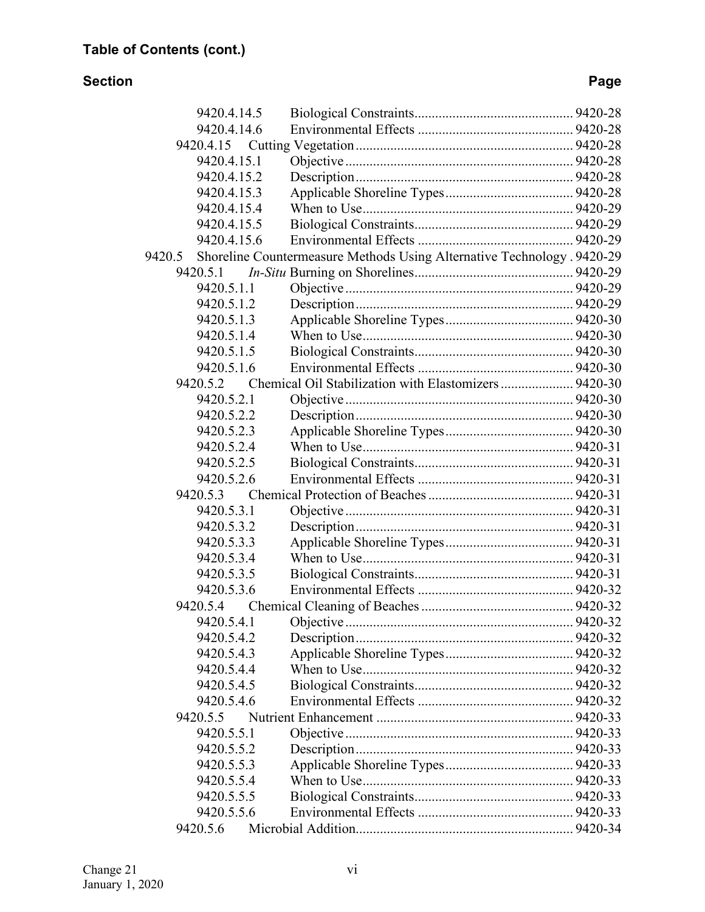**Table of Contents (cont.)**

| Section | | Page |
|---|---|---|
| 9420.4.14.5 | Biological Constraints | 9420-28 |
| 9420.4.14.6 | Environmental Effects | 9420-28 |
| 9420.4.15 | Cutting Vegetation | 9420-28 |
| 9420.4.15.1 | Objective | 9420-28 |
| 9420.4.15.2 | Description | 9420-28 |
| 9420.4.15.3 | Applicable Shoreline Types | 9420-28 |
| 9420.4.15.4 | When to Use | 9420-29 |
| 9420.4.15.5 | Biological Constraints | 9420-29 |
| 9420.4.15.6 | Environmental Effects | 9420-29 |
| 9420.5 | Shoreline Countermeasure Methods Using Alternative Technology | 9420-29 |
| 9420.5.1 | *In-Situ* Burning on Shorelines | 9420-29 |
| 9420.5.1.1 | Objective | 9420-29 |
| 9420.5.1.2 | Description | 9420-29 |
| 9420.5.1.3 | Applicable Shoreline Types | 9420-30 |
| 9420.5.1.4 | When to Use | 9420-30 |
| 9420.5.1.5 | Biological Constraints | 9420-30 |
| 9420.5.1.6 | Environmental Effects | 9420-30 |
| 9420.5.2 | Chemical Oil Stabilization with Elastomizers | 9420-30 |
| 9420.5.2.1 | Objective | 9420-30 |
| 9420.5.2.2 | Description | 9420-30 |
| 9420.5.2.3 | Applicable Shoreline Types | 9420-30 |
| 9420.5.2.4 | When to Use | 9420-31 |
| 9420.5.2.5 | Biological Constraints | 9420-31 |
| 9420.5.2.6 | Environmental Effects | 9420-31 |
| 9420.5.3 | Chemical Protection of Beaches | 9420-31 |
| 9420.5.3.1 | Objective | 9420-31 |
| 9420.5.3.2 | Description | 9420-31 |
| 9420.5.3.3 | Applicable Shoreline Types | 9420-31 |
| 9420.5.3.4 | When to Use | 9420-31 |
| 9420.5.3.5 | Biological Constraints | 9420-31 |
| 9420.5.3.6 | Environmental Effects | 9420-32 |
| 9420.5.4 | Chemical Cleaning of Beaches | 9420-32 |
| 9420.5.4.1 | Objective | 9420-32 |
| 9420.5.4.2 | Description | 9420-32 |
| 9420.5.4.3 | Applicable Shoreline Types | 9420-32 |
| 9420.5.4.4 | When to Use | 9420-32 |
| 9420.5.4.5 | Biological Constraints | 9420-32 |
| 9420.5.4.6 | Environmental Effects | 9420-32 |
| 9420.5.5 | Nutrient Enhancement | 9420-33 |
| 9420.5.5.1 | Objective | 9420-33 |
| 9420.5.5.2 | Description | 9420-33 |
| 9420.5.5.3 | Applicable Shoreline Types | 9420-33 |
| 9420.5.5.4 | When to Use | 9420-33 |
| 9420.5.5.5 | Biological Constraints | 9420-33 |
| 9420.5.5.6 | Environmental Effects | 9420-33 |
| 9420.5.6 | Microbial Addition | 9420-34 |

Change 21
January 1, 2020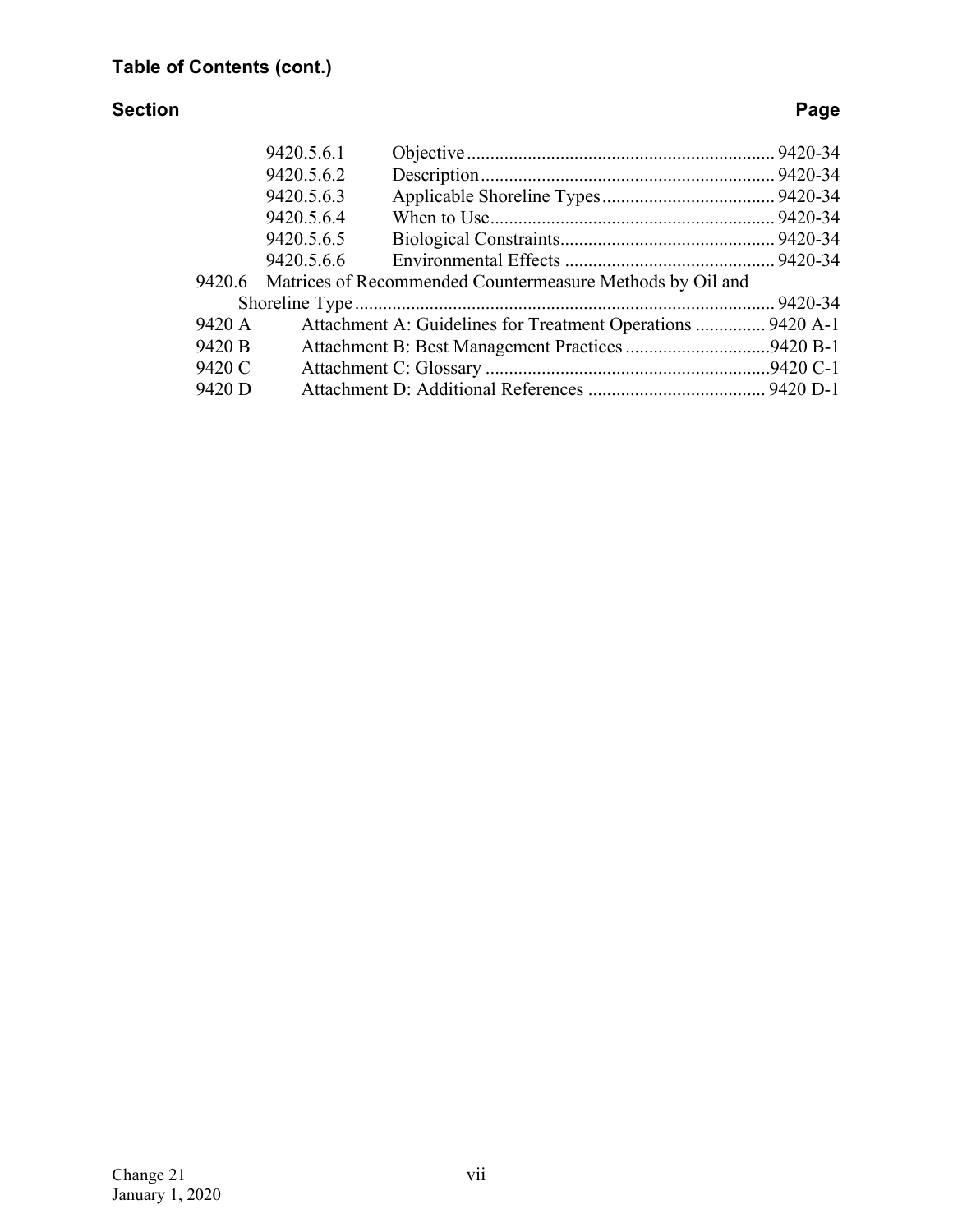**Table of Contents (cont.)**

| Section | | Page |
|---|---|---|
| 9420.5.6.1 | Objective | 9420-34 |
| 9420.5.6.2 | Description | 9420-34 |
| 9420.5.6.3 | Applicable Shoreline Types | 9420-34 |
| 9420.5.6.4 | When to Use | 9420-34 |
| 9420.5.6.5 | Biological Constraints | 9420-34 |
| 9420.5.6.6 | Environmental Effects | 9420-34 |
| 9420.6 | Matrices of Recommended Countermeasure Methods by Oil and Shoreline Type | 9420-34 |
| 9420 A | Attachment A: Guidelines for Treatment Operations | 9420 A-1 |
| 9420 B | Attachment B: Best Management Practices | 9420 B-1 |
| 9420 C | Attachment C: Glossary | 9420 C-1 |
| 9420 D | Attachment D: Additional References | 9420 D-1 |

Change 21
January 1, 2020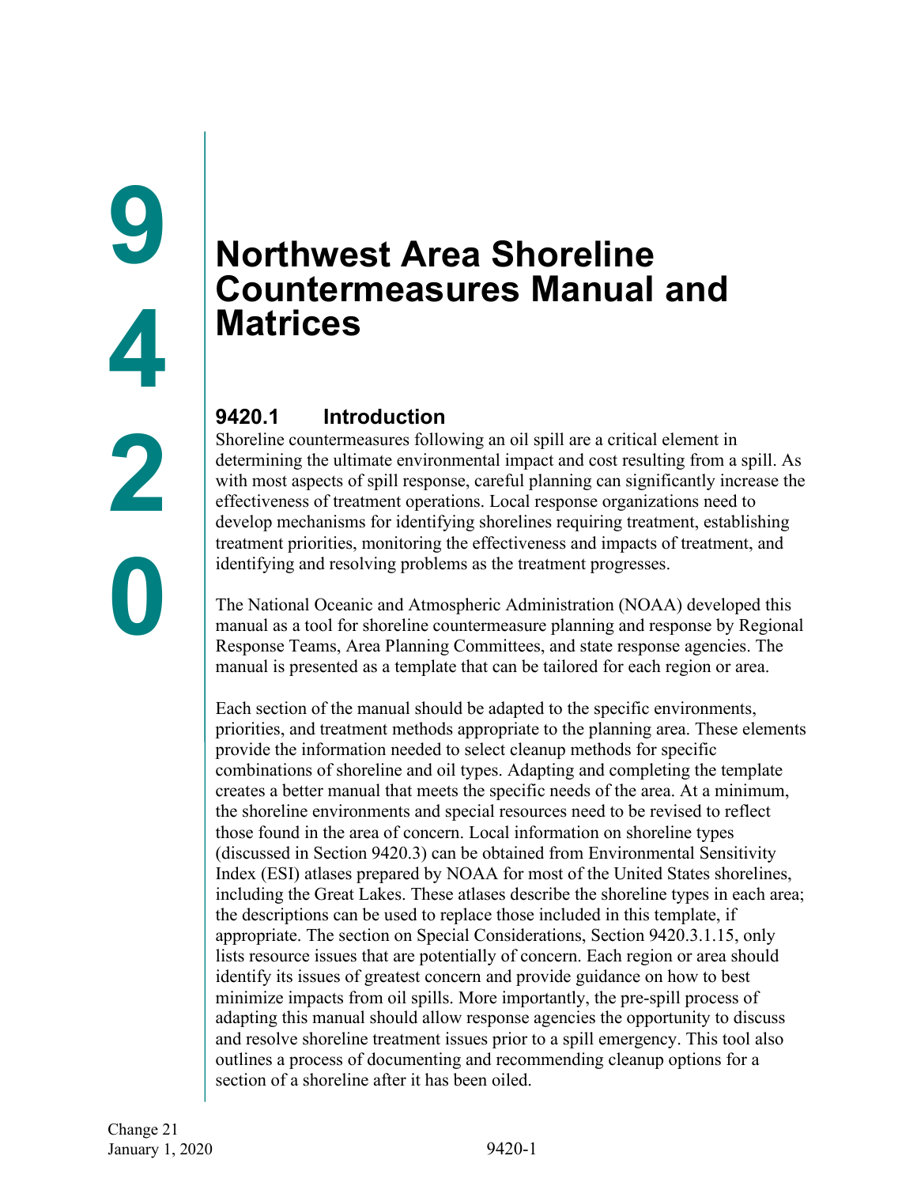# 9420 Northwest Area Shoreline Countermeasures Manual and Matrices

## 9420.1 Introduction

Shoreline countermeasures following an oil spill are a critical element in determining the ultimate environmental impact and cost resulting from a spill. As with most aspects of spill response, careful planning can significantly increase the effectiveness of treatment operations. Local response organizations need to develop mechanisms for identifying shorelines requiring treatment, establishing treatment priorities, monitoring the effectiveness and impacts of treatment, and identifying and resolving problems as the treatment progresses.

The National Oceanic and Atmospheric Administration (NOAA) developed this manual as a tool for shoreline countermeasure planning and response by Regional Response Teams, Area Planning Committees, and state response agencies. The manual is presented as a template that can be tailored for each region or area.

Each section of the manual should be adapted to the specific environments, priorities, and treatment methods appropriate to the planning area. These elements provide the information needed to select cleanup methods for specific combinations of shoreline and oil types. Adapting and completing the template creates a better manual that meets the specific needs of the area. At a minimum, the shoreline environments and special resources need to be revised to reflect those found in the area of concern. Local information on shoreline types (discussed in Section 9420.3) can be obtained from Environmental Sensitivity Index (ESI) atlases prepared by NOAA for most of the United States shorelines, including the Great Lakes. These atlases describe the shoreline types in each area; the descriptions can be used to replace those included in this template, if appropriate. The section on Special Considerations, Section 9420.3.1.15, only lists resource issues that are potentially of concern. Each region or area should identify its issues of greatest concern and provide guidance on how to best minimize impacts from oil spills. More importantly, the pre-spill process of adapting this manual should allow response agencies the opportunity to discuss and resolve shoreline treatment issues prior to a spill emergency. This tool also outlines a process of documenting and recommending cleanup options for a section of a shoreline after it has been oiled.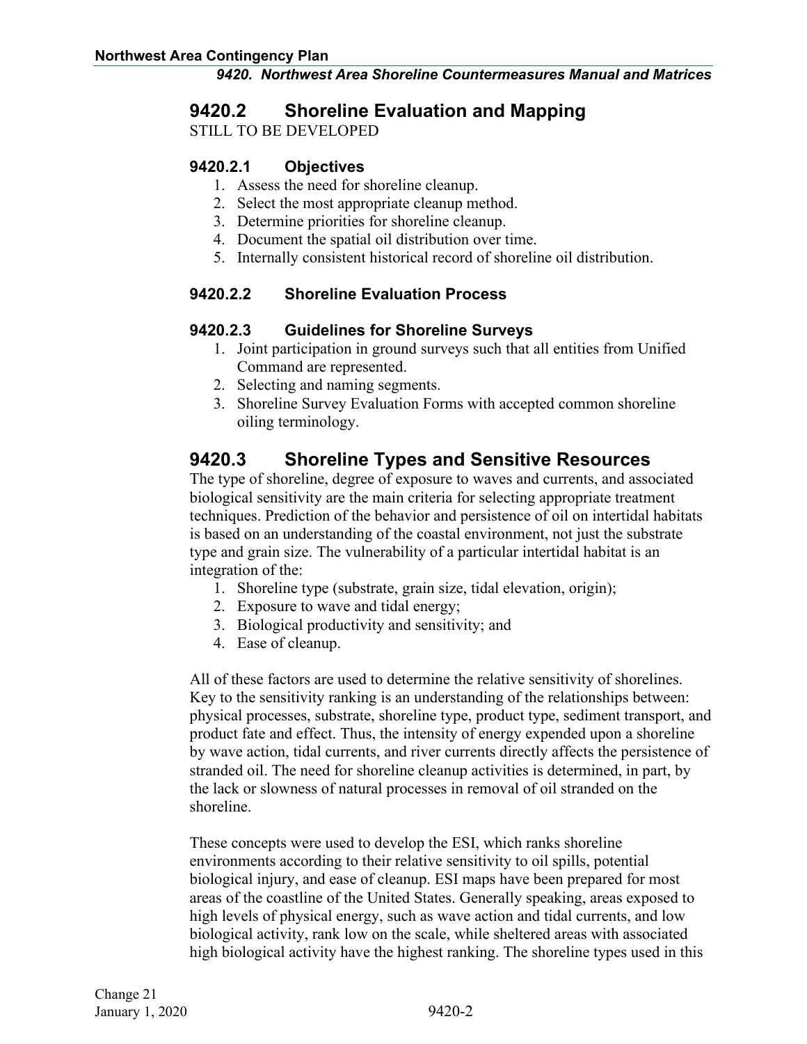## 9420.2 Shoreline Evaluation and Mapping

STILL TO BE DEVELOPED

### 9420.2.1 Objectives

1. Assess the need for shoreline cleanup.
2. Select the most appropriate cleanup method.
3. Determine priorities for shoreline cleanup.
4. Document the spatial oil distribution over time.
5. Internally consistent historical record of shoreline oil distribution.

### 9420.2.2 Shoreline Evaluation Process

### 9420.2.3 Guidelines for Shoreline Surveys

1. Joint participation in ground surveys such that all entities from Unified Command are represented.
2. Selecting and naming segments.
3. Shoreline Survey Evaluation Forms with accepted common shoreline oiling terminology.

## 9420.3 Shoreline Types and Sensitive Resources

The type of shoreline, degree of exposure to waves and currents, and associated biological sensitivity are the main criteria for selecting appropriate treatment techniques. Prediction of the behavior and persistence of oil on intertidal habitats is based on an understanding of the coastal environment, not just the substrate type and grain size. The vulnerability of a particular intertidal habitat is an integration of the:

1. Shoreline type (substrate, grain size, tidal elevation, origin);
2. Exposure to wave and tidal energy;
3. Biological productivity and sensitivity; and
4. Ease of cleanup.

All of these factors are used to determine the relative sensitivity of shorelines. Key to the sensitivity ranking is an understanding of the relationships between: physical processes, substrate, shoreline type, product type, sediment transport, and product fate and effect. Thus, the intensity of energy expended upon a shoreline by wave action, tidal currents, and river currents directly affects the persistence of stranded oil. The need for shoreline cleanup activities is determined, in part, by the lack or slowness of natural processes in removal of oil stranded on the shoreline.

These concepts were used to develop the ESI, which ranks shoreline environments according to their relative sensitivity to oil spills, potential biological injury, and ease of cleanup. ESI maps have been prepared for most areas of the coastline of the United States. Generally speaking, areas exposed to high levels of physical energy, such as wave action and tidal currents, and low biological activity, rank low on the scale, while sheltered areas with associated high biological activity have the highest ranking. The shoreline types used in this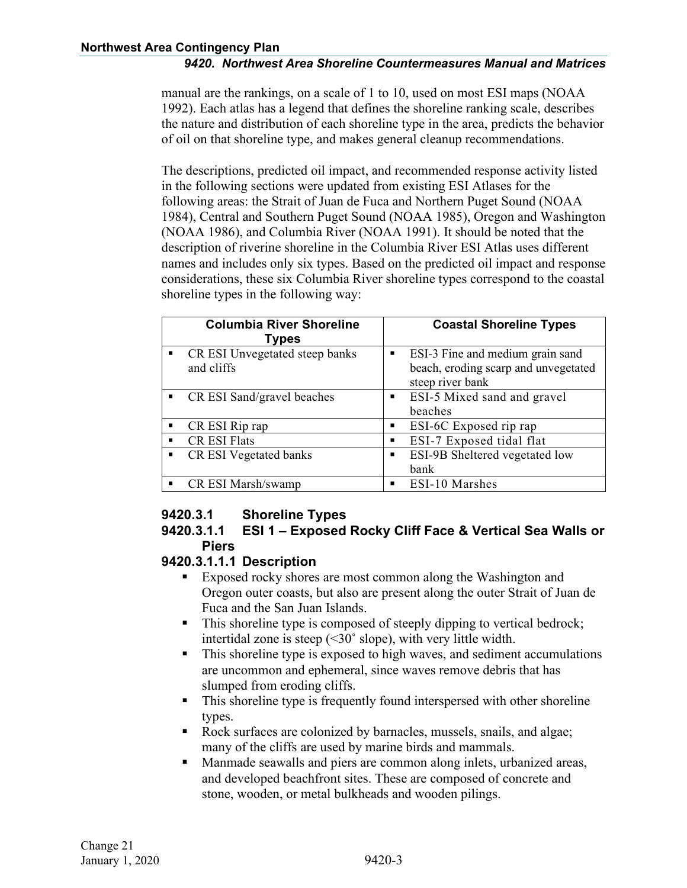manual are the rankings, on a scale of 1 to 10, used on most ESI maps (NOAA 1992). Each atlas has a legend that defines the shoreline ranking scale, describes the nature and distribution of each shoreline type in the area, predicts the behavior of oil on that shoreline type, and makes general cleanup recommendations.

The descriptions, predicted oil impact, and recommended response activity listed in the following sections were updated from existing ESI Atlases for the following areas: the Strait of Juan de Fuca and Northern Puget Sound (NOAA 1984), Central and Southern Puget Sound (NOAA 1985), Oregon and Washington (NOAA 1986), and Columbia River (NOAA 1991). It should be noted that the description of riverine shoreline in the Columbia River ESI Atlas uses different names and includes only six types. Based on the predicted oil impact and response considerations, these six Columbia River shoreline types correspond to the coastal shoreline types in the following way:

| Columbia River Shoreline Types | Coastal Shoreline Types |
|---|---|
| ▪ CR ESI Unvegetated steep banks and cliffs | ▪ ESI-3 Fine and medium grain sand beach, eroding scarp and unvegetated steep river bank |
| ▪ CR ESI Sand/gravel beaches | ▪ ESI-5 Mixed sand and gravel beaches |
| ▪ CR ESI Rip rap | ▪ ESI-6C Exposed rip rap |
| ▪ CR ESI Flats | ▪ ESI-7 Exposed tidal flat |
| ▪ CR ESI Vegetated banks | ▪ ESI-9B Sheltered vegetated low bank |
| ▪ CR ESI Marsh/swamp | ▪ ESI-10 Marshes |

## 9420.3.1 Shoreline Types

### 9420.3.1.1 ESI 1 – Exposed Rocky Cliff Face & Vertical Sea Walls or Piers

#### 9420.3.1.1.1 Description

- Exposed rocky shores are most common along the Washington and Oregon outer coasts, but also are present along the outer Strait of Juan de Fuca and the San Juan Islands.
- This shoreline type is composed of steeply dipping to vertical bedrock; intertidal zone is steep (<30˚ slope), with very little width.
- This shoreline type is exposed to high waves, and sediment accumulations are uncommon and ephemeral, since waves remove debris that has slumped from eroding cliffs.
- This shoreline type is frequently found interspersed with other shoreline types.
- Rock surfaces are colonized by barnacles, mussels, snails, and algae; many of the cliffs are used by marine birds and mammals.
- Manmade seawalls and piers are common along inlets, urbanized areas, and developed beachfront sites. These are composed of concrete and stone, wooden, or metal bulkheads and wooden pilings.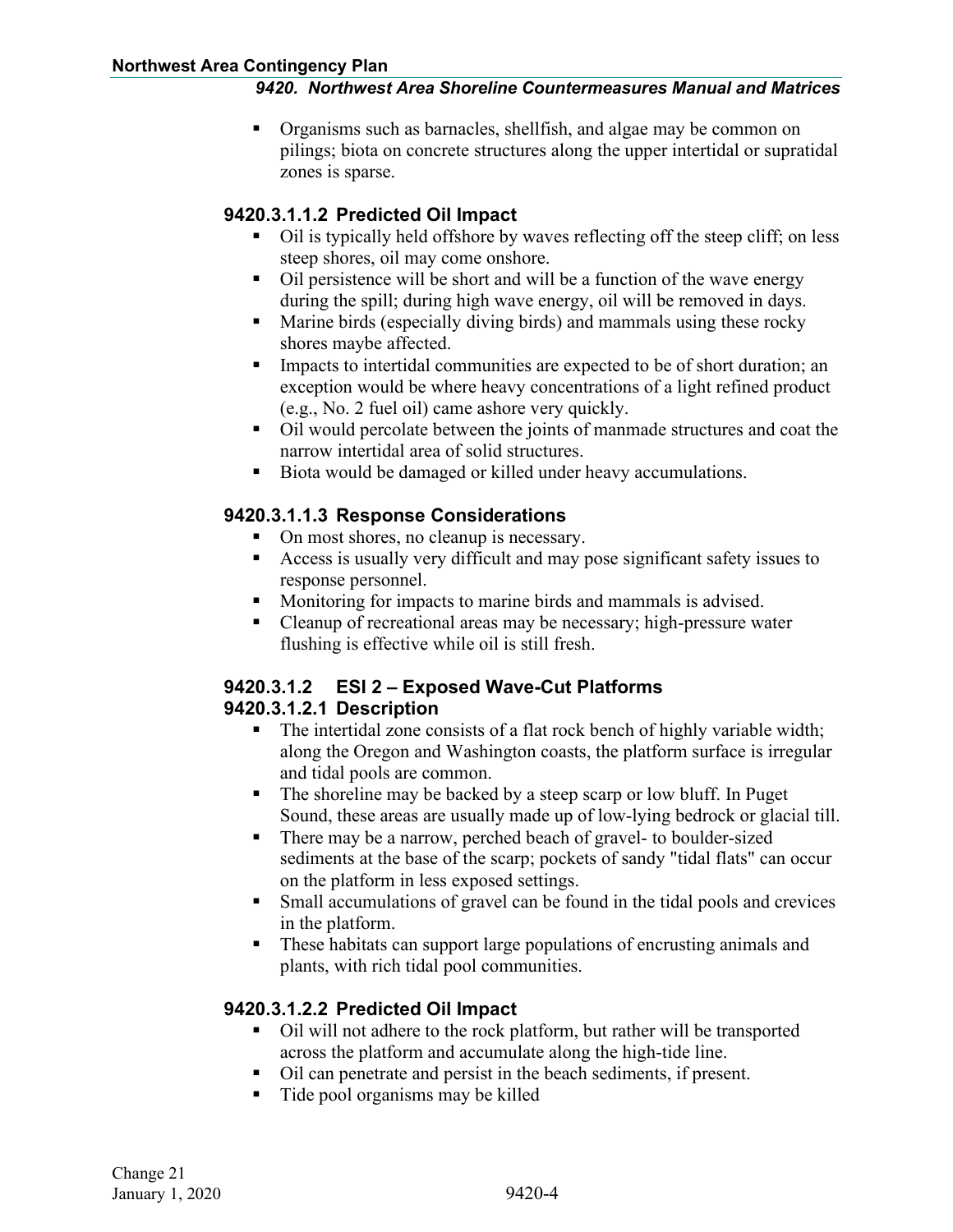- Organisms such as barnacles, shellfish, and algae may be common on pilings; biota on concrete structures along the upper intertidal or supratidal zones is sparse.

#### 9420.3.1.1.2 Predicted Oil Impact

- Oil is typically held offshore by waves reflecting off the steep cliff; on less steep shores, oil may come onshore.
- Oil persistence will be short and will be a function of the wave energy during the spill; during high wave energy, oil will be removed in days.
- Marine birds (especially diving birds) and mammals using these rocky shores maybe affected.
- Impacts to intertidal communities are expected to be of short duration; an exception would be where heavy concentrations of a light refined product (e.g., No. 2 fuel oil) came ashore very quickly.
- Oil would percolate between the joints of manmade structures and coat the narrow intertidal area of solid structures.
- Biota would be damaged or killed under heavy accumulations.

#### 9420.3.1.1.3 Response Considerations

- On most shores, no cleanup is necessary.
- Access is usually very difficult and may pose significant safety issues to response personnel.
- Monitoring for impacts to marine birds and mammals is advised.
- Cleanup of recreational areas may be necessary; high-pressure water flushing is effective while oil is still fresh.

### 9420.3.1.2 ESI 2 – Exposed Wave-Cut Platforms

#### 9420.3.1.2.1 Description

- The intertidal zone consists of a flat rock bench of highly variable width; along the Oregon and Washington coasts, the platform surface is irregular and tidal pools are common.
- The shoreline may be backed by a steep scarp or low bluff. In Puget Sound, these areas are usually made up of low-lying bedrock or glacial till.
- There may be a narrow, perched beach of gravel- to boulder-sized sediments at the base of the scarp; pockets of sandy "tidal flats" can occur on the platform in less exposed settings.
- Small accumulations of gravel can be found in the tidal pools and crevices in the platform.
- These habitats can support large populations of encrusting animals and plants, with rich tidal pool communities.

#### 9420.3.1.2.2 Predicted Oil Impact

- Oil will not adhere to the rock platform, but rather will be transported across the platform and accumulate along the high-tide line.
- Oil can penetrate and persist in the beach sediments, if present.
- Tide pool organisms may be killed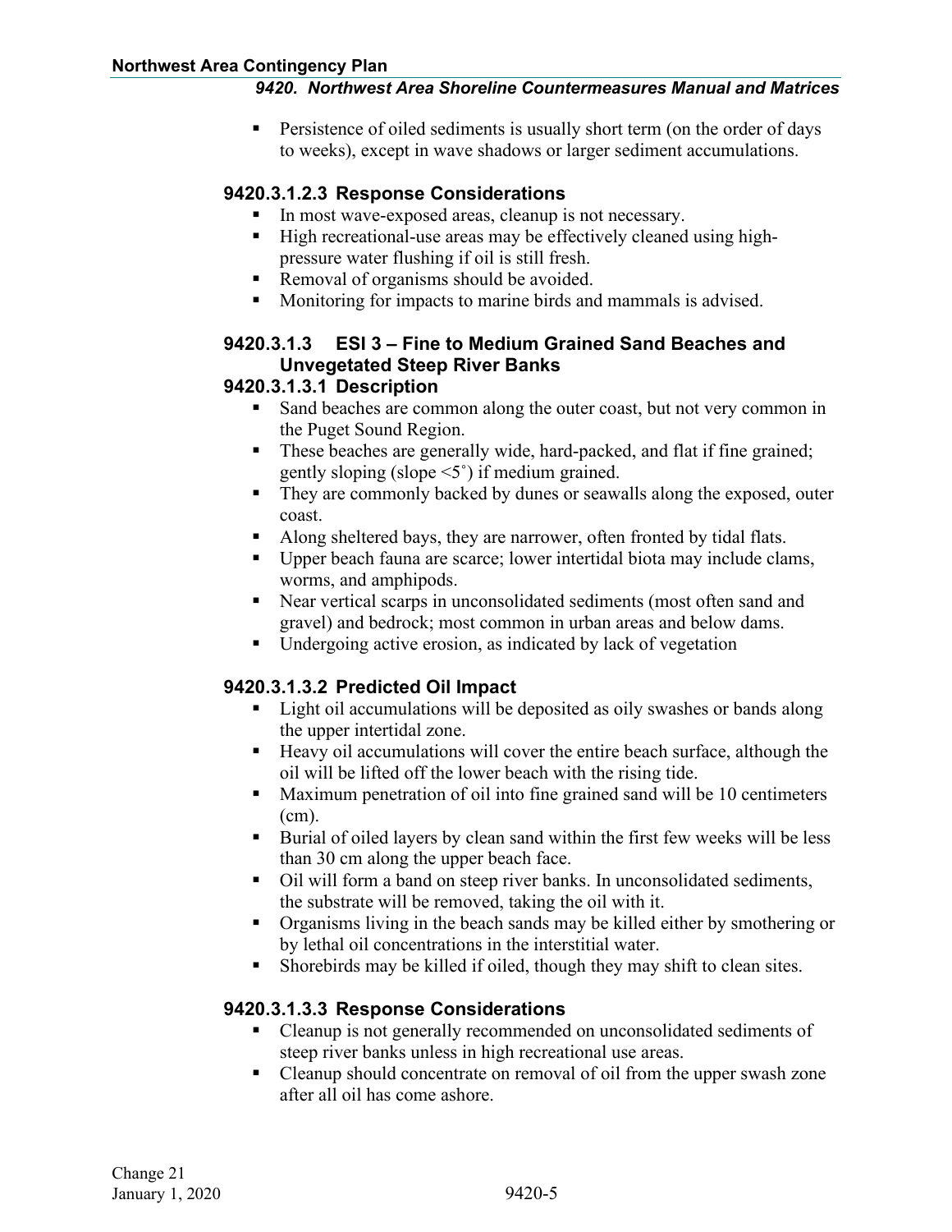- Persistence of oiled sediments is usually short term (on the order of days to weeks), except in wave shadows or larger sediment accumulations.

#### 9420.3.1.2.3 Response Considerations

- In most wave-exposed areas, cleanup is not necessary.
- High recreational-use areas may be effectively cleaned using high-pressure water flushing if oil is still fresh.
- Removal of organisms should be avoided.
- Monitoring for impacts to marine birds and mammals is advised.

### 9420.3.1.3 ESI 3 – Fine to Medium Grained Sand Beaches and Unvegetated Steep River Banks

#### 9420.3.1.3.1 Description

- Sand beaches are common along the outer coast, but not very common in the Puget Sound Region.
- These beaches are generally wide, hard-packed, and flat if fine grained; gently sloping (slope <5˚) if medium grained.
- They are commonly backed by dunes or seawalls along the exposed, outer coast.
- Along sheltered bays, they are narrower, often fronted by tidal flats.
- Upper beach fauna are scarce; lower intertidal biota may include clams, worms, and amphipods.
- Near vertical scarps in unconsolidated sediments (most often sand and gravel) and bedrock; most common in urban areas and below dams.
- Undergoing active erosion, as indicated by lack of vegetation

#### 9420.3.1.3.2 Predicted Oil Impact

- Light oil accumulations will be deposited as oily swashes or bands along the upper intertidal zone.
- Heavy oil accumulations will cover the entire beach surface, although the oil will be lifted off the lower beach with the rising tide.
- Maximum penetration of oil into fine grained sand will be 10 centimeters (cm).
- Burial of oiled layers by clean sand within the first few weeks will be less than 30 cm along the upper beach face.
- Oil will form a band on steep river banks. In unconsolidated sediments, the substrate will be removed, taking the oil with it.
- Organisms living in the beach sands may be killed either by smothering or by lethal oil concentrations in the interstitial water.
- Shorebirds may be killed if oiled, though they may shift to clean sites.

#### 9420.3.1.3.3 Response Considerations

- Cleanup is not generally recommended on unconsolidated sediments of steep river banks unless in high recreational use areas.
- Cleanup should concentrate on removal of oil from the upper swash zone after all oil has come ashore.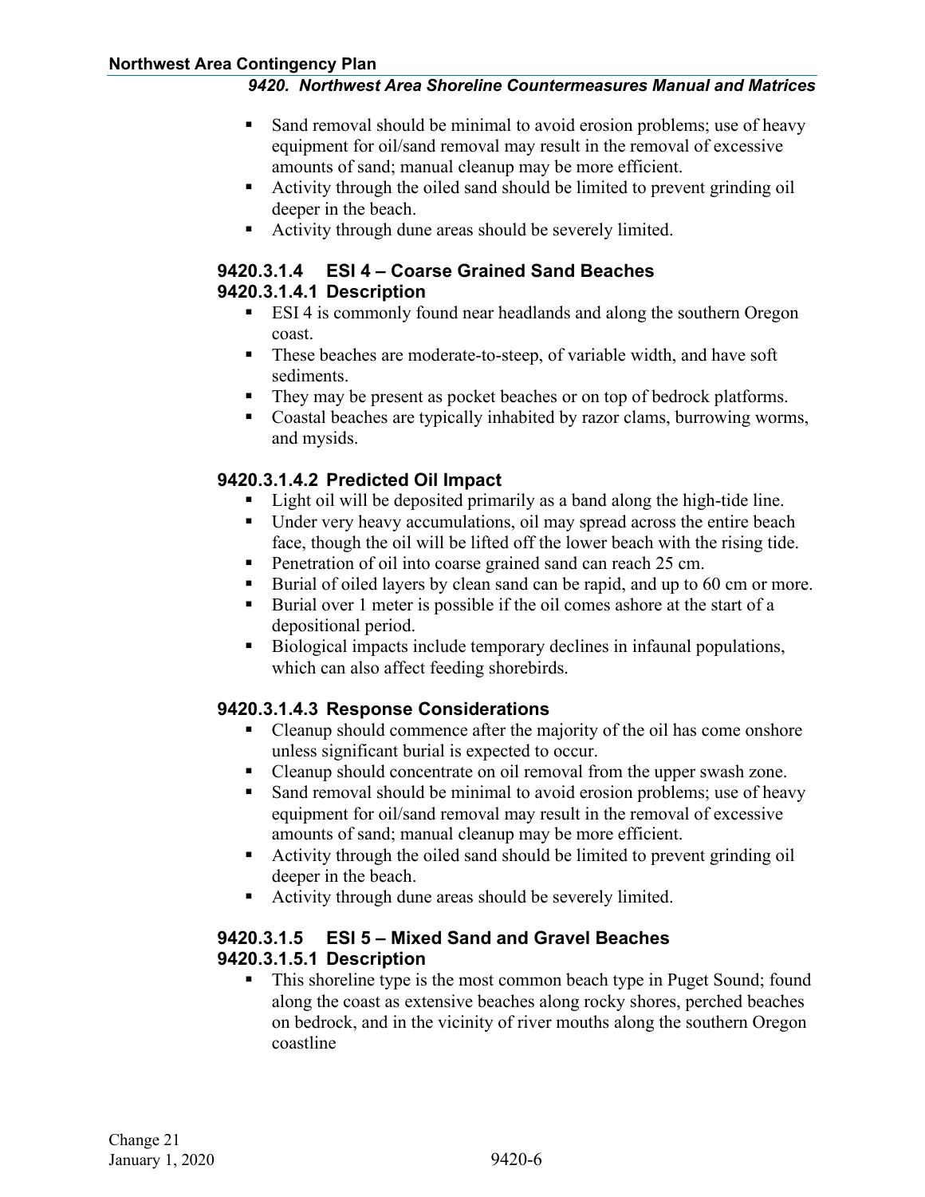- Sand removal should be minimal to avoid erosion problems; use of heavy equipment for oil/sand removal may result in the removal of excessive amounts of sand; manual cleanup may be more efficient.
- Activity through the oiled sand should be limited to prevent grinding oil deeper in the beach.
- Activity through dune areas should be severely limited.

### 9420.3.1.4 ESI 4 – Coarse Grained Sand Beaches

#### 9420.3.1.4.1 Description

- ESI 4 is commonly found near headlands and along the southern Oregon coast.
- These beaches are moderate-to-steep, of variable width, and have soft sediments.
- They may be present as pocket beaches or on top of bedrock platforms.
- Coastal beaches are typically inhabited by razor clams, burrowing worms, and mysids.

#### 9420.3.1.4.2 Predicted Oil Impact

- Light oil will be deposited primarily as a band along the high-tide line.
- Under very heavy accumulations, oil may spread across the entire beach face, though the oil will be lifted off the lower beach with the rising tide.
- Penetration of oil into coarse grained sand can reach 25 cm.
- Burial of oiled layers by clean sand can be rapid, and up to 60 cm or more.
- Burial over 1 meter is possible if the oil comes ashore at the start of a depositional period.
- Biological impacts include temporary declines in infaunal populations, which can also affect feeding shorebirds.

#### 9420.3.1.4.3 Response Considerations

- Cleanup should commence after the majority of the oil has come onshore unless significant burial is expected to occur.
- Cleanup should concentrate on oil removal from the upper swash zone.
- Sand removal should be minimal to avoid erosion problems; use of heavy equipment for oil/sand removal may result in the removal of excessive amounts of sand; manual cleanup may be more efficient.
- Activity through the oiled sand should be limited to prevent grinding oil deeper in the beach.
- Activity through dune areas should be severely limited.

### 9420.3.1.5 ESI 5 – Mixed Sand and Gravel Beaches

#### 9420.3.1.5.1 Description

- This shoreline type is the most common beach type in Puget Sound; found along the coast as extensive beaches along rocky shores, perched beaches on bedrock, and in the vicinity of river mouths along the southern Oregon coastline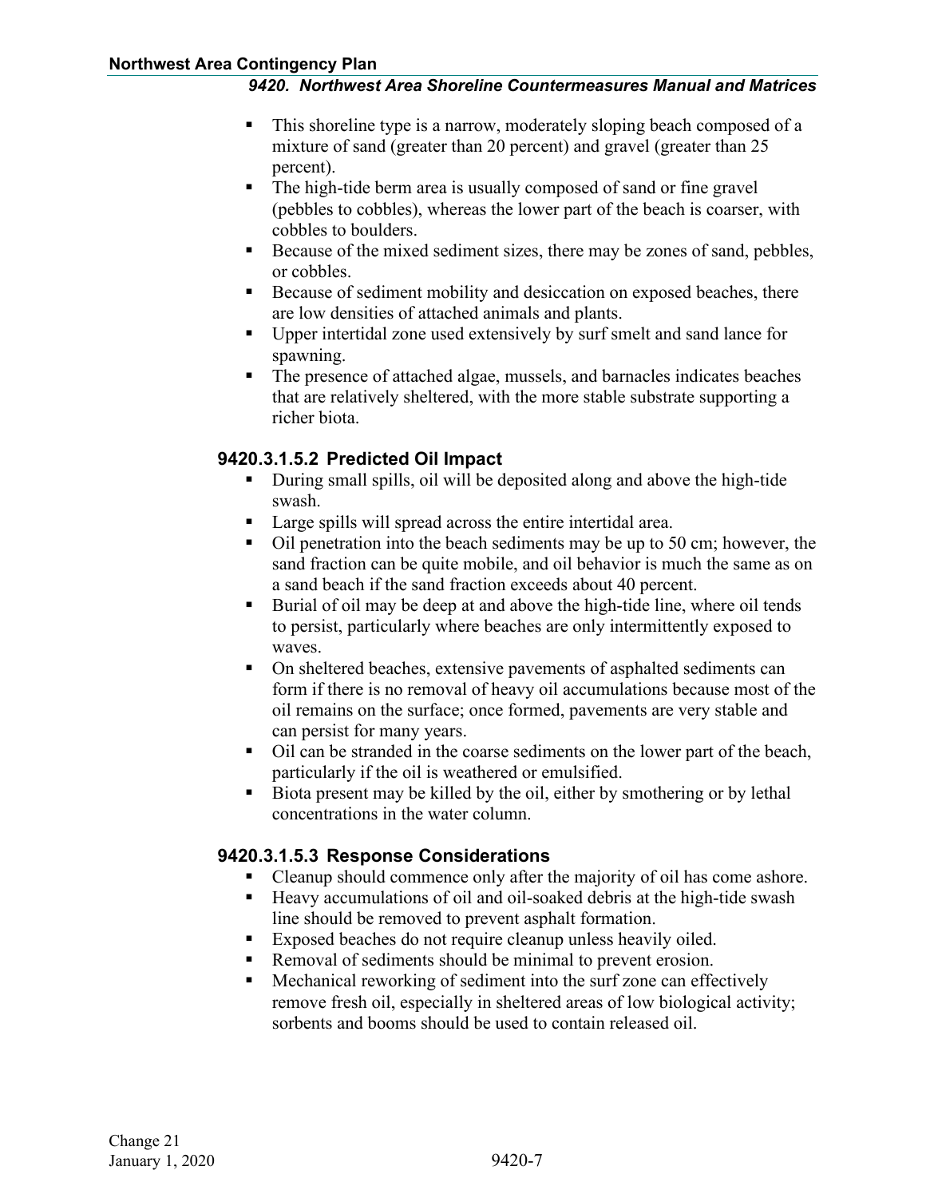- This shoreline type is a narrow, moderately sloping beach composed of a mixture of sand (greater than 20 percent) and gravel (greater than 25 percent).
- The high-tide berm area is usually composed of sand or fine gravel (pebbles to cobbles), whereas the lower part of the beach is coarser, with cobbles to boulders.
- Because of the mixed sediment sizes, there may be zones of sand, pebbles, or cobbles.
- Because of sediment mobility and desiccation on exposed beaches, there are low densities of attached animals and plants.
- Upper intertidal zone used extensively by surf smelt and sand lance for spawning.
- The presence of attached algae, mussels, and barnacles indicates beaches that are relatively sheltered, with the more stable substrate supporting a richer biota.

### 9420.3.1.5.2 Predicted Oil Impact

- During small spills, oil will be deposited along and above the high-tide swash.
- Large spills will spread across the entire intertidal area.
- Oil penetration into the beach sediments may be up to 50 cm; however, the sand fraction can be quite mobile, and oil behavior is much the same as on a sand beach if the sand fraction exceeds about 40 percent.
- Burial of oil may be deep at and above the high-tide line, where oil tends to persist, particularly where beaches are only intermittently exposed to waves.
- On sheltered beaches, extensive pavements of asphalted sediments can form if there is no removal of heavy oil accumulations because most of the oil remains on the surface; once formed, pavements are very stable and can persist for many years.
- Oil can be stranded in the coarse sediments on the lower part of the beach, particularly if the oil is weathered or emulsified.
- Biota present may be killed by the oil, either by smothering or by lethal concentrations in the water column.

### 9420.3.1.5.3 Response Considerations

- Cleanup should commence only after the majority of oil has come ashore.
- Heavy accumulations of oil and oil-soaked debris at the high-tide swash line should be removed to prevent asphalt formation.
- Exposed beaches do not require cleanup unless heavily oiled.
- Removal of sediments should be minimal to prevent erosion.
- Mechanical reworking of sediment into the surf zone can effectively remove fresh oil, especially in sheltered areas of low biological activity; sorbents and booms should be used to contain released oil.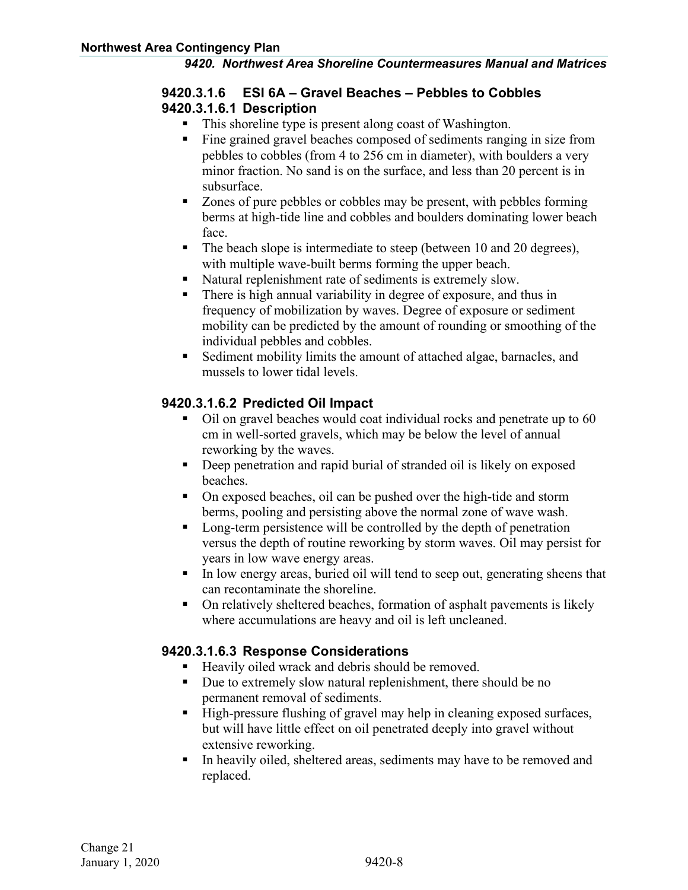### 9420.3.1.6 ESI 6A – Gravel Beaches – Pebbles to Cobbles

#### 9420.3.1.6.1 Description

- This shoreline type is present along coast of Washington.
- Fine grained gravel beaches composed of sediments ranging in size from pebbles to cobbles (from 4 to 256 cm in diameter), with boulders a very minor fraction. No sand is on the surface, and less than 20 percent is in subsurface.
- Zones of pure pebbles or cobbles may be present, with pebbles forming berms at high-tide line and cobbles and boulders dominating lower beach face.
- The beach slope is intermediate to steep (between 10 and 20 degrees), with multiple wave-built berms forming the upper beach.
- Natural replenishment rate of sediments is extremely slow.
- There is high annual variability in degree of exposure, and thus in frequency of mobilization by waves. Degree of exposure or sediment mobility can be predicted by the amount of rounding or smoothing of the individual pebbles and cobbles.
- Sediment mobility limits the amount of attached algae, barnacles, and mussels to lower tidal levels.

#### 9420.3.1.6.2 Predicted Oil Impact

- Oil on gravel beaches would coat individual rocks and penetrate up to 60 cm in well-sorted gravels, which may be below the level of annual reworking by the waves.
- Deep penetration and rapid burial of stranded oil is likely on exposed beaches.
- On exposed beaches, oil can be pushed over the high-tide and storm berms, pooling and persisting above the normal zone of wave wash.
- Long-term persistence will be controlled by the depth of penetration versus the depth of routine reworking by storm waves. Oil may persist for years in low wave energy areas.
- In low energy areas, buried oil will tend to seep out, generating sheens that can recontaminate the shoreline.
- On relatively sheltered beaches, formation of asphalt pavements is likely where accumulations are heavy and oil is left uncleaned.

#### 9420.3.1.6.3 Response Considerations

- Heavily oiled wrack and debris should be removed.
- Due to extremely slow natural replenishment, there should be no permanent removal of sediments.
- High-pressure flushing of gravel may help in cleaning exposed surfaces, but will have little effect on oil penetrated deeply into gravel without extensive reworking.
- In heavily oiled, sheltered areas, sediments may have to be removed and replaced.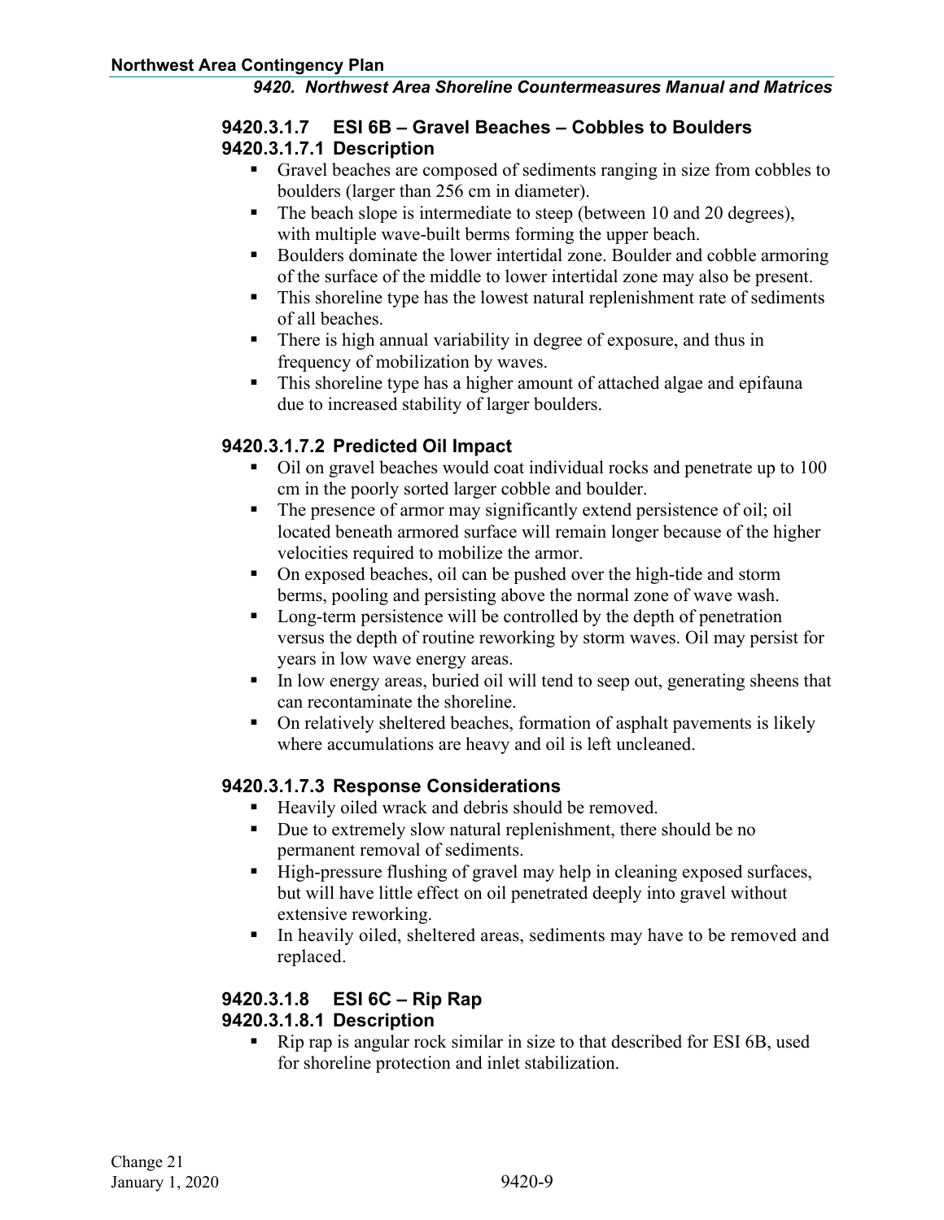#### 9420.3.1.7 ESI 6B – Gravel Beaches – Cobbles to Boulders

##### 9420.3.1.7.1 Description

- Gravel beaches are composed of sediments ranging in size from cobbles to boulders (larger than 256 cm in diameter).
- The beach slope is intermediate to steep (between 10 and 20 degrees), with multiple wave-built berms forming the upper beach.
- Boulders dominate the lower intertidal zone. Boulder and cobble armoring of the surface of the middle to lower intertidal zone may also be present.
- This shoreline type has the lowest natural replenishment rate of sediments of all beaches.
- There is high annual variability in degree of exposure, and thus in frequency of mobilization by waves.
- This shoreline type has a higher amount of attached algae and epifauna due to increased stability of larger boulders.

##### 9420.3.1.7.2 Predicted Oil Impact

- Oil on gravel beaches would coat individual rocks and penetrate up to 100 cm in the poorly sorted larger cobble and boulder.
- The presence of armor may significantly extend persistence of oil; oil located beneath armored surface will remain longer because of the higher velocities required to mobilize the armor.
- On exposed beaches, oil can be pushed over the high-tide and storm berms, pooling and persisting above the normal zone of wave wash.
- Long-term persistence will be controlled by the depth of penetration versus the depth of routine reworking by storm waves. Oil may persist for years in low wave energy areas.
- In low energy areas, buried oil will tend to seep out, generating sheens that can recontaminate the shoreline.
- On relatively sheltered beaches, formation of asphalt pavements is likely where accumulations are heavy and oil is left uncleaned.

##### 9420.3.1.7.3 Response Considerations

- Heavily oiled wrack and debris should be removed.
- Due to extremely slow natural replenishment, there should be no permanent removal of sediments.
- High-pressure flushing of gravel may help in cleaning exposed surfaces, but will have little effect on oil penetrated deeply into gravel without extensive reworking.
- In heavily oiled, sheltered areas, sediments may have to be removed and replaced.

#### 9420.3.1.8 ESI 6C – Rip Rap

##### 9420.3.1.8.1 Description

- Rip rap is angular rock similar in size to that described for ESI 6B, used for shoreline protection and inlet stabilization.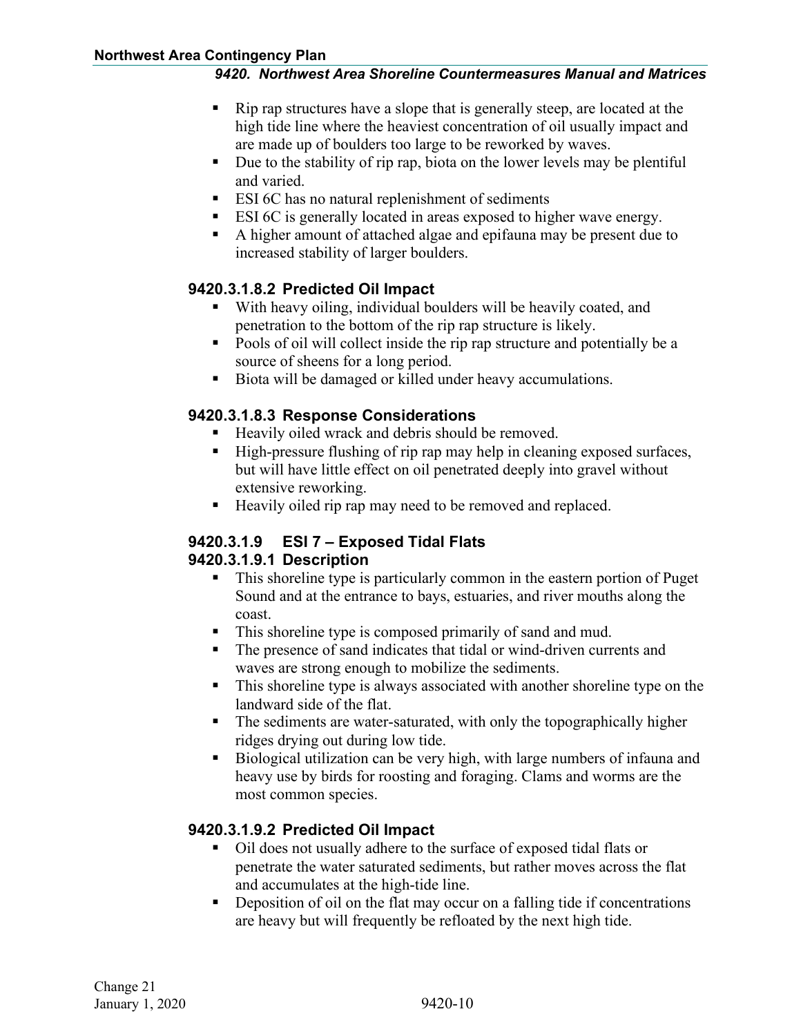- Rip rap structures have a slope that is generally steep, are located at the high tide line where the heaviest concentration of oil usually impact and are made up of boulders too large to be reworked by waves.
- Due to the stability of rip rap, biota on the lower levels may be plentiful and varied.
- ESI 6C has no natural replenishment of sediments
- ESI 6C is generally located in areas exposed to higher wave energy.
- A higher amount of attached algae and epifauna may be present due to increased stability of larger boulders.

#### 9420.3.1.8.2 Predicted Oil Impact

- With heavy oiling, individual boulders will be heavily coated, and penetration to the bottom of the rip rap structure is likely.
- Pools of oil will collect inside the rip rap structure and potentially be a source of sheens for a long period.
- Biota will be damaged or killed under heavy accumulations.

#### 9420.3.1.8.3 Response Considerations

- Heavily oiled wrack and debris should be removed.
- High-pressure flushing of rip rap may help in cleaning exposed surfaces, but will have little effect on oil penetrated deeply into gravel without extensive reworking.
- Heavily oiled rip rap may need to be removed and replaced.

### 9420.3.1.9 ESI 7 – Exposed Tidal Flats

#### 9420.3.1.9.1 Description

- This shoreline type is particularly common in the eastern portion of Puget Sound and at the entrance to bays, estuaries, and river mouths along the coast.
- This shoreline type is composed primarily of sand and mud.
- The presence of sand indicates that tidal or wind-driven currents and waves are strong enough to mobilize the sediments.
- This shoreline type is always associated with another shoreline type on the landward side of the flat.
- The sediments are water-saturated, with only the topographically higher ridges drying out during low tide.
- Biological utilization can be very high, with large numbers of infauna and heavy use by birds for roosting and foraging. Clams and worms are the most common species.

#### 9420.3.1.9.2 Predicted Oil Impact

- Oil does not usually adhere to the surface of exposed tidal flats or penetrate the water saturated sediments, but rather moves across the flat and accumulates at the high-tide line.
- Deposition of oil on the flat may occur on a falling tide if concentrations are heavy but will frequently be refloated by the next high tide.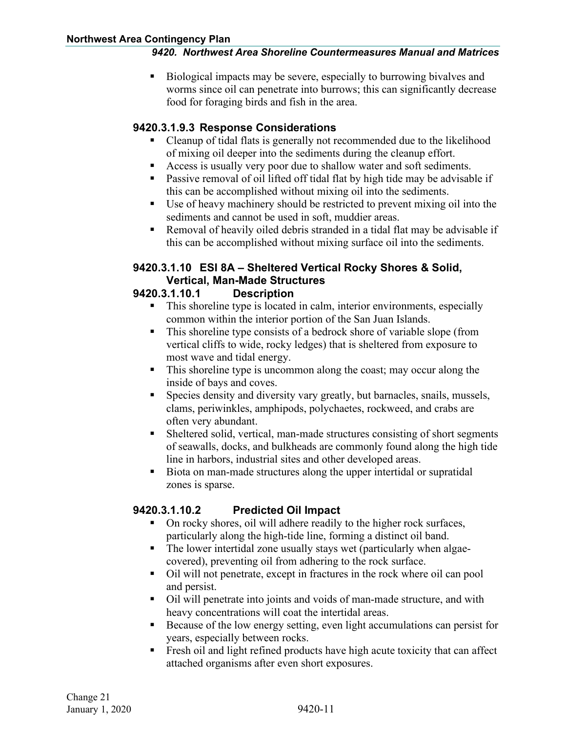- Biological impacts may be severe, especially to burrowing bivalves and worms since oil can penetrate into burrows; this can significantly decrease food for foraging birds and fish in the area.

#### 9420.3.1.9.3 Response Considerations

- Cleanup of tidal flats is generally not recommended due to the likelihood of mixing oil deeper into the sediments during the cleanup effort.
- Access is usually very poor due to shallow water and soft sediments.
- Passive removal of oil lifted off tidal flat by high tide may be advisable if this can be accomplished without mixing oil into the sediments.
- Use of heavy machinery should be restricted to prevent mixing oil into the sediments and cannot be used in soft, muddier areas.
- Removal of heavily oiled debris stranded in a tidal flat may be advisable if this can be accomplished without mixing surface oil into the sediments.

### 9420.3.1.10 ESI 8A – Sheltered Vertical Rocky Shores & Solid, Vertical, Man-Made Structures

#### 9420.3.1.10.1 Description

- This shoreline type is located in calm, interior environments, especially common within the interior portion of the San Juan Islands.
- This shoreline type consists of a bedrock shore of variable slope (from vertical cliffs to wide, rocky ledges) that is sheltered from exposure to most wave and tidal energy.
- This shoreline type is uncommon along the coast; may occur along the inside of bays and coves.
- Species density and diversity vary greatly, but barnacles, snails, mussels, clams, periwinkles, amphipods, polychaetes, rockweed, and crabs are often very abundant.
- Sheltered solid, vertical, man-made structures consisting of short segments of seawalls, docks, and bulkheads are commonly found along the high tide line in harbors, industrial sites and other developed areas.
- Biota on man-made structures along the upper intertidal or supratidal zones is sparse.

#### 9420.3.1.10.2 Predicted Oil Impact

- On rocky shores, oil will adhere readily to the higher rock surfaces, particularly along the high-tide line, forming a distinct oil band.
- The lower intertidal zone usually stays wet (particularly when algae-covered), preventing oil from adhering to the rock surface.
- Oil will not penetrate, except in fractures in the rock where oil can pool and persist.
- Oil will penetrate into joints and voids of man-made structure, and with heavy concentrations will coat the intertidal areas.
- Because of the low energy setting, even light accumulations can persist for years, especially between rocks.
- Fresh oil and light refined products have high acute toxicity that can affect attached organisms after even short exposures.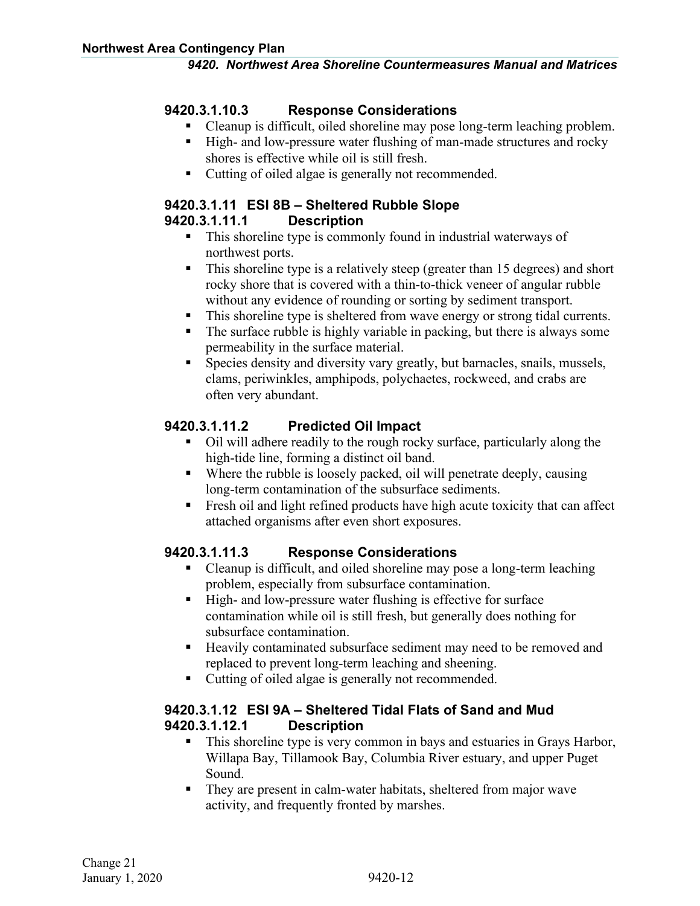#### 9420.3.1.10.3 Response Considerations

- Cleanup is difficult, oiled shoreline may pose long-term leaching problem.
- High- and low-pressure water flushing of man-made structures and rocky shores is effective while oil is still fresh.
- Cutting of oiled algae is generally not recommended.

### 9420.3.1.11 ESI 8B – Sheltered Rubble Slope

#### 9420.3.1.11.1 Description

- This shoreline type is commonly found in industrial waterways of northwest ports.
- This shoreline type is a relatively steep (greater than 15 degrees) and short rocky shore that is covered with a thin-to-thick veneer of angular rubble without any evidence of rounding or sorting by sediment transport.
- This shoreline type is sheltered from wave energy or strong tidal currents.
- The surface rubble is highly variable in packing, but there is always some permeability in the surface material.
- Species density and diversity vary greatly, but barnacles, snails, mussels, clams, periwinkles, amphipods, polychaetes, rockweed, and crabs are often very abundant.

#### 9420.3.1.11.2 Predicted Oil Impact

- Oil will adhere readily to the rough rocky surface, particularly along the high-tide line, forming a distinct oil band.
- Where the rubble is loosely packed, oil will penetrate deeply, causing long-term contamination of the subsurface sediments.
- Fresh oil and light refined products have high acute toxicity that can affect attached organisms after even short exposures.

#### 9420.3.1.11.3 Response Considerations

- Cleanup is difficult, and oiled shoreline may pose a long-term leaching problem, especially from subsurface contamination.
- High- and low-pressure water flushing is effective for surface contamination while oil is still fresh, but generally does nothing for subsurface contamination.
- Heavily contaminated subsurface sediment may need to be removed and replaced to prevent long-term leaching and sheening.
- Cutting of oiled algae is generally not recommended.

### 9420.3.1.12 ESI 9A – Sheltered Tidal Flats of Sand and Mud

#### 9420.3.1.12.1 Description

- This shoreline type is very common in bays and estuaries in Grays Harbor, Willapa Bay, Tillamook Bay, Columbia River estuary, and upper Puget Sound.
- They are present in calm-water habitats, sheltered from major wave activity, and frequently fronted by marshes.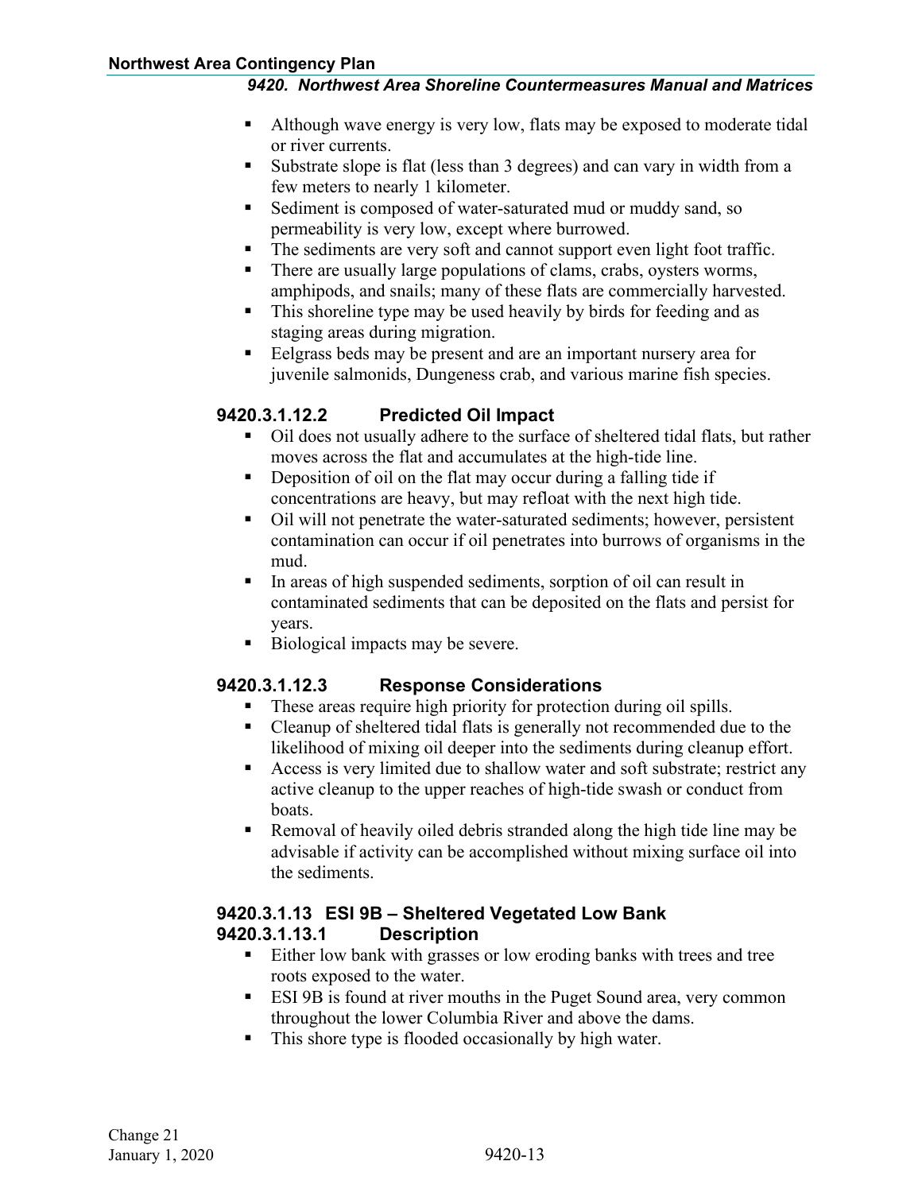- Although wave energy is very low, flats may be exposed to moderate tidal or river currents.
- Substrate slope is flat (less than 3 degrees) and can vary in width from a few meters to nearly 1 kilometer.
- Sediment is composed of water-saturated mud or muddy sand, so permeability is very low, except where burrowed.
- The sediments are very soft and cannot support even light foot traffic.
- There are usually large populations of clams, crabs, oysters worms, amphipods, and snails; many of these flats are commercially harvested.
- This shoreline type may be used heavily by birds for feeding and as staging areas during migration.
- Eelgrass beds may be present and are an important nursery area for juvenile salmonids, Dungeness crab, and various marine fish species.

### 9420.3.1.12.2 Predicted Oil Impact

- Oil does not usually adhere to the surface of sheltered tidal flats, but rather moves across the flat and accumulates at the high-tide line.
- Deposition of oil on the flat may occur during a falling tide if concentrations are heavy, but may refloat with the next high tide.
- Oil will not penetrate the water-saturated sediments; however, persistent contamination can occur if oil penetrates into burrows of organisms in the mud.
- In areas of high suspended sediments, sorption of oil can result in contaminated sediments that can be deposited on the flats and persist for years.
- Biological impacts may be severe.

### 9420.3.1.12.3 Response Considerations

- These areas require high priority for protection during oil spills.
- Cleanup of sheltered tidal flats is generally not recommended due to the likelihood of mixing oil deeper into the sediments during cleanup effort.
- Access is very limited due to shallow water and soft substrate; restrict any active cleanup to the upper reaches of high-tide swash or conduct from boats.
- Removal of heavily oiled debris stranded along the high tide line may be advisable if activity can be accomplished without mixing surface oil into the sediments.

## 9420.3.1.13 ESI 9B – Sheltered Vegetated Low Bank

### 9420.3.1.13.1 Description

- Either low bank with grasses or low eroding banks with trees and tree roots exposed to the water.
- ESI 9B is found at river mouths in the Puget Sound area, very common throughout the lower Columbia River and above the dams.
- This shore type is flooded occasionally by high water.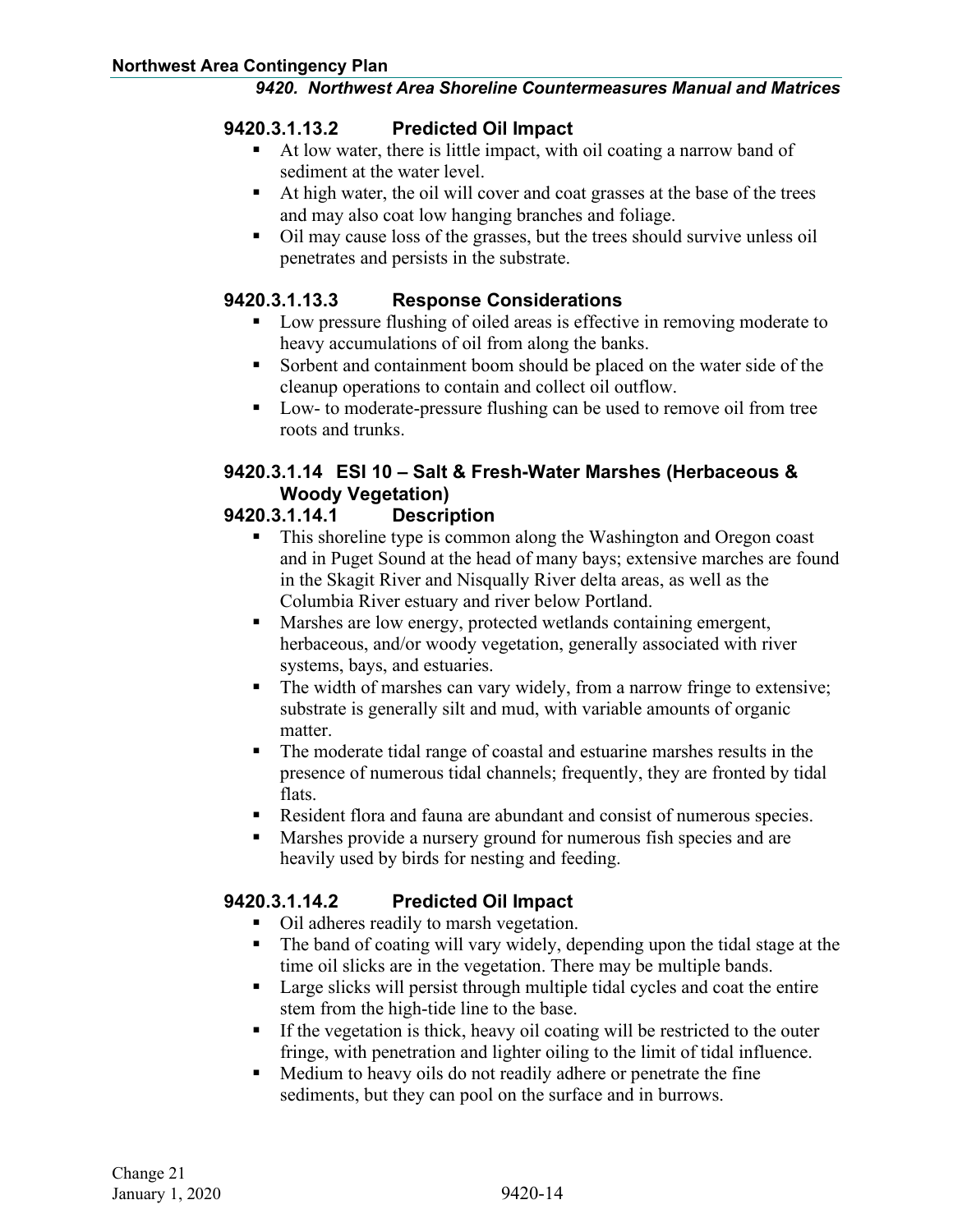### 9420.3.1.13.2 Predicted Oil Impact

- At low water, there is little impact, with oil coating a narrow band of sediment at the water level.
- At high water, the oil will cover and coat grasses at the base of the trees and may also coat low hanging branches and foliage.
- Oil may cause loss of the grasses, but the trees should survive unless oil penetrates and persists in the substrate.

### 9420.3.1.13.3 Response Considerations

- Low pressure flushing of oiled areas is effective in removing moderate to heavy accumulations of oil from along the banks.
- Sorbent and containment boom should be placed on the water side of the cleanup operations to contain and collect oil outflow.
- Low- to moderate-pressure flushing can be used to remove oil from tree roots and trunks.

## 9420.3.1.14 ESI 10 – Salt & Fresh-Water Marshes (Herbaceous & Woody Vegetation)

### 9420.3.1.14.1 Description

- This shoreline type is common along the Washington and Oregon coast and in Puget Sound at the head of many bays; extensive marches are found in the Skagit River and Nisqually River delta areas, as well as the Columbia River estuary and river below Portland.
- Marshes are low energy, protected wetlands containing emergent, herbaceous, and/or woody vegetation, generally associated with river systems, bays, and estuaries.
- The width of marshes can vary widely, from a narrow fringe to extensive; substrate is generally silt and mud, with variable amounts of organic matter.
- The moderate tidal range of coastal and estuarine marshes results in the presence of numerous tidal channels; frequently, they are fronted by tidal flats.
- Resident flora and fauna are abundant and consist of numerous species.
- Marshes provide a nursery ground for numerous fish species and are heavily used by birds for nesting and feeding.

### 9420.3.1.14.2 Predicted Oil Impact

- Oil adheres readily to marsh vegetation.
- The band of coating will vary widely, depending upon the tidal stage at the time oil slicks are in the vegetation. There may be multiple bands.
- Large slicks will persist through multiple tidal cycles and coat the entire stem from the high-tide line to the base.
- If the vegetation is thick, heavy oil coating will be restricted to the outer fringe, with penetration and lighter oiling to the limit of tidal influence.
- Medium to heavy oils do not readily adhere or penetrate the fine sediments, but they can pool on the surface and in burrows.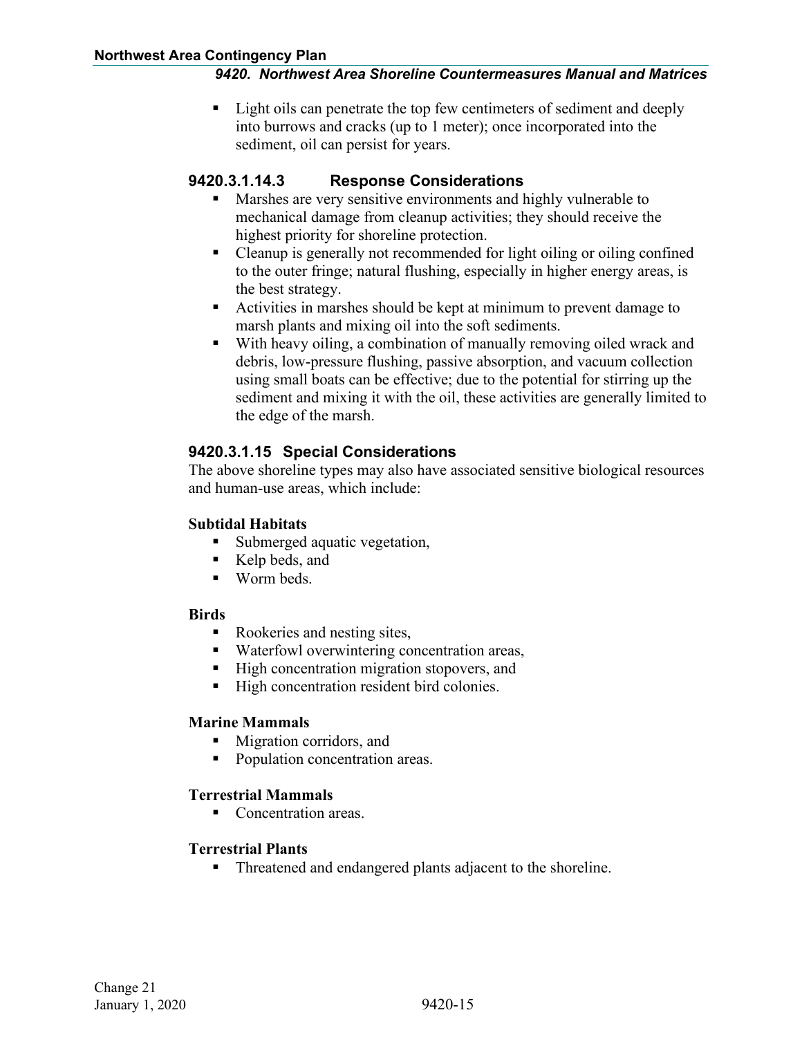- Light oils can penetrate the top few centimeters of sediment and deeply into burrows and cracks (up to 1 meter); once incorporated into the sediment, oil can persist for years.

#### 9420.3.1.14.3 Response Considerations

- Marshes are very sensitive environments and highly vulnerable to mechanical damage from cleanup activities; they should receive the highest priority for shoreline protection.
- Cleanup is generally not recommended for light oiling or oiling confined to the outer fringe; natural flushing, especially in higher energy areas, is the best strategy.
- Activities in marshes should be kept at minimum to prevent damage to marsh plants and mixing oil into the soft sediments.
- With heavy oiling, a combination of manually removing oiled wrack and debris, low-pressure flushing, passive absorption, and vacuum collection using small boats can be effective; due to the potential for stirring up the sediment and mixing it with the oil, these activities are generally limited to the edge of the marsh.

### 9420.3.1.15 Special Considerations

The above shoreline types may also have associated sensitive biological resources and human-use areas, which include:

**Subtidal Habitats**

- Submerged aquatic vegetation,
- Kelp beds, and
- Worm beds.

**Birds**

- Rookeries and nesting sites,
- Waterfowl overwintering concentration areas,
- High concentration migration stopovers, and
- High concentration resident bird colonies.

**Marine Mammals**

- Migration corridors, and
- Population concentration areas.

**Terrestrial Mammals**

- Concentration areas.

**Terrestrial Plants**

- Threatened and endangered plants adjacent to the shoreline.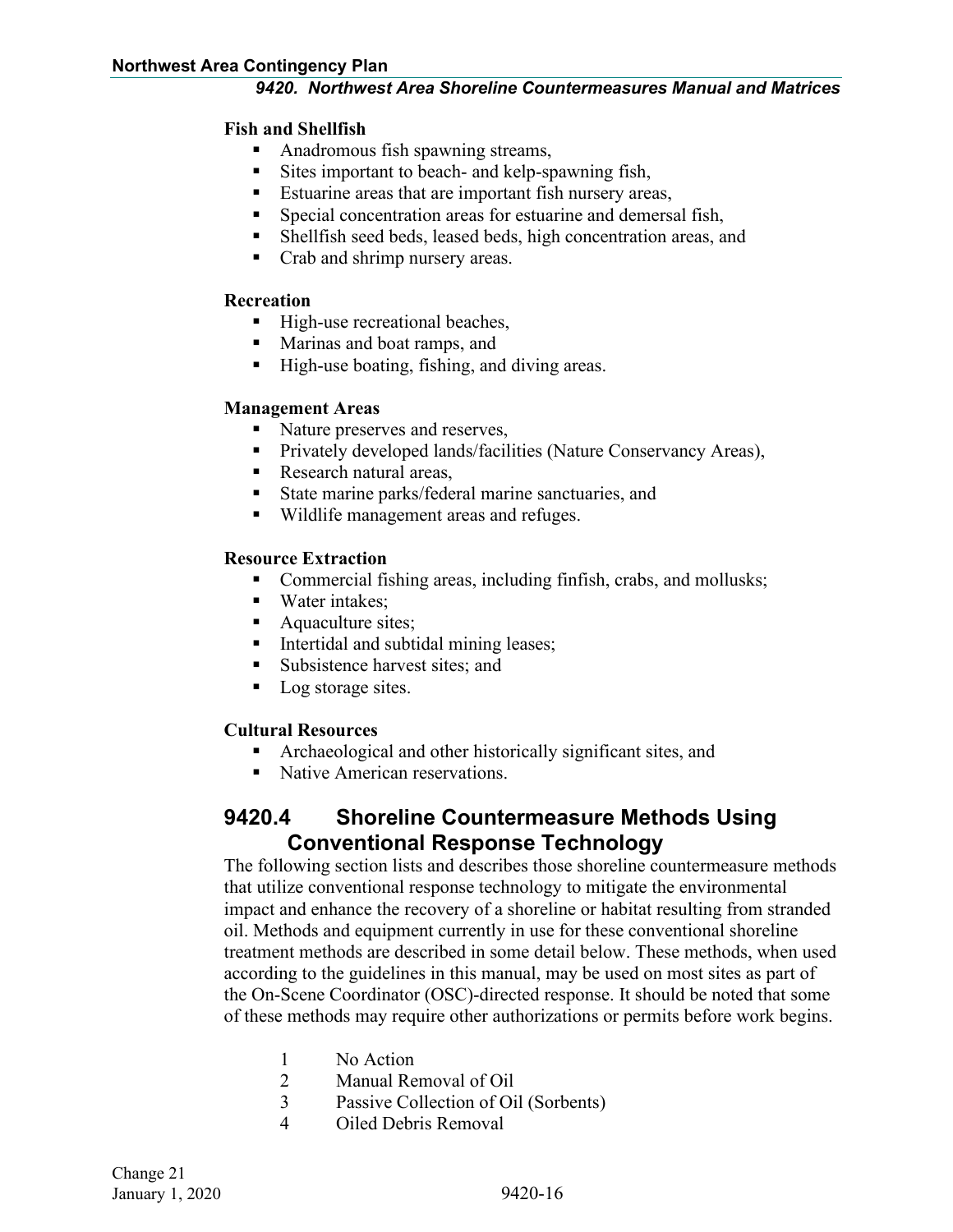**Fish and Shellfish**

- Anadromous fish spawning streams,
- Sites important to beach- and kelp-spawning fish,
- Estuarine areas that are important fish nursery areas,
- Special concentration areas for estuarine and demersal fish,
- Shellfish seed beds, leased beds, high concentration areas, and
- Crab and shrimp nursery areas.

**Recreation**

- High-use recreational beaches,
- Marinas and boat ramps, and
- High-use boating, fishing, and diving areas.

**Management Areas**

- Nature preserves and reserves,
- Privately developed lands/facilities (Nature Conservancy Areas),
- Research natural areas,
- State marine parks/federal marine sanctuaries, and
- Wildlife management areas and refuges.

**Resource Extraction**

- Commercial fishing areas, including finfish, crabs, and mollusks;
- Water intakes;
- Aquaculture sites;
- Intertidal and subtidal mining leases;
- Subsistence harvest sites; and
- Log storage sites.

**Cultural Resources**

- Archaeological and other historically significant sites, and
- Native American reservations.

## 9420.4 Shoreline Countermeasure Methods Using Conventional Response Technology

The following section lists and describes those shoreline countermeasure methods that utilize conventional response technology to mitigate the environmental impact and enhance the recovery of a shoreline or habitat resulting from stranded oil. Methods and equipment currently in use for these conventional shoreline treatment methods are described in some detail below. These methods, when used according to the guidelines in this manual, may be used on most sites as part of the On-Scene Coordinator (OSC)-directed response. It should be noted that some of these methods may require other authorizations or permits before work begins.

1. No Action
2. Manual Removal of Oil
3. Passive Collection of Oil (Sorbents)
4. Oiled Debris Removal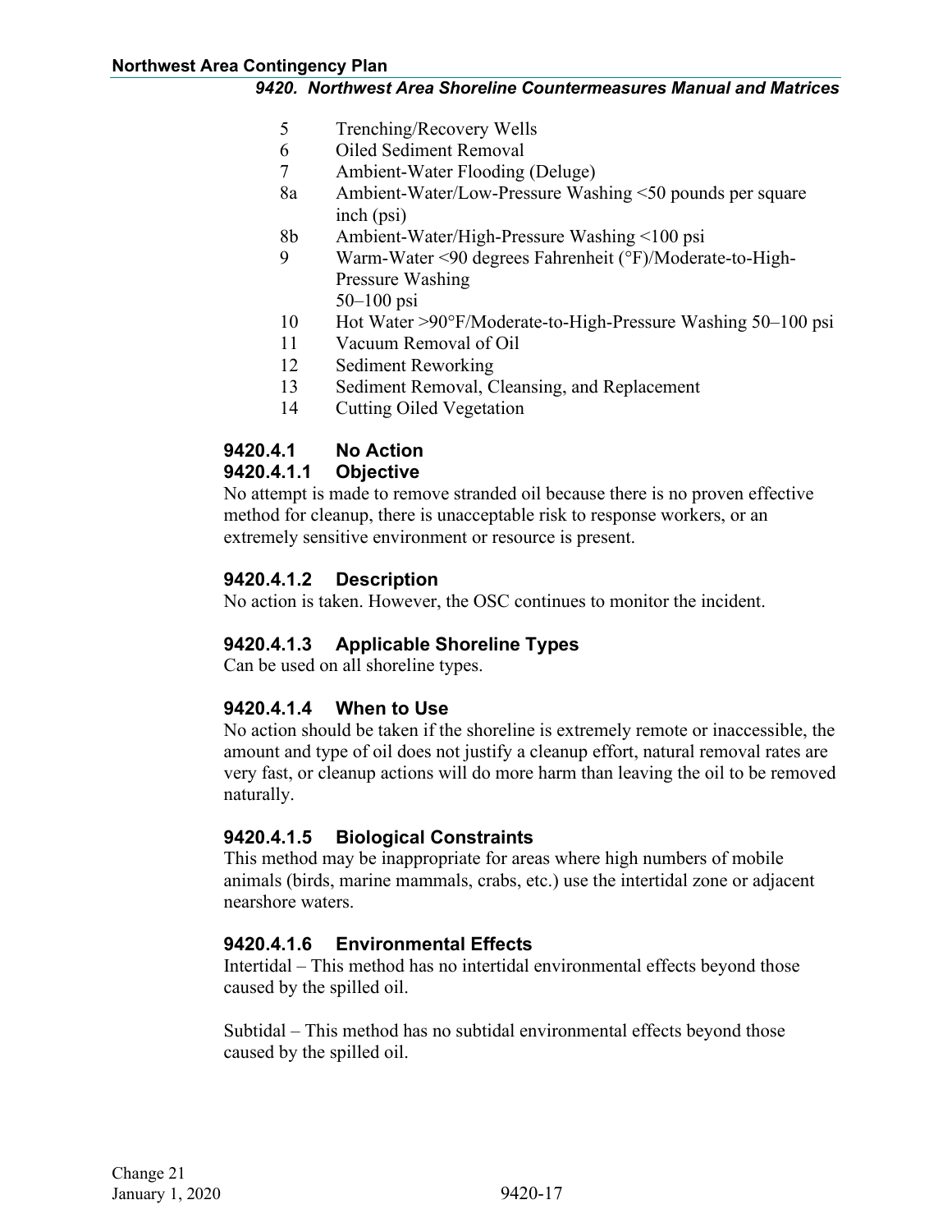5 Trenching/Recovery Wells
6 Oiled Sediment Removal
7 Ambient-Water Flooding (Deluge)
8a Ambient-Water/Low-Pressure Washing <50 pounds per square inch (psi)
8b Ambient-Water/High-Pressure Washing <100 psi
9 Warm-Water <90 degrees Fahrenheit (°F)/Moderate-to-High-Pressure Washing 50–100 psi
10 Hot Water >90°F/Moderate-to-High-Pressure Washing 50–100 psi
11 Vacuum Removal of Oil
12 Sediment Reworking
13 Sediment Removal, Cleansing, and Replacement
14 Cutting Oiled Vegetation

### 9420.4.1 No Action

#### 9420.4.1.1 Objective

No attempt is made to remove stranded oil because there is no proven effective method for cleanup, there is unacceptable risk to response workers, or an extremely sensitive environment or resource is present.

#### 9420.4.1.2 Description

No action is taken. However, the OSC continues to monitor the incident.

#### 9420.4.1.3 Applicable Shoreline Types

Can be used on all shoreline types.

#### 9420.4.1.4 When to Use

No action should be taken if the shoreline is extremely remote or inaccessible, the amount and type of oil does not justify a cleanup effort, natural removal rates are very fast, or cleanup actions will do more harm than leaving the oil to be removed naturally.

#### 9420.4.1.5 Biological Constraints

This method may be inappropriate for areas where high numbers of mobile animals (birds, marine mammals, crabs, etc.) use the intertidal zone or adjacent nearshore waters.

#### 9420.4.1.6 Environmental Effects

Intertidal – This method has no intertidal environmental effects beyond those caused by the spilled oil.

Subtidal – This method has no subtidal environmental effects beyond those caused by the spilled oil.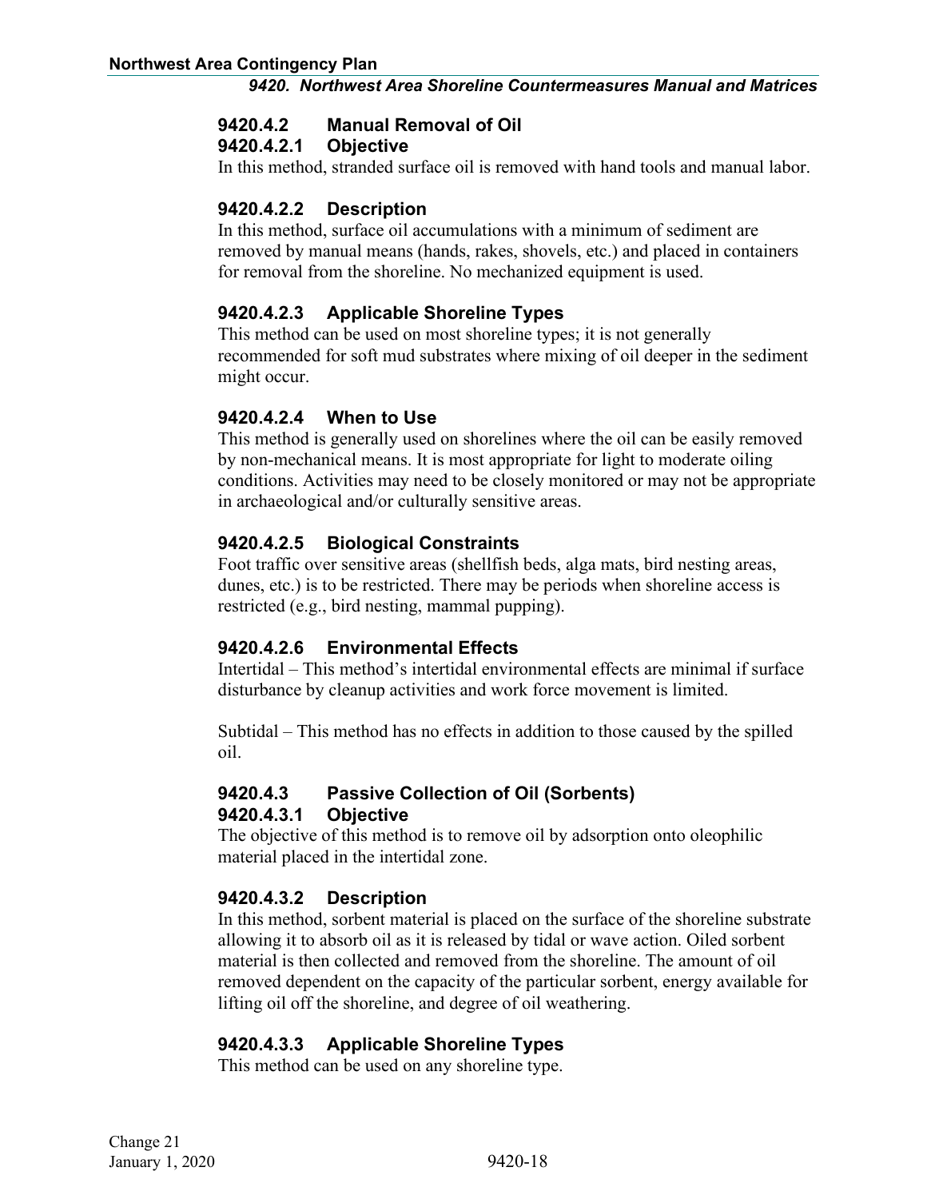### 9420.4.2 Manual Removal of Oil

#### 9420.4.2.1 Objective

In this method, stranded surface oil is removed with hand tools and manual labor.

#### 9420.4.2.2 Description

In this method, surface oil accumulations with a minimum of sediment are removed by manual means (hands, rakes, shovels, etc.) and placed in containers for removal from the shoreline. No mechanized equipment is used.

#### 9420.4.2.3 Applicable Shoreline Types

This method can be used on most shoreline types; it is not generally recommended for soft mud substrates where mixing of oil deeper in the sediment might occur.

#### 9420.4.2.4 When to Use

This method is generally used on shorelines where the oil can be easily removed by non-mechanical means. It is most appropriate for light to moderate oiling conditions. Activities may need to be closely monitored or may not be appropriate in archaeological and/or culturally sensitive areas.

#### 9420.4.2.5 Biological Constraints

Foot traffic over sensitive areas (shellfish beds, alga mats, bird nesting areas, dunes, etc.) is to be restricted. There may be periods when shoreline access is restricted (e.g., bird nesting, mammal pupping).

#### 9420.4.2.6 Environmental Effects

Intertidal – This method's intertidal environmental effects are minimal if surface disturbance by cleanup activities and work force movement is limited.

Subtidal – This method has no effects in addition to those caused by the spilled oil.

### 9420.4.3 Passive Collection of Oil (Sorbents)

#### 9420.4.3.1 Objective

The objective of this method is to remove oil by adsorption onto oleophilic material placed in the intertidal zone.

#### 9420.4.3.2 Description

In this method, sorbent material is placed on the surface of the shoreline substrate allowing it to absorb oil as it is released by tidal or wave action. Oiled sorbent material is then collected and removed from the shoreline. The amount of oil removed dependent on the capacity of the particular sorbent, energy available for lifting oil off the shoreline, and degree of oil weathering.

#### 9420.4.3.3 Applicable Shoreline Types

This method can be used on any shoreline type.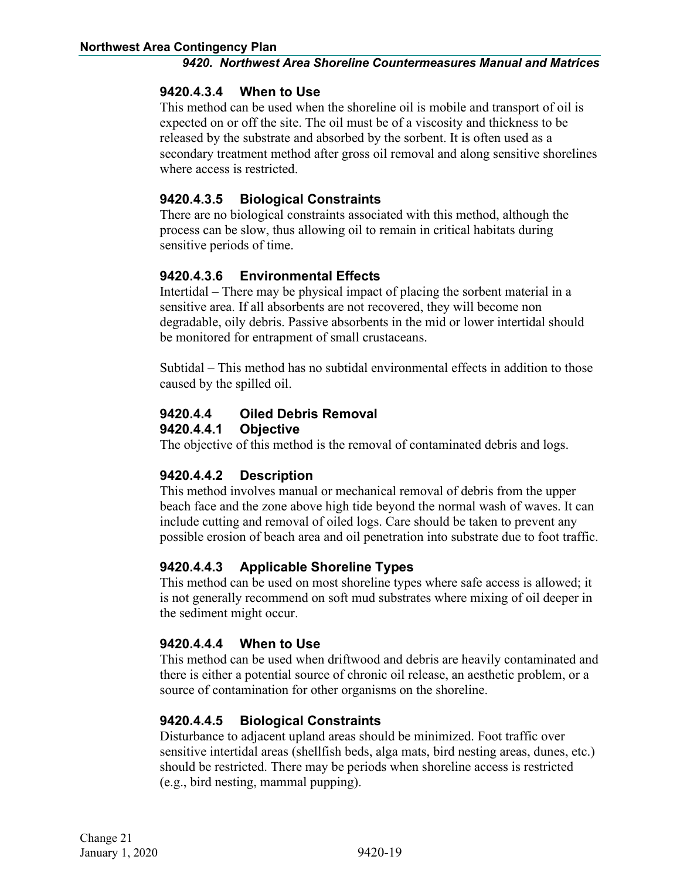#### 9420.4.3.4 When to Use

This method can be used when the shoreline oil is mobile and transport of oil is expected on or off the site. The oil must be of a viscosity and thickness to be released by the substrate and absorbed by the sorbent. It is often used as a secondary treatment method after gross oil removal and along sensitive shorelines where access is restricted.

#### 9420.4.3.5 Biological Constraints

There are no biological constraints associated with this method, although the process can be slow, thus allowing oil to remain in critical habitats during sensitive periods of time.

#### 9420.4.3.6 Environmental Effects

Intertidal – There may be physical impact of placing the sorbent material in a sensitive area. If all absorbents are not recovered, they will become non degradable, oily debris. Passive absorbents in the mid or lower intertidal should be monitored for entrapment of small crustaceans.

Subtidal – This method has no subtidal environmental effects in addition to those caused by the spilled oil.

### 9420.4.4 Oiled Debris Removal

#### 9420.4.4.1 Objective

The objective of this method is the removal of contaminated debris and logs.

#### 9420.4.4.2 Description

This method involves manual or mechanical removal of debris from the upper beach face and the zone above high tide beyond the normal wash of waves. It can include cutting and removal of oiled logs. Care should be taken to prevent any possible erosion of beach area and oil penetration into substrate due to foot traffic.

#### 9420.4.4.3 Applicable Shoreline Types

This method can be used on most shoreline types where safe access is allowed; it is not generally recommend on soft mud substrates where mixing of oil deeper in the sediment might occur.

#### 9420.4.4.4 When to Use

This method can be used when driftwood and debris are heavily contaminated and there is either a potential source of chronic oil release, an aesthetic problem, or a source of contamination for other organisms on the shoreline.

#### 9420.4.4.5 Biological Constraints

Disturbance to adjacent upland areas should be minimized. Foot traffic over sensitive intertidal areas (shellfish beds, alga mats, bird nesting areas, dunes, etc.) should be restricted. There may be periods when shoreline access is restricted (e.g., bird nesting, mammal pupping).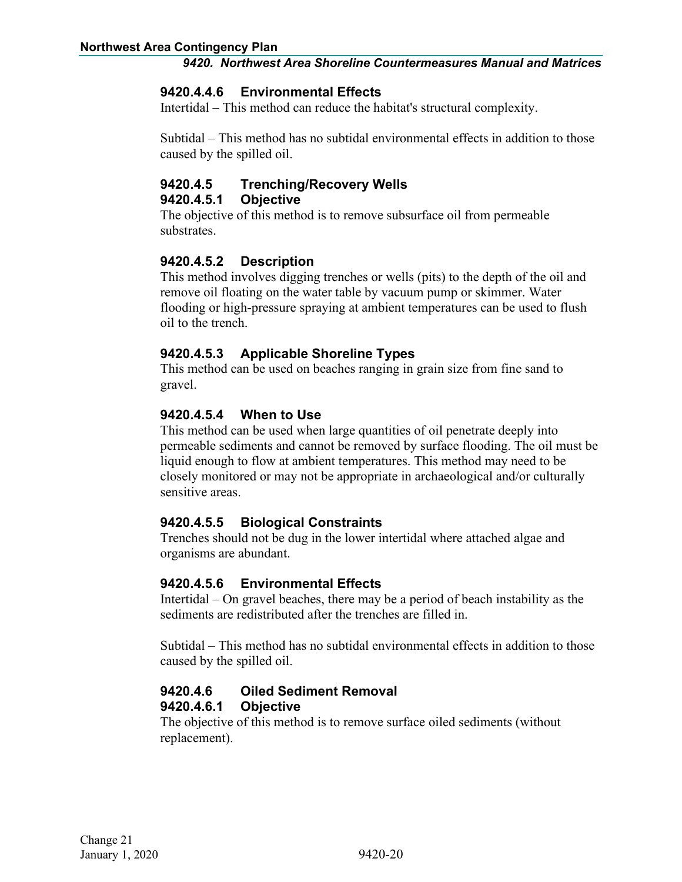### 9420.4.4.6 Environmental Effects

Intertidal – This method can reduce the habitat's structural complexity.

Subtidal – This method has no subtidal environmental effects in addition to those caused by the spilled oil.

### 9420.4.5 Trenching/Recovery Wells

#### 9420.4.5.1 Objective

The objective of this method is to remove subsurface oil from permeable substrates.

#### 9420.4.5.2 Description

This method involves digging trenches or wells (pits) to the depth of the oil and remove oil floating on the water table by vacuum pump or skimmer. Water flooding or high-pressure spraying at ambient temperatures can be used to flush oil to the trench.

#### 9420.4.5.3 Applicable Shoreline Types

This method can be used on beaches ranging in grain size from fine sand to gravel.

#### 9420.4.5.4 When to Use

This method can be used when large quantities of oil penetrate deeply into permeable sediments and cannot be removed by surface flooding. The oil must be liquid enough to flow at ambient temperatures. This method may need to be closely monitored or may not be appropriate in archaeological and/or culturally sensitive areas.

#### 9420.4.5.5 Biological Constraints

Trenches should not be dug in the lower intertidal where attached algae and organisms are abundant.

#### 9420.4.5.6 Environmental Effects

Intertidal – On gravel beaches, there may be a period of beach instability as the sediments are redistributed after the trenches are filled in.

Subtidal – This method has no subtidal environmental effects in addition to those caused by the spilled oil.

### 9420.4.6 Oiled Sediment Removal

#### 9420.4.6.1 Objective

The objective of this method is to remove surface oiled sediments (without replacement).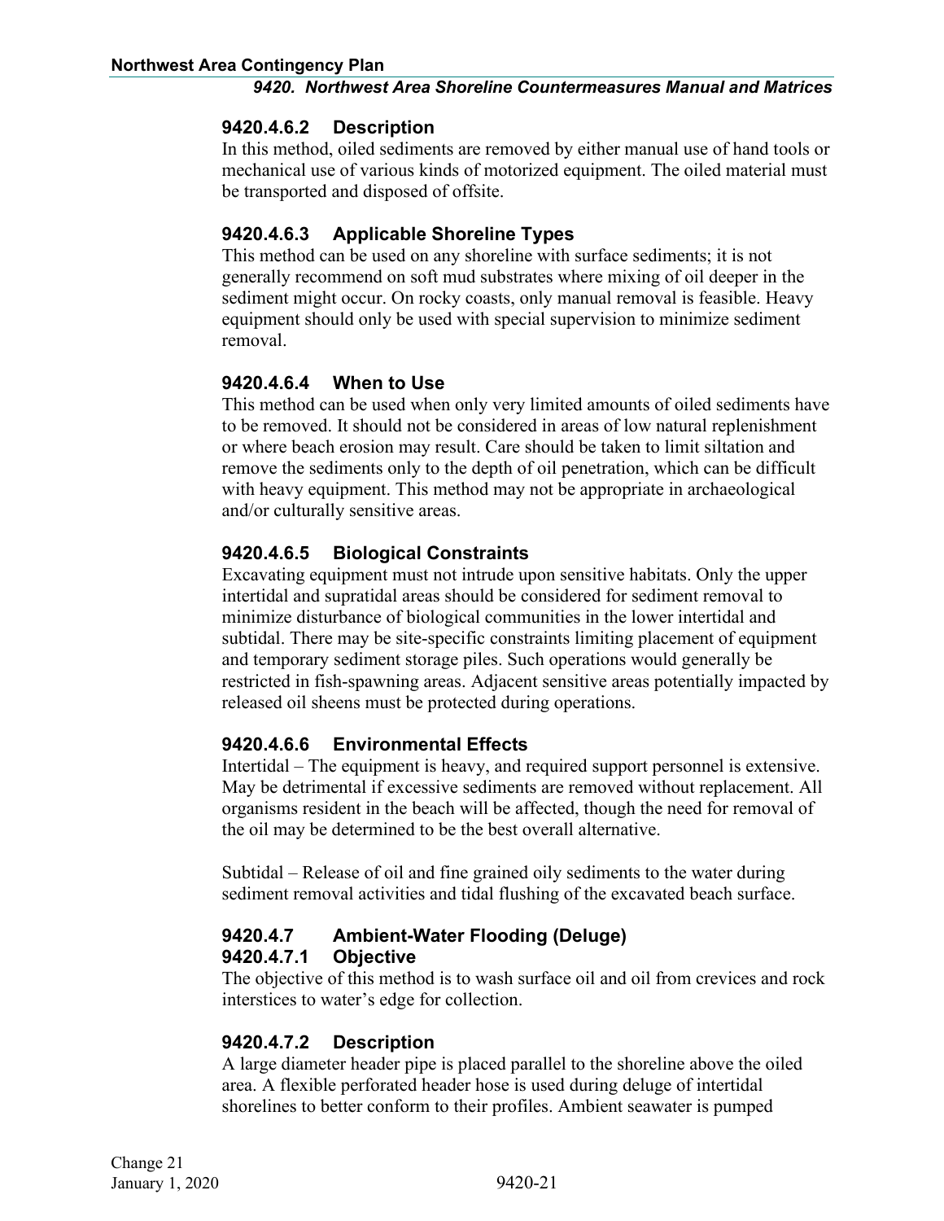#### 9420.4.6.2 Description

In this method, oiled sediments are removed by either manual use of hand tools or mechanical use of various kinds of motorized equipment. The oiled material must be transported and disposed of offsite.

#### 9420.4.6.3 Applicable Shoreline Types

This method can be used on any shoreline with surface sediments; it is not generally recommend on soft mud substrates where mixing of oil deeper in the sediment might occur. On rocky coasts, only manual removal is feasible. Heavy equipment should only be used with special supervision to minimize sediment removal.

#### 9420.4.6.4 When to Use

This method can be used when only very limited amounts of oiled sediments have to be removed. It should not be considered in areas of low natural replenishment or where beach erosion may result. Care should be taken to limit siltation and remove the sediments only to the depth of oil penetration, which can be difficult with heavy equipment. This method may not be appropriate in archaeological and/or culturally sensitive areas.

#### 9420.4.6.5 Biological Constraints

Excavating equipment must not intrude upon sensitive habitats. Only the upper intertidal and supratidal areas should be considered for sediment removal to minimize disturbance of biological communities in the lower intertidal and subtidal. There may be site-specific constraints limiting placement of equipment and temporary sediment storage piles. Such operations would generally be restricted in fish-spawning areas. Adjacent sensitive areas potentially impacted by released oil sheens must be protected during operations.

#### 9420.4.6.6 Environmental Effects

Intertidal – The equipment is heavy, and required support personnel is extensive. May be detrimental if excessive sediments are removed without replacement. All organisms resident in the beach will be affected, though the need for removal of the oil may be determined to be the best overall alternative.

Subtidal – Release of oil and fine grained oily sediments to the water during sediment removal activities and tidal flushing of the excavated beach surface.

### 9420.4.7 Ambient-Water Flooding (Deluge)

#### 9420.4.7.1 Objective

The objective of this method is to wash surface oil and oil from crevices and rock interstices to water's edge for collection.

#### 9420.4.7.2 Description

A large diameter header pipe is placed parallel to the shoreline above the oiled area. A flexible perforated header hose is used during deluge of intertidal shorelines to better conform to their profiles. Ambient seawater is pumped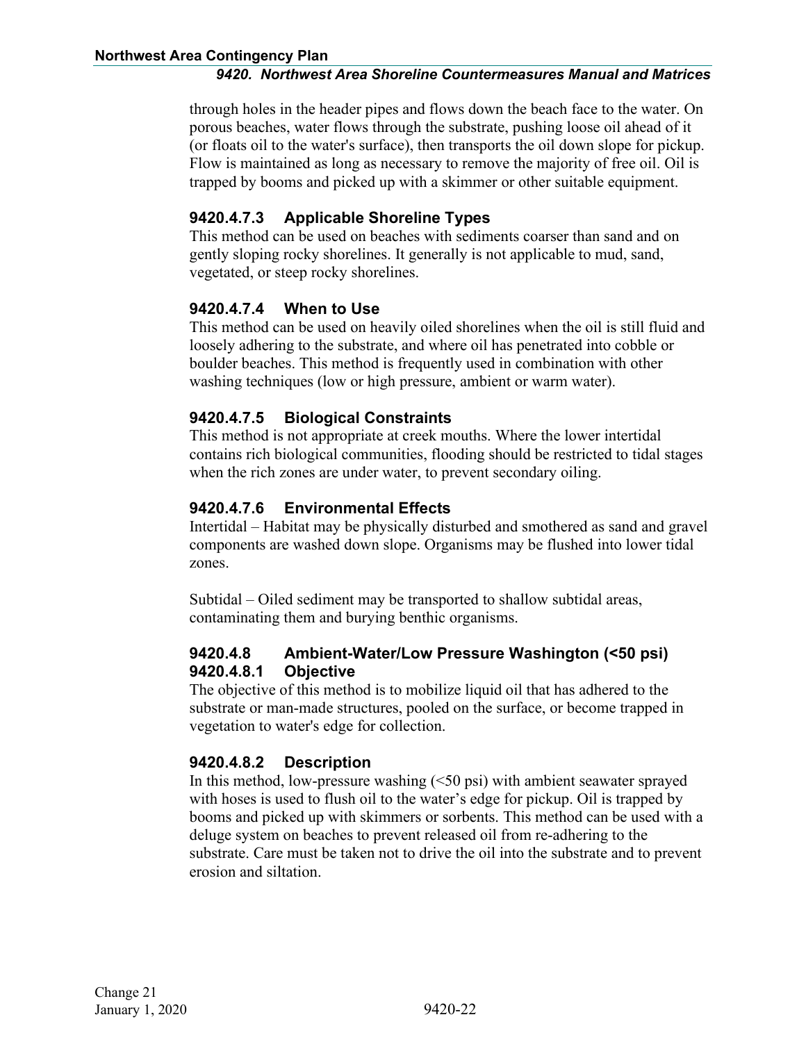through holes in the header pipes and flows down the beach face to the water. On porous beaches, water flows through the substrate, pushing loose oil ahead of it (or floats oil to the water's surface), then transports the oil down slope for pickup. Flow is maintained as long as necessary to remove the majority of free oil. Oil is trapped by booms and picked up with a skimmer or other suitable equipment.

#### 9420.4.7.3 Applicable Shoreline Types

This method can be used on beaches with sediments coarser than sand and on gently sloping rocky shorelines. It generally is not applicable to mud, sand, vegetated, or steep rocky shorelines.

#### 9420.4.7.4 When to Use

This method can be used on heavily oiled shorelines when the oil is still fluid and loosely adhering to the substrate, and where oil has penetrated into cobble or boulder beaches. This method is frequently used in combination with other washing techniques (low or high pressure, ambient or warm water).

#### 9420.4.7.5 Biological Constraints

This method is not appropriate at creek mouths. Where the lower intertidal contains rich biological communities, flooding should be restricted to tidal stages when the rich zones are under water, to prevent secondary oiling.

#### 9420.4.7.6 Environmental Effects

Intertidal – Habitat may be physically disturbed and smothered as sand and gravel components are washed down slope. Organisms may be flushed into lower tidal zones.

Subtidal – Oiled sediment may be transported to shallow subtidal areas, contaminating them and burying benthic organisms.

### 9420.4.8 Ambient-Water/Low Pressure Washington (<50 psi)

#### 9420.4.8.1 Objective

The objective of this method is to mobilize liquid oil that has adhered to the substrate or man-made structures, pooled on the surface, or become trapped in vegetation to water's edge for collection.

#### 9420.4.8.2 Description

In this method, low-pressure washing (<50 psi) with ambient seawater sprayed with hoses is used to flush oil to the water's edge for pickup. Oil is trapped by booms and picked up with skimmers or sorbents. This method can be used with a deluge system on beaches to prevent released oil from re-adhering to the substrate. Care must be taken not to drive the oil into the substrate and to prevent erosion and siltation.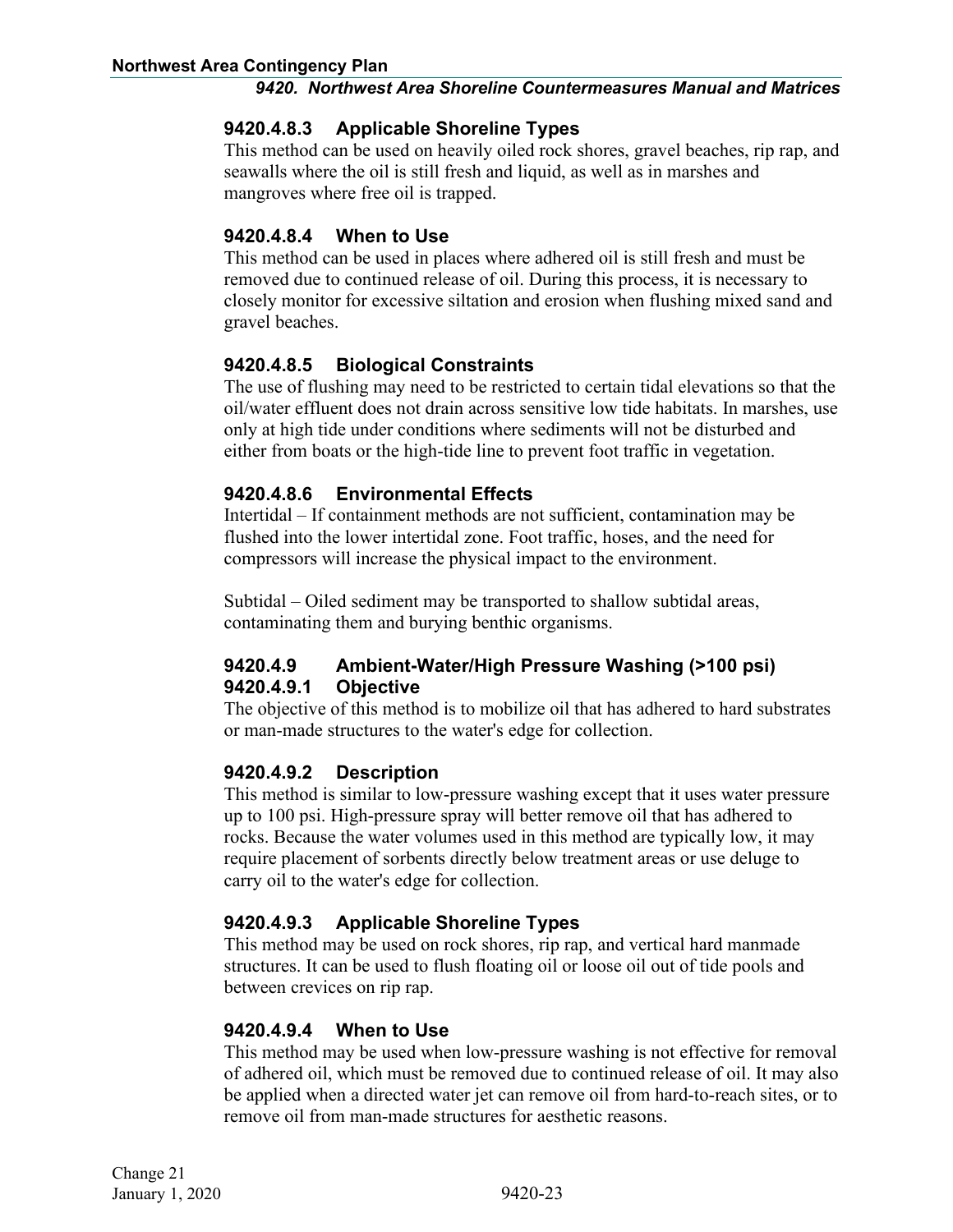#### 9420.4.8.3 Applicable Shoreline Types

This method can be used on heavily oiled rock shores, gravel beaches, rip rap, and seawalls where the oil is still fresh and liquid, as well as in marshes and mangroves where free oil is trapped.

#### 9420.4.8.4 When to Use

This method can be used in places where adhered oil is still fresh and must be removed due to continued release of oil. During this process, it is necessary to closely monitor for excessive siltation and erosion when flushing mixed sand and gravel beaches.

#### 9420.4.8.5 Biological Constraints

The use of flushing may need to be restricted to certain tidal elevations so that the oil/water effluent does not drain across sensitive low tide habitats. In marshes, use only at high tide under conditions where sediments will not be disturbed and either from boats or the high-tide line to prevent foot traffic in vegetation.

#### 9420.4.8.6 Environmental Effects

Intertidal – If containment methods are not sufficient, contamination may be flushed into the lower intertidal zone. Foot traffic, hoses, and the need for compressors will increase the physical impact to the environment.

Subtidal – Oiled sediment may be transported to shallow subtidal areas, contaminating them and burying benthic organisms.

### 9420.4.9 Ambient-Water/High Pressure Washing (>100 psi)

#### 9420.4.9.1 Objective

The objective of this method is to mobilize oil that has adhered to hard substrates or man-made structures to the water's edge for collection.

#### 9420.4.9.2 Description

This method is similar to low-pressure washing except that it uses water pressure up to 100 psi. High-pressure spray will better remove oil that has adhered to rocks. Because the water volumes used in this method are typically low, it may require placement of sorbents directly below treatment areas or use deluge to carry oil to the water's edge for collection.

#### 9420.4.9.3 Applicable Shoreline Types

This method may be used on rock shores, rip rap, and vertical hard manmade structures. It can be used to flush floating oil or loose oil out of tide pools and between crevices on rip rap.

#### 9420.4.9.4 When to Use

This method may be used when low-pressure washing is not effective for removal of adhered oil, which must be removed due to continued release of oil. It may also be applied when a directed water jet can remove oil from hard-to-reach sites, or to remove oil from man-made structures for aesthetic reasons.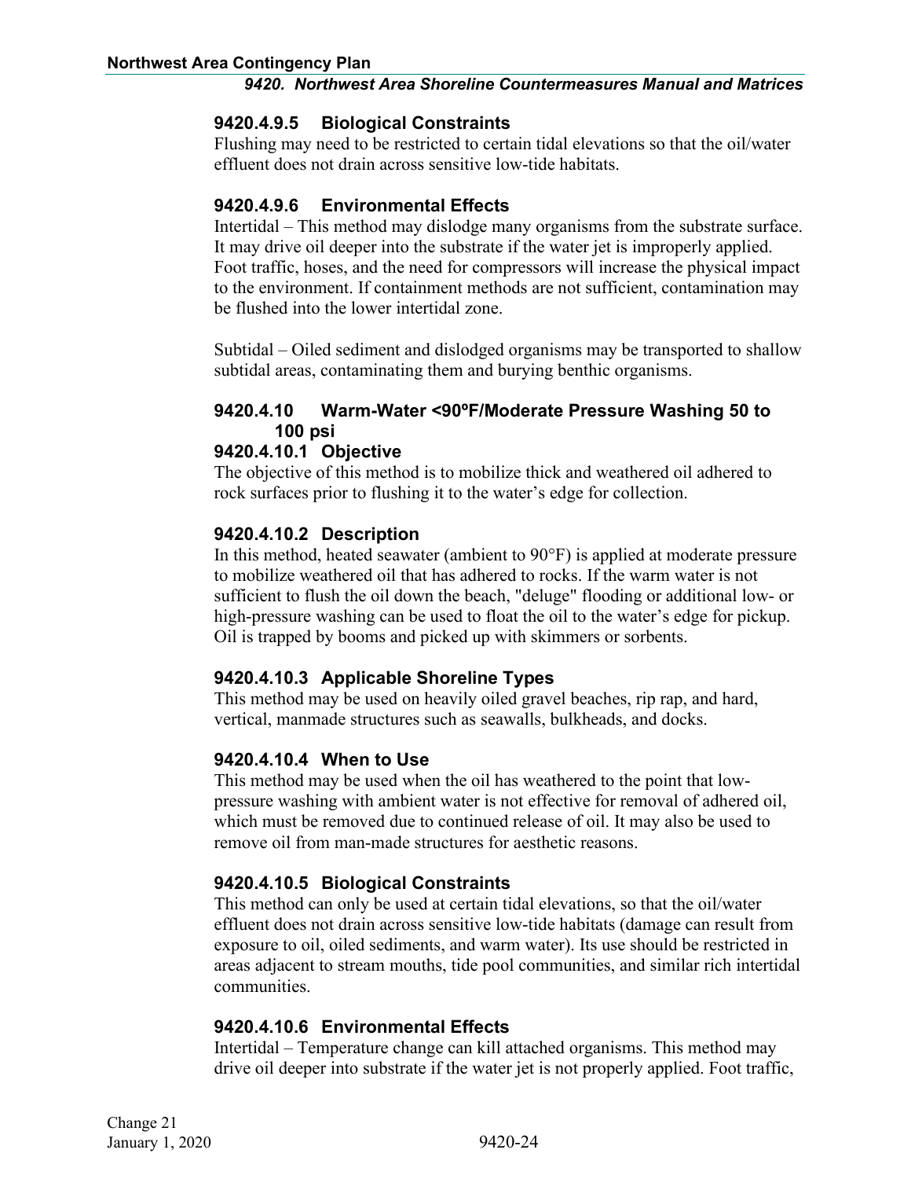#### 9420.4.9.5 Biological Constraints

Flushing may need to be restricted to certain tidal elevations so that the oil/water effluent does not drain across sensitive low-tide habitats.

#### 9420.4.9.6 Environmental Effects

Intertidal – This method may dislodge many organisms from the substrate surface. It may drive oil deeper into the substrate if the water jet is improperly applied. Foot traffic, hoses, and the need for compressors will increase the physical impact to the environment. If containment methods are not sufficient, contamination may be flushed into the lower intertidal zone.

Subtidal – Oiled sediment and dislodged organisms may be transported to shallow subtidal areas, contaminating them and burying benthic organisms.

### 9420.4.10 Warm-Water <90ºF/Moderate Pressure Washing 50 to 100 psi

#### 9420.4.10.1 Objective

The objective of this method is to mobilize thick and weathered oil adhered to rock surfaces prior to flushing it to the water's edge for collection.

#### 9420.4.10.2 Description

In this method, heated seawater (ambient to 90°F) is applied at moderate pressure to mobilize weathered oil that has adhered to rocks. If the warm water is not sufficient to flush the oil down the beach, "deluge" flooding or additional low- or high-pressure washing can be used to float the oil to the water's edge for pickup. Oil is trapped by booms and picked up with skimmers or sorbents.

#### 9420.4.10.3 Applicable Shoreline Types

This method may be used on heavily oiled gravel beaches, rip rap, and hard, vertical, manmade structures such as seawalls, bulkheads, and docks.

#### 9420.4.10.4 When to Use

This method may be used when the oil has weathered to the point that low-pressure washing with ambient water is not effective for removal of adhered oil, which must be removed due to continued release of oil. It may also be used to remove oil from man-made structures for aesthetic reasons.

#### 9420.4.10.5 Biological Constraints

This method can only be used at certain tidal elevations, so that the oil/water effluent does not drain across sensitive low-tide habitats (damage can result from exposure to oil, oiled sediments, and warm water). Its use should be restricted in areas adjacent to stream mouths, tide pool communities, and similar rich intertidal communities.

#### 9420.4.10.6 Environmental Effects

Intertidal – Temperature change can kill attached organisms. This method may drive oil deeper into substrate if the water jet is not properly applied. Foot traffic,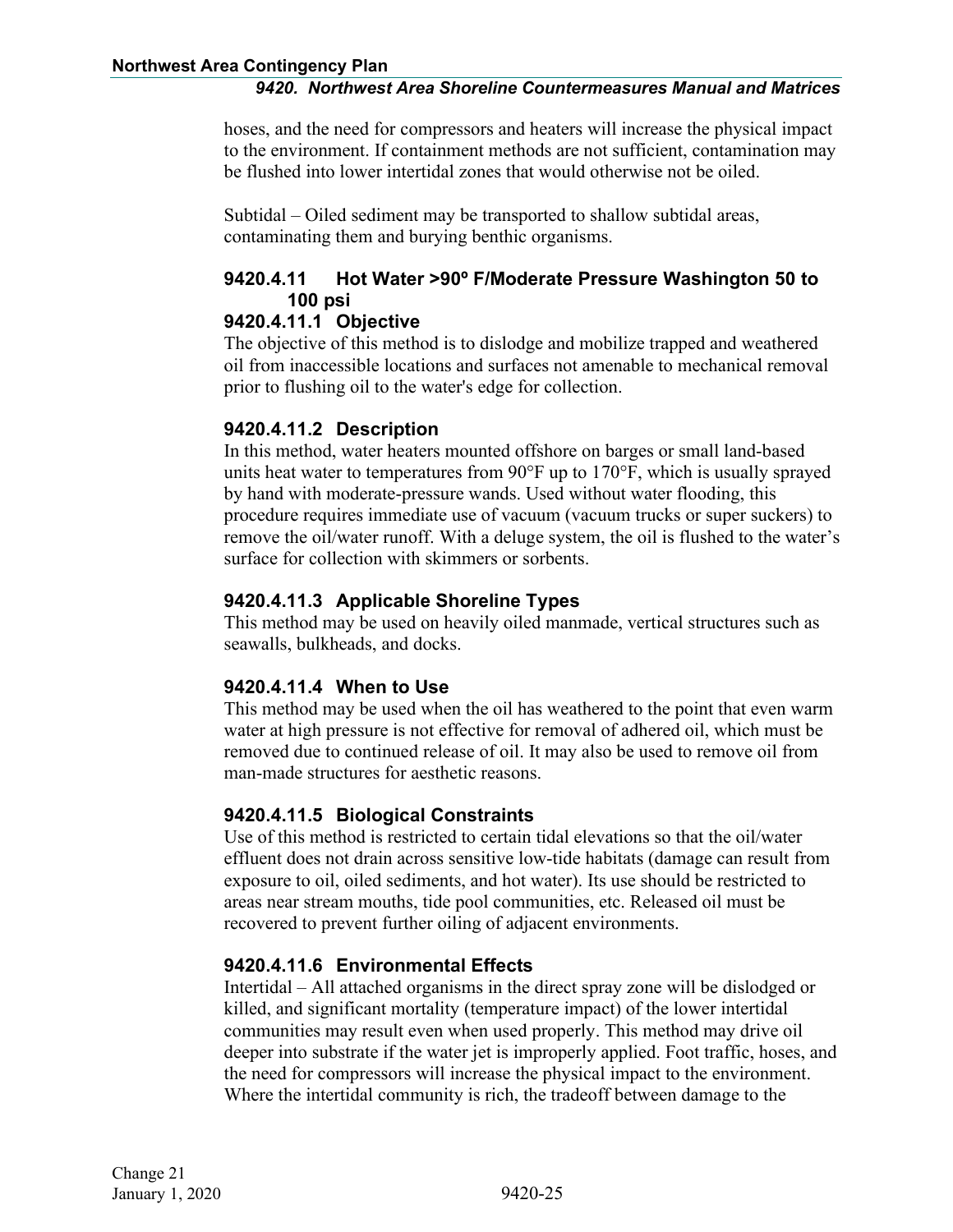hoses, and the need for compressors and heaters will increase the physical impact to the environment. If containment methods are not sufficient, contamination may be flushed into lower intertidal zones that would otherwise not be oiled.

Subtidal – Oiled sediment may be transported to shallow subtidal areas, contaminating them and burying benthic organisms.

### 9420.4.11 Hot Water >90º F/Moderate Pressure Washington 50 to 100 psi

#### 9420.4.11.1 Objective

The objective of this method is to dislodge and mobilize trapped and weathered oil from inaccessible locations and surfaces not amenable to mechanical removal prior to flushing oil to the water's edge for collection.

#### 9420.4.11.2 Description

In this method, water heaters mounted offshore on barges or small land-based units heat water to temperatures from 90°F up to 170°F, which is usually sprayed by hand with moderate-pressure wands. Used without water flooding, this procedure requires immediate use of vacuum (vacuum trucks or super suckers) to remove the oil/water runoff. With a deluge system, the oil is flushed to the water's surface for collection with skimmers or sorbents.

#### 9420.4.11.3 Applicable Shoreline Types

This method may be used on heavily oiled manmade, vertical structures such as seawalls, bulkheads, and docks.

#### 9420.4.11.4 When to Use

This method may be used when the oil has weathered to the point that even warm water at high pressure is not effective for removal of adhered oil, which must be removed due to continued release of oil. It may also be used to remove oil from man-made structures for aesthetic reasons.

#### 9420.4.11.5 Biological Constraints

Use of this method is restricted to certain tidal elevations so that the oil/water effluent does not drain across sensitive low-tide habitats (damage can result from exposure to oil, oiled sediments, and hot water). Its use should be restricted to areas near stream mouths, tide pool communities, etc. Released oil must be recovered to prevent further oiling of adjacent environments.

#### 9420.4.11.6 Environmental Effects

Intertidal – All attached organisms in the direct spray zone will be dislodged or killed, and significant mortality (temperature impact) of the lower intertidal communities may result even when used properly. This method may drive oil deeper into substrate if the water jet is improperly applied. Foot traffic, hoses, and the need for compressors will increase the physical impact to the environment. Where the intertidal community is rich, the tradeoff between damage to the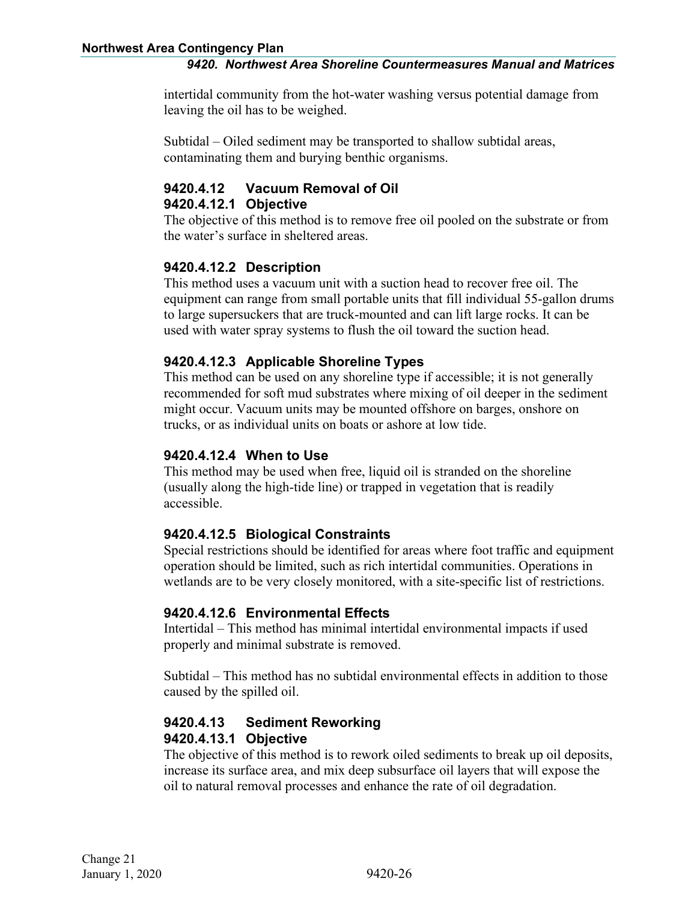intertidal community from the hot-water washing versus potential damage from leaving the oil has to be weighed.

Subtidal – Oiled sediment may be transported to shallow subtidal areas, contaminating them and burying benthic organisms.

### 9420.4.12 Vacuum Removal of Oil

#### 9420.4.12.1 Objective

The objective of this method is to remove free oil pooled on the substrate or from the water's surface in sheltered areas.

#### 9420.4.12.2 Description

This method uses a vacuum unit with a suction head to recover free oil. The equipment can range from small portable units that fill individual 55-gallon drums to large supersuckers that are truck-mounted and can lift large rocks. It can be used with water spray systems to flush the oil toward the suction head.

#### 9420.4.12.3 Applicable Shoreline Types

This method can be used on any shoreline type if accessible; it is not generally recommended for soft mud substrates where mixing of oil deeper in the sediment might occur. Vacuum units may be mounted offshore on barges, onshore on trucks, or as individual units on boats or ashore at low tide.

#### 9420.4.12.4 When to Use

This method may be used when free, liquid oil is stranded on the shoreline (usually along the high-tide line) or trapped in vegetation that is readily accessible.

#### 9420.4.12.5 Biological Constraints

Special restrictions should be identified for areas where foot traffic and equipment operation should be limited, such as rich intertidal communities. Operations in wetlands are to be very closely monitored, with a site-specific list of restrictions.

#### 9420.4.12.6 Environmental Effects

Intertidal – This method has minimal intertidal environmental impacts if used properly and minimal substrate is removed.

Subtidal – This method has no subtidal environmental effects in addition to those caused by the spilled oil.

### 9420.4.13 Sediment Reworking

#### 9420.4.13.1 Objective

The objective of this method is to rework oiled sediments to break up oil deposits, increase its surface area, and mix deep subsurface oil layers that will expose the oil to natural removal processes and enhance the rate of oil degradation.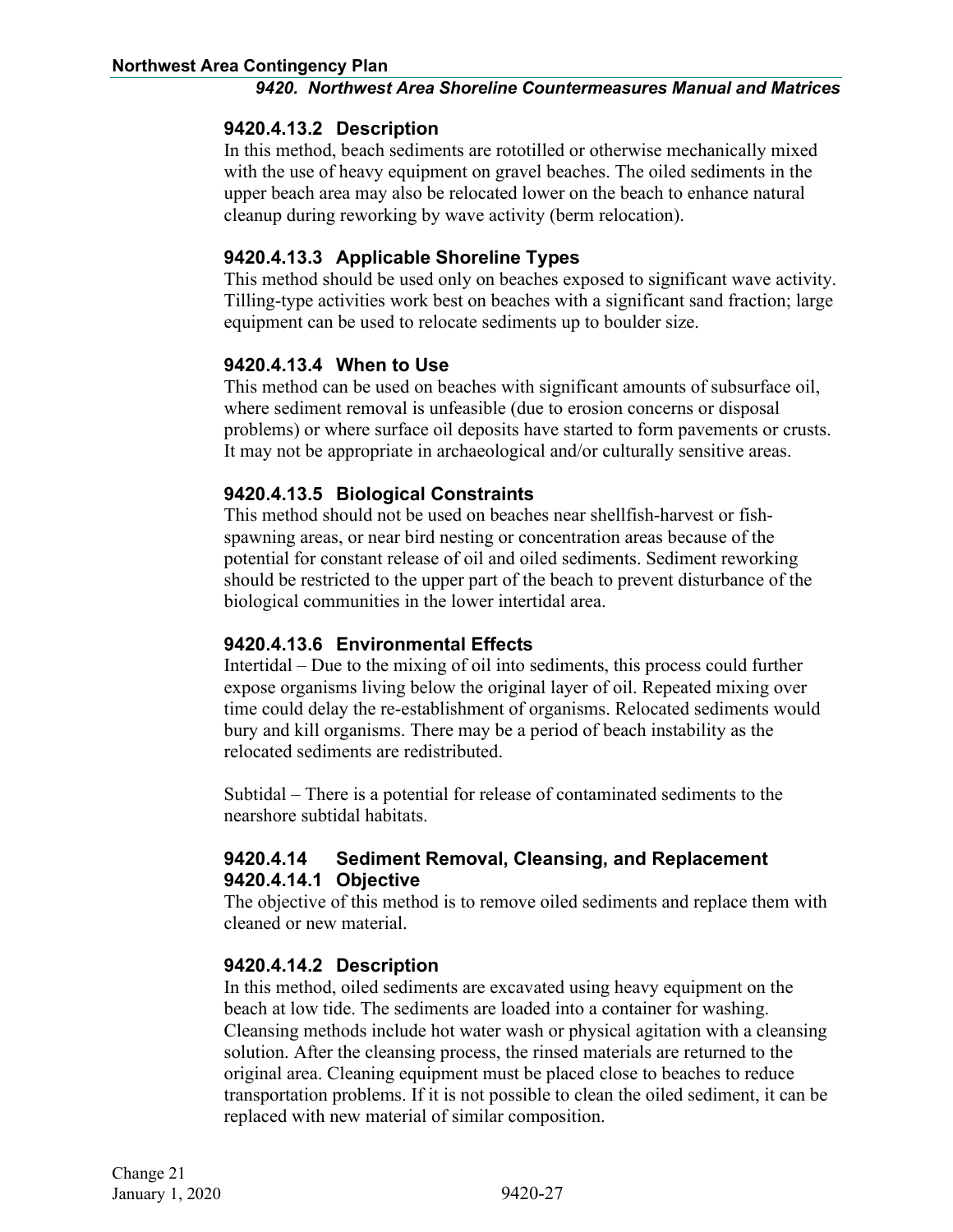#### 9420.4.13.2 Description

In this method, beach sediments are rototilled or otherwise mechanically mixed with the use of heavy equipment on gravel beaches. The oiled sediments in the upper beach area may also be relocated lower on the beach to enhance natural cleanup during reworking by wave activity (berm relocation).

#### 9420.4.13.3 Applicable Shoreline Types

This method should be used only on beaches exposed to significant wave activity. Tilling-type activities work best on beaches with a significant sand fraction; large equipment can be used to relocate sediments up to boulder size.

#### 9420.4.13.4 When to Use

This method can be used on beaches with significant amounts of subsurface oil, where sediment removal is unfeasible (due to erosion concerns or disposal problems) or where surface oil deposits have started to form pavements or crusts. It may not be appropriate in archaeological and/or culturally sensitive areas.

#### 9420.4.13.5 Biological Constraints

This method should not be used on beaches near shellfish-harvest or fish-spawning areas, or near bird nesting or concentration areas because of the potential for constant release of oil and oiled sediments. Sediment reworking should be restricted to the upper part of the beach to prevent disturbance of the biological communities in the lower intertidal area.

#### 9420.4.13.6 Environmental Effects

Intertidal – Due to the mixing of oil into sediments, this process could further expose organisms living below the original layer of oil. Repeated mixing over time could delay the re-establishment of organisms. Relocated sediments would bury and kill organisms. There may be a period of beach instability as the relocated sediments are redistributed.

Subtidal – There is a potential for release of contaminated sediments to the nearshore subtidal habitats.

### 9420.4.14 Sediment Removal, Cleansing, and Replacement

#### 9420.4.14.1 Objective

The objective of this method is to remove oiled sediments and replace them with cleaned or new material.

#### 9420.4.14.2 Description

In this method, oiled sediments are excavated using heavy equipment on the beach at low tide. The sediments are loaded into a container for washing. Cleansing methods include hot water wash or physical agitation with a cleansing solution. After the cleansing process, the rinsed materials are returned to the original area. Cleaning equipment must be placed close to beaches to reduce transportation problems. If it is not possible to clean the oiled sediment, it can be replaced with new material of similar composition.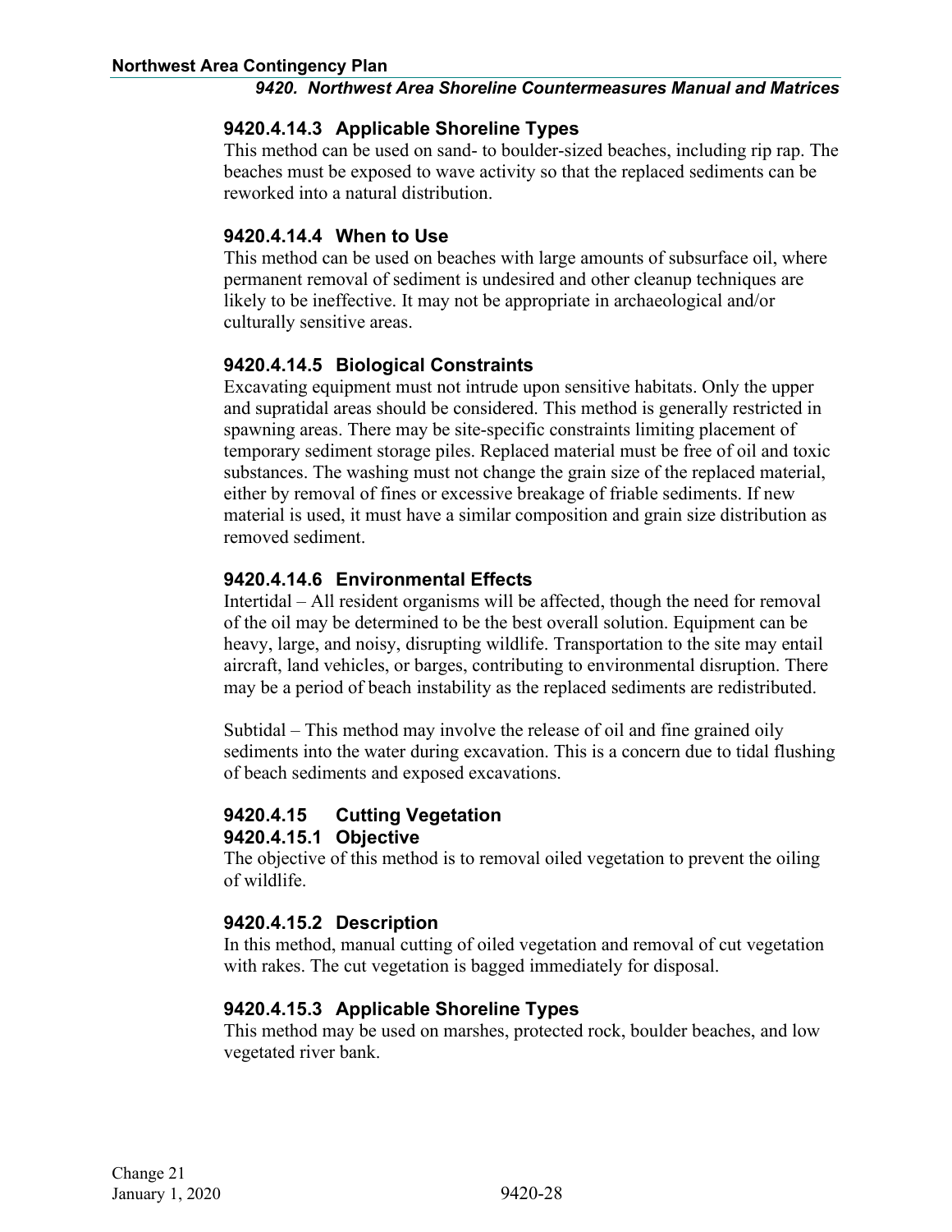#### 9420.4.14.3 Applicable Shoreline Types

This method can be used on sand- to boulder-sized beaches, including rip rap. The beaches must be exposed to wave activity so that the replaced sediments can be reworked into a natural distribution.

#### 9420.4.14.4 When to Use

This method can be used on beaches with large amounts of subsurface oil, where permanent removal of sediment is undesired and other cleanup techniques are likely to be ineffective. It may not be appropriate in archaeological and/or culturally sensitive areas.

#### 9420.4.14.5 Biological Constraints

Excavating equipment must not intrude upon sensitive habitats. Only the upper and supratidal areas should be considered. This method is generally restricted in spawning areas. There may be site-specific constraints limiting placement of temporary sediment storage piles. Replaced material must be free of oil and toxic substances. The washing must not change the grain size of the replaced material, either by removal of fines or excessive breakage of friable sediments. If new material is used, it must have a similar composition and grain size distribution as removed sediment.

#### 9420.4.14.6 Environmental Effects

Intertidal – All resident organisms will be affected, though the need for removal of the oil may be determined to be the best overall solution. Equipment can be heavy, large, and noisy, disrupting wildlife. Transportation to the site may entail aircraft, land vehicles, or barges, contributing to environmental disruption. There may be a period of beach instability as the replaced sediments are redistributed.

Subtidal – This method may involve the release of oil and fine grained oily sediments into the water during excavation. This is a concern due to tidal flushing of beach sediments and exposed excavations.

### 9420.4.15 Cutting Vegetation

#### 9420.4.15.1 Objective

The objective of this method is to removal oiled vegetation to prevent the oiling of wildlife.

#### 9420.4.15.2 Description

In this method, manual cutting of oiled vegetation and removal of cut vegetation with rakes. The cut vegetation is bagged immediately for disposal.

#### 9420.4.15.3 Applicable Shoreline Types

This method may be used on marshes, protected rock, boulder beaches, and low vegetated river bank.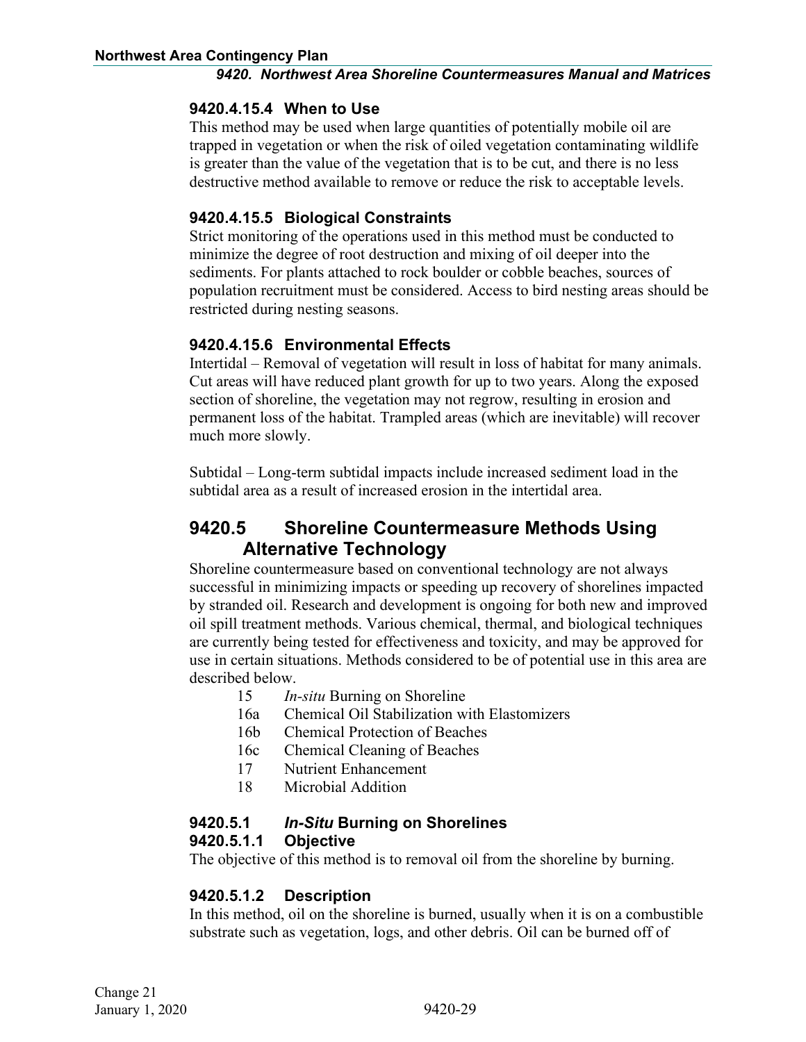#### 9420.4.15.4 When to Use

This method may be used when large quantities of potentially mobile oil are trapped in vegetation or when the risk of oiled vegetation contaminating wildlife is greater than the value of the vegetation that is to be cut, and there is no less destructive method available to remove or reduce the risk to acceptable levels.

#### 9420.4.15.5 Biological Constraints

Strict monitoring of the operations used in this method must be conducted to minimize the degree of root destruction and mixing of oil deeper into the sediments. For plants attached to rock boulder or cobble beaches, sources of population recruitment must be considered. Access to bird nesting areas should be restricted during nesting seasons.

#### 9420.4.15.6 Environmental Effects

Intertidal – Removal of vegetation will result in loss of habitat for many animals. Cut areas will have reduced plant growth for up to two years. Along the exposed section of shoreline, the vegetation may not regrow, resulting in erosion and permanent loss of the habitat. Trampled areas (which are inevitable) will recover much more slowly.

Subtidal – Long-term subtidal impacts include increased sediment load in the subtidal area as a result of increased erosion in the intertidal area.

## 9420.5 Shoreline Countermeasure Methods Using Alternative Technology

Shoreline countermeasure based on conventional technology are not always successful in minimizing impacts or speeding up recovery of shorelines impacted by stranded oil. Research and development is ongoing for both new and improved oil spill treatment methods. Various chemical, thermal, and biological techniques are currently being tested for effectiveness and toxicity, and may be approved for use in certain situations. Methods considered to be of potential use in this area are described below.

- 15 *In-situ* Burning on Shoreline
- 16a Chemical Oil Stabilization with Elastomizers
- 16b Chemical Protection of Beaches
- 16c Chemical Cleaning of Beaches
- 17 Nutrient Enhancement
- 18 Microbial Addition

### 9420.5.1 *In-Situ* Burning on Shorelines

#### 9420.5.1.1 Objective

The objective of this method is to removal oil from the shoreline by burning.

#### 9420.5.1.2 Description

In this method, oil on the shoreline is burned, usually when it is on a combustible substrate such as vegetation, logs, and other debris. Oil can be burned off of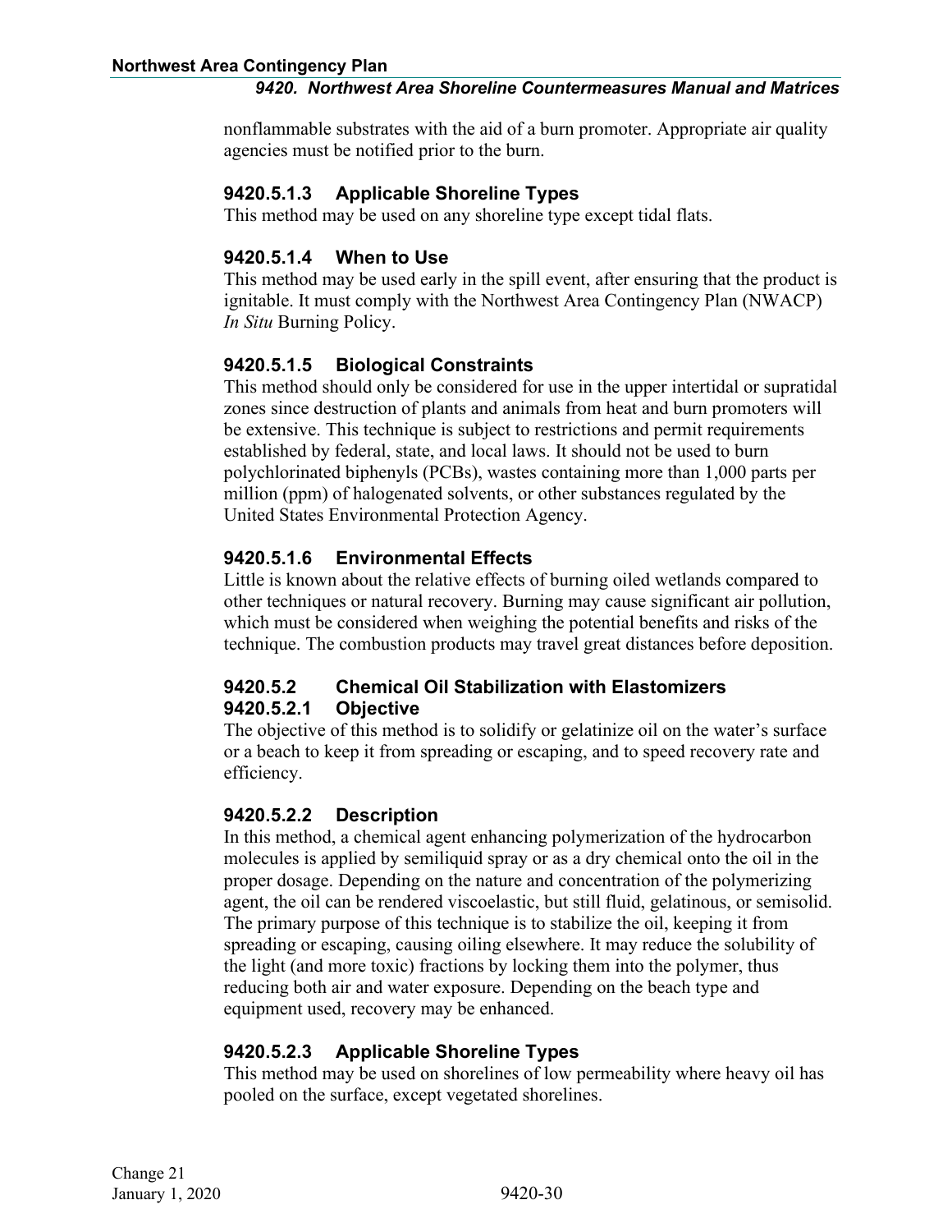nonflammable substrates with the aid of a burn promoter. Appropriate air quality agencies must be notified prior to the burn.

#### 9420.5.1.3 Applicable Shoreline Types

This method may be used on any shoreline type except tidal flats.

#### 9420.5.1.4 When to Use

This method may be used early in the spill event, after ensuring that the product is ignitable. It must comply with the Northwest Area Contingency Plan (NWACP) *In Situ* Burning Policy.

#### 9420.5.1.5 Biological Constraints

This method should only be considered for use in the upper intertidal or supratidal zones since destruction of plants and animals from heat and burn promoters will be extensive. This technique is subject to restrictions and permit requirements established by federal, state, and local laws. It should not be used to burn polychlorinated biphenyls (PCBs), wastes containing more than 1,000 parts per million (ppm) of halogenated solvents, or other substances regulated by the United States Environmental Protection Agency.

#### 9420.5.1.6 Environmental Effects

Little is known about the relative effects of burning oiled wetlands compared to other techniques or natural recovery. Burning may cause significant air pollution, which must be considered when weighing the potential benefits and risks of the technique. The combustion products may travel great distances before deposition.

### 9420.5.2 Chemical Oil Stabilization with Elastomizers

#### 9420.5.2.1 Objective

The objective of this method is to solidify or gelatinize oil on the water's surface or a beach to keep it from spreading or escaping, and to speed recovery rate and efficiency.

#### 9420.5.2.2 Description

In this method, a chemical agent enhancing polymerization of the hydrocarbon molecules is applied by semiliquid spray or as a dry chemical onto the oil in the proper dosage. Depending on the nature and concentration of the polymerizing agent, the oil can be rendered viscoelastic, but still fluid, gelatinous, or semisolid. The primary purpose of this technique is to stabilize the oil, keeping it from spreading or escaping, causing oiling elsewhere. It may reduce the solubility of the light (and more toxic) fractions by locking them into the polymer, thus reducing both air and water exposure. Depending on the beach type and equipment used, recovery may be enhanced.

#### 9420.5.2.3 Applicable Shoreline Types

This method may be used on shorelines of low permeability where heavy oil has pooled on the surface, except vegetated shorelines.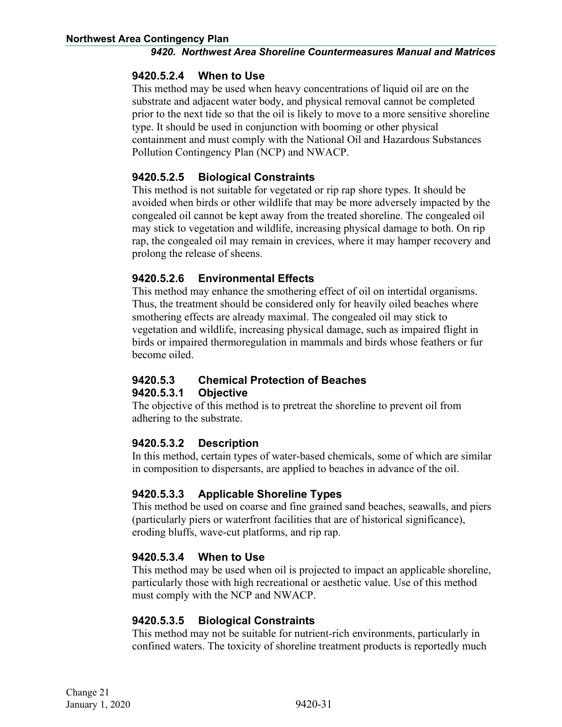#### 9420.5.2.4 When to Use

This method may be used when heavy concentrations of liquid oil are on the substrate and adjacent water body, and physical removal cannot be completed prior to the next tide so that the oil is likely to move to a more sensitive shoreline type. It should be used in conjunction with booming or other physical containment and must comply with the National Oil and Hazardous Substances Pollution Contingency Plan (NCP) and NWACP.

#### 9420.5.2.5 Biological Constraints

This method is not suitable for vegetated or rip rap shore types. It should be avoided when birds or other wildlife that may be more adversely impacted by the congealed oil cannot be kept away from the treated shoreline. The congealed oil may stick to vegetation and wildlife, increasing physical damage to both. On rip rap, the congealed oil may remain in crevices, where it may hamper recovery and prolong the release of sheens.

#### 9420.5.2.6 Environmental Effects

This method may enhance the smothering effect of oil on intertidal organisms. Thus, the treatment should be considered only for heavily oiled beaches where smothering effects are already maximal. The congealed oil may stick to vegetation and wildlife, increasing physical damage, such as impaired flight in birds or impaired thermoregulation in mammals and birds whose feathers or fur become oiled.

### 9420.5.3 Chemical Protection of Beaches

#### 9420.5.3.1 Objective

The objective of this method is to pretreat the shoreline to prevent oil from adhering to the substrate.

#### 9420.5.3.2 Description

In this method, certain types of water-based chemicals, some of which are similar in composition to dispersants, are applied to beaches in advance of the oil.

#### 9420.5.3.3 Applicable Shoreline Types

This method be used on coarse and fine grained sand beaches, seawalls, and piers (particularly piers or waterfront facilities that are of historical significance), eroding bluffs, wave-cut platforms, and rip rap.

#### 9420.5.3.4 When to Use

This method may be used when oil is projected to impact an applicable shoreline, particularly those with high recreational or aesthetic value. Use of this method must comply with the NCP and NWACP.

#### 9420.5.3.5 Biological Constraints

This method may not be suitable for nutrient-rich environments, particularly in confined waters. The toxicity of shoreline treatment products is reportedly much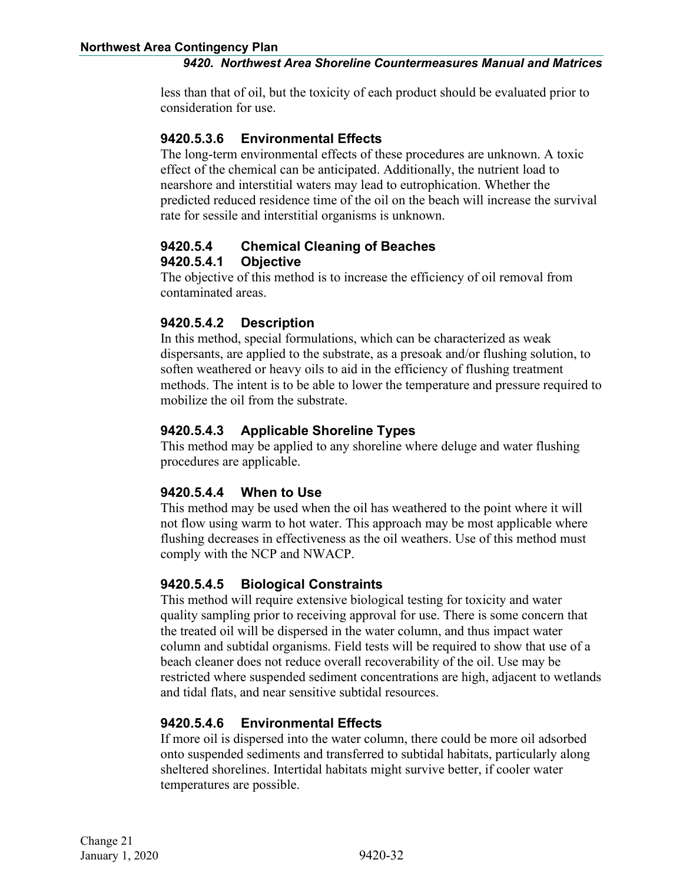less than that of oil, but the toxicity of each product should be evaluated prior to consideration for use.

#### 9420.5.3.6 Environmental Effects

The long-term environmental effects of these procedures are unknown. A toxic effect of the chemical can be anticipated. Additionally, the nutrient load to nearshore and interstitial waters may lead to eutrophication. Whether the predicted reduced residence time of the oil on the beach will increase the survival rate for sessile and interstitial organisms is unknown.

### 9420.5.4 Chemical Cleaning of Beaches

#### 9420.5.4.1 Objective

The objective of this method is to increase the efficiency of oil removal from contaminated areas.

#### 9420.5.4.2 Description

In this method, special formulations, which can be characterized as weak dispersants, are applied to the substrate, as a presoak and/or flushing solution, to soften weathered or heavy oils to aid in the efficiency of flushing treatment methods. The intent is to be able to lower the temperature and pressure required to mobilize the oil from the substrate.

#### 9420.5.4.3 Applicable Shoreline Types

This method may be applied to any shoreline where deluge and water flushing procedures are applicable.

#### 9420.5.4.4 When to Use

This method may be used when the oil has weathered to the point where it will not flow using warm to hot water. This approach may be most applicable where flushing decreases in effectiveness as the oil weathers. Use of this method must comply with the NCP and NWACP.

#### 9420.5.4.5 Biological Constraints

This method will require extensive biological testing for toxicity and water quality sampling prior to receiving approval for use. There is some concern that the treated oil will be dispersed in the water column, and thus impact water column and subtidal organisms. Field tests will be required to show that use of a beach cleaner does not reduce overall recoverability of the oil. Use may be restricted where suspended sediment concentrations are high, adjacent to wetlands and tidal flats, and near sensitive subtidal resources.

#### 9420.5.4.6 Environmental Effects

If more oil is dispersed into the water column, there could be more oil adsorbed onto suspended sediments and transferred to subtidal habitats, particularly along sheltered shorelines. Intertidal habitats might survive better, if cooler water temperatures are possible.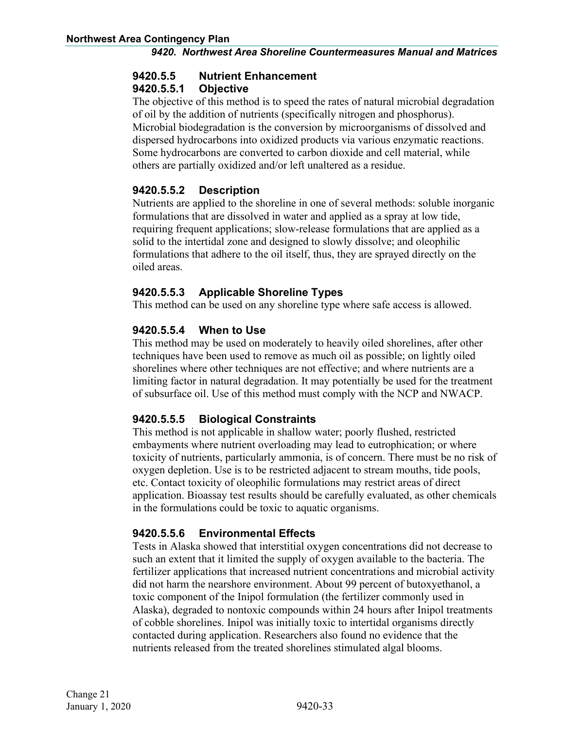### 9420.5.5 Nutrient Enhancement

#### 9420.5.5.1 Objective

The objective of this method is to speed the rates of natural microbial degradation of oil by the addition of nutrients (specifically nitrogen and phosphorus). Microbial biodegradation is the conversion by microorganisms of dissolved and dispersed hydrocarbons into oxidized products via various enzymatic reactions. Some hydrocarbons are converted to carbon dioxide and cell material, while others are partially oxidized and/or left unaltered as a residue.

#### 9420.5.5.2 Description

Nutrients are applied to the shoreline in one of several methods: soluble inorganic formulations that are dissolved in water and applied as a spray at low tide, requiring frequent applications; slow-release formulations that are applied as a solid to the intertidal zone and designed to slowly dissolve; and oleophilic formulations that adhere to the oil itself, thus, they are sprayed directly on the oiled areas.

#### 9420.5.5.3 Applicable Shoreline Types

This method can be used on any shoreline type where safe access is allowed.

#### 9420.5.5.4 When to Use

This method may be used on moderately to heavily oiled shorelines, after other techniques have been used to remove as much oil as possible; on lightly oiled shorelines where other techniques are not effective; and where nutrients are a limiting factor in natural degradation. It may potentially be used for the treatment of subsurface oil. Use of this method must comply with the NCP and NWACP.

#### 9420.5.5.5 Biological Constraints

This method is not applicable in shallow water; poorly flushed, restricted embayments where nutrient overloading may lead to eutrophication; or where toxicity of nutrients, particularly ammonia, is of concern. There must be no risk of oxygen depletion. Use is to be restricted adjacent to stream mouths, tide pools, etc. Contact toxicity of oleophilic formulations may restrict areas of direct application. Bioassay test results should be carefully evaluated, as other chemicals in the formulations could be toxic to aquatic organisms.

#### 9420.5.5.6 Environmental Effects

Tests in Alaska showed that interstitial oxygen concentrations did not decrease to such an extent that it limited the supply of oxygen available to the bacteria. The fertilizer applications that increased nutrient concentrations and microbial activity did not harm the nearshore environment. About 99 percent of butoxyethanol, a toxic component of the Inipol formulation (the fertilizer commonly used in Alaska), degraded to nontoxic compounds within 24 hours after Inipol treatments of cobble shorelines. Inipol was initially toxic to intertidal organisms directly contacted during application. Researchers also found no evidence that the nutrients released from the treated shorelines stimulated algal blooms.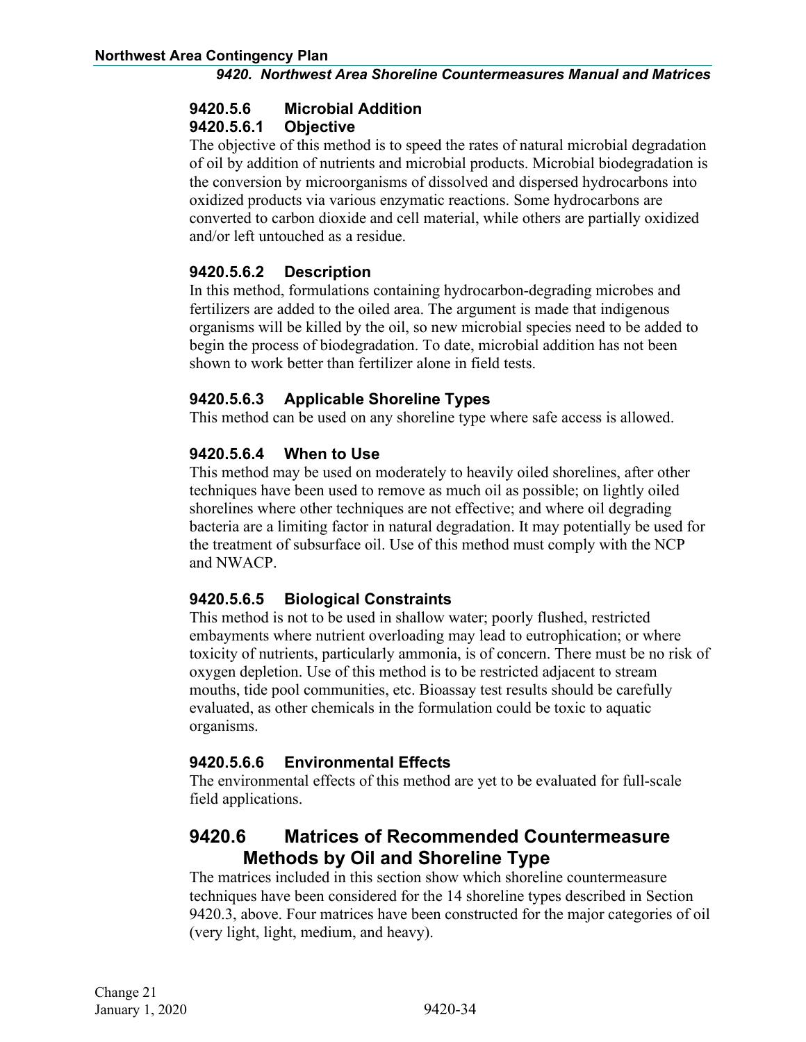### 9420.5.6 Microbial Addition

#### 9420.5.6.1 Objective

The objective of this method is to speed the rates of natural microbial degradation of oil by addition of nutrients and microbial products. Microbial biodegradation is the conversion by microorganisms of dissolved and dispersed hydrocarbons into oxidized products via various enzymatic reactions. Some hydrocarbons are converted to carbon dioxide and cell material, while others are partially oxidized and/or left untouched as a residue.

#### 9420.5.6.2 Description

In this method, formulations containing hydrocarbon-degrading microbes and fertilizers are added to the oiled area. The argument is made that indigenous organisms will be killed by the oil, so new microbial species need to be added to begin the process of biodegradation. To date, microbial addition has not been shown to work better than fertilizer alone in field tests.

#### 9420.5.6.3 Applicable Shoreline Types

This method can be used on any shoreline type where safe access is allowed.

#### 9420.5.6.4 When to Use

This method may be used on moderately to heavily oiled shorelines, after other techniques have been used to remove as much oil as possible; on lightly oiled shorelines where other techniques are not effective; and where oil degrading bacteria are a limiting factor in natural degradation. It may potentially be used for the treatment of subsurface oil. Use of this method must comply with the NCP and NWACP.

#### 9420.5.6.5 Biological Constraints

This method is not to be used in shallow water; poorly flushed, restricted embayments where nutrient overloading may lead to eutrophication; or where toxicity of nutrients, particularly ammonia, is of concern. There must be no risk of oxygen depletion. Use of this method is to be restricted adjacent to stream mouths, tide pool communities, etc. Bioassay test results should be carefully evaluated, as other chemicals in the formulation could be toxic to aquatic organisms.

#### 9420.5.6.6 Environmental Effects

The environmental effects of this method are yet to be evaluated for full-scale field applications.

## 9420.6 Matrices of Recommended Countermeasure Methods by Oil and Shoreline Type

The matrices included in this section show which shoreline countermeasure techniques have been considered for the 14 shoreline types described in Section 9420.3, above. Four matrices have been constructed for the major categories of oil (very light, light, medium, and heavy).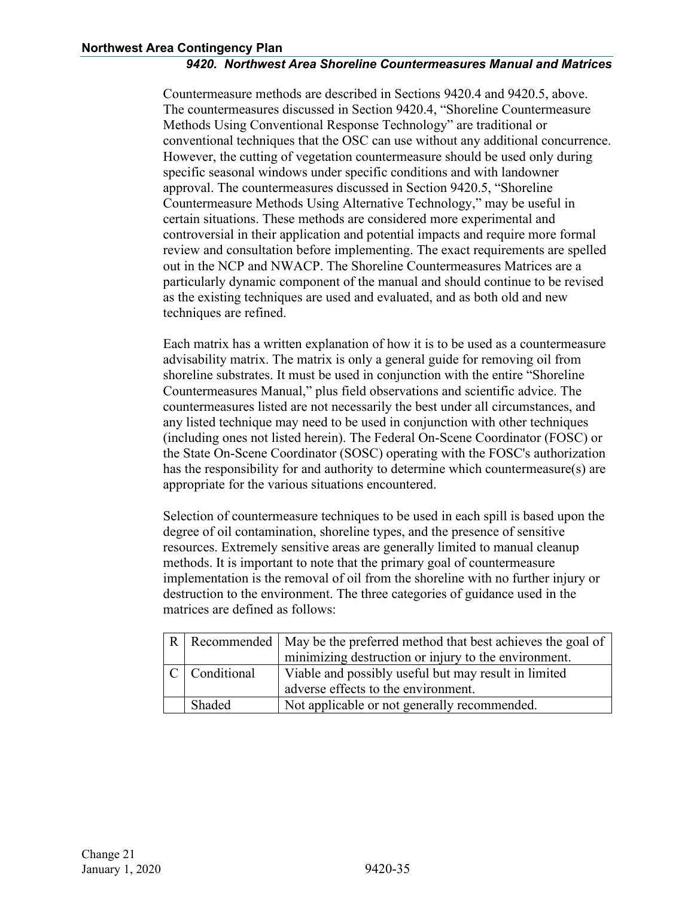Countermeasure methods are described in Sections 9420.4 and 9420.5, above. The countermeasures discussed in Section 9420.4, "Shoreline Countermeasure Methods Using Conventional Response Technology" are traditional or conventional techniques that the OSC can use without any additional concurrence. However, the cutting of vegetation countermeasure should be used only during specific seasonal windows under specific conditions and with landowner approval. The countermeasures discussed in Section 9420.5, "Shoreline Countermeasure Methods Using Alternative Technology," may be useful in certain situations. These methods are considered more experimental and controversial in their application and potential impacts and require more formal review and consultation before implementing. The exact requirements are spelled out in the NCP and NWACP. The Shoreline Countermeasures Matrices are a particularly dynamic component of the manual and should continue to be revised as the existing techniques are used and evaluated, and as both old and new techniques are refined.

Each matrix has a written explanation of how it is to be used as a countermeasure advisability matrix. The matrix is only a general guide for removing oil from shoreline substrates. It must be used in conjunction with the entire "Shoreline Countermeasures Manual," plus field observations and scientific advice. The countermeasures listed are not necessarily the best under all circumstances, and any listed technique may need to be used in conjunction with other techniques (including ones not listed herein). The Federal On-Scene Coordinator (FOSC) or the State On-Scene Coordinator (SOSC) operating with the FOSC's authorization has the responsibility for and authority to determine which countermeasure(s) are appropriate for the various situations encountered.

Selection of countermeasure techniques to be used in each spill is based upon the degree of oil contamination, shoreline types, and the presence of sensitive resources. Extremely sensitive areas are generally limited to manual cleanup methods. It is important to note that the primary goal of countermeasure implementation is the removal of oil from the shoreline with no further injury or destruction to the environment. The three categories of guidance used in the matrices are defined as follows:

| | | |
|---|---|---|
| R | Recommended | May be the preferred method that best achieves the goal of minimizing destruction or injury to the environment. |
| C | Conditional | Viable and possibly useful but may result in limited adverse effects to the environment. |
| | Shaded | Not applicable or not generally recommended. |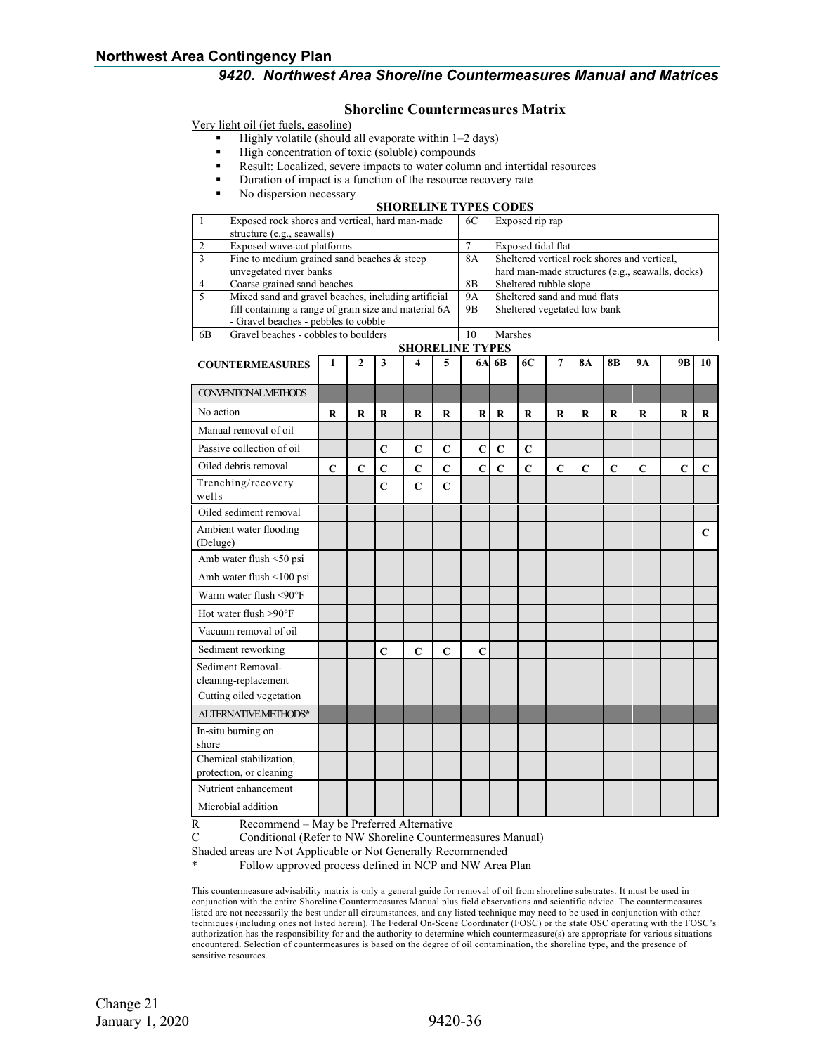## Shoreline Countermeasures Matrix

Very light oil (jet fuels, gasoline)

- Highly volatile (should all evaporate within 1–2 days)
- High concentration of toxic (soluble) compounds
- Result: Localized, severe impacts to water column and intertidal resources
- Duration of impact is a function of the resource recovery rate
- No dispersion necessary

**SHORELINE TYPES CODES**

| | | | |
|---|---|---|---|
| 1 | Exposed rock shores and vertical, hard man-made structure (e.g., seawalls) | 6C | Exposed rip rap |
| 2 | Exposed wave-cut platforms | 7 | Exposed tidal flat |
| 3 | Fine to medium grained sand beaches & steep unvegetated river banks | 8A | Sheltered vertical rock shores and vertical, hard man-made structures (e.g., seawalls, docks) |
| 4 | Coarse grained sand beaches | 8B | Sheltered rubble slope |
| 5 | Mixed sand and gravel beaches, including artificial fill containing a range of grain size and material 6A - Gravel beaches - pebbles to cobble | 9A<br>9B | Sheltered sand and mud flats<br>Sheltered vegetated low bank |
| 6B | Gravel beaches - cobbles to boulders | 10 | Marshes |

**SHORELINE TYPES**

| COUNTERMEASURES | 1 | 2 | 3 | 4 | 5 | 6A | 6B | 6C | 7 | 8A | 8B | 9A | 9B | 10 |
|---|---|---|---|---|---|---|---|---|---|---|---|---|---|---|
| CONVENTIONAL METHODS | | | | | | | | | | | | | | |
| No action | **R** | **R** | **R** | **R** | **R** | **R** | **R** | **R** | **R** | **R** | **R** | **R** | **R** | **R** |
| Manual removal of oil | | | | | | | | | | | | | | |
| Passive collection of oil | | | **C** | **C** | **C** | **C** | **C** | **C** | | | | | | |
| Oiled debris removal | **C** | **C** | **C** | **C** | **C** | **C** | **C** | **C** | **C** | **C** | **C** | **C** | **C** | **C** |
| Trenching/recovery wells | | | **C** | **C** | **C** | | | | | | | | | |
| Oiled sediment removal | | | | | | | | | | | | | | |
| Ambient water flooding (Deluge) | | | | | | | | | | | | | | **C** |
| Amb water flush <50 psi | | | | | | | | | | | | | | |
| Amb water flush <100 psi | | | | | | | | | | | | | | |
| Warm water flush <90°F | | | | | | | | | | | | | | |
| Hot water flush >90°F | | | | | | | | | | | | | | |
| Vacuum removal of oil | | | | | | | | | | | | | | |
| Sediment reworking | | | **C** | **C** | **C** | **C** | | | | | | | | |
| Sediment Removal-cleaning-replacement | | | | | | | | | | | | | | |
| Cutting oiled vegetation | | | | | | | | | | | | | | |
| ALTERNATIVE METHODS* | | | | | | | | | | | | | | |
| In-situ burning on shore | | | | | | | | | | | | | | |
| Chemical stabilization, protection, or cleaning | | | | | | | | | | | | | | |
| Nutrient enhancement | | | | | | | | | | | | | | |
| Microbial addition | | | | | | | | | | | | | | |

R Recommend – May be Preferred Alternative

C Conditional (Refer to NW Shoreline Countermeasures Manual)

Shaded areas are Not Applicable or Not Generally Recommended

\* Follow approved process defined in NCP and NW Area Plan

This countermeasure advisability matrix is only a general guide for removal of oil from shoreline substrates. It must be used in conjunction with the entire Shoreline Countermeasures Manual plus field observations and scientific advice. The countermeasures listed are not necessarily the best under all circumstances, and any listed technique may need to be used in conjunction with other techniques (including ones not listed herein). The Federal On-Scene Coordinator (FOSC) or the state OSC operating with the FOSC's authorization has the responsibility for and the authority to determine which countermeasure(s) are appropriate for various situations encountered. Selection of countermeasures is based on the degree of oil contamination, the shoreline type, and the presence of sensitive resources.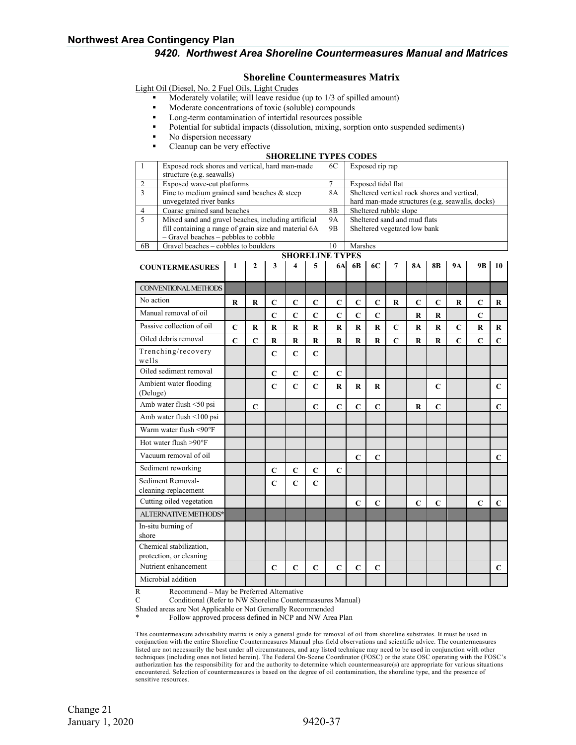## Shoreline Countermeasures Matrix

Light Oil (Diesel, No. 2 Fuel Oils, Light Crudes)

- Moderately volatile; will leave residue (up to 1/3 of spilled amount)
- Moderate concentrations of toxic (soluble) compounds
- Long-term contamination of intertidal resources possible
- Potential for subtidal impacts (dissolution, mixing, sorption onto suspended sediments)
- No dispersion necessary
- Cleanup can be very effective

**SHORELINE TYPES CODES**

| | | | |
|---|---|---|---|
| 1 | Exposed rock shores and vertical, hard man-made structure (e.g. seawalls) | 6C | Exposed rip rap |
| 2 | Exposed wave-cut platforms | 7 | Exposed tidal flat |
| 3 | Fine to medium grained sand beaches & steep unvegetated river banks | 8A | Sheltered vertical rock shores and vertical, hard man-made structures (e.g. seawalls, docks) |
| 4 | Coarse grained sand beaches | 8B | Sheltered rubble slope |
| 5 | Mixed sand and gravel beaches, including artificial fill containing a range of grain size and material | 9A | Sheltered sand and mud flats |
| 6A | Gravel beaches – pebbles to cobble | 9B | Sheltered vegetated low bank |
| 6B | Gravel beaches – cobbles to boulders | 10 | Marshes |

**SHORELINE TYPES**

| COUNTERMEASURES | 1 | 2 | 3 | 4 | 5 | 6A | 6B | 6C | 7 | 8A | 8B | 9A | 9B | 10 |
|---|---|---|---|---|---|---|---|---|---|---|---|---|---|---|
| CONVENTIONAL METHODS | | | | | | | | | | | | | | |
| No action | R | R | C | C | C | C | C | C | R | C | C | R | C | R |
| Manual removal of oil | | | C | C | C | C | C | C | | R | R | | C | |
| Passive collection of oil | C | R | R | R | R | R | R | R | C | R | R | C | R | R |
| Oiled debris removal | C | C | R | R | R | R | R | R | C | R | R | C | C | C |
| Trenching/recovery wells | | | C | C | C | | | | | | | | | |
| Oiled sediment removal | | | C | C | C | C | | | | | | | | |
| Ambient water flooding (Deluge) | | | C | C | C | R | R | R | | | C | | | C |
| Amb water flush <50 psi | | C | | | C | C | C | C | | R | C | | | C |
| Amb water flush <100 psi | | | | | | | | | | | | | | |
| Warm water flush <90°F | | | | | | | | | | | | | | |
| Hot water flush >90°F | | | | | | | | | | | | | | |
| Vacuum removal of oil | | | | | | | C | C | | | | | | C |
| Sediment reworking | | | C | C | C | C | | | | | | | | |
| Sediment Removal-cleaning-replacement | | | C | C | C | | | | | | | | | |
| Cutting oiled vegetation | | | | | | | C | C | | C | C | | C | C |
| ALTERNATIVE METHODS* | | | | | | | | | | | | | | |
| In-situ burning of shore | | | | | | | | | | | | | | |
| Chemical stabilization, protection, or cleaning | | | | | | | | | | | | | | |
| Nutrient enhancement | | | C | C | C | C | C | C | | | | | | C |
| Microbial addition | | | | | | | | | | | | | | |

R Recommend – May be Preferred Alternative
C Conditional (Refer to NW Shoreline Countermeasures Manual)
Shaded areas are Not Applicable or Not Generally Recommended
\* Follow approved process defined in NCP and NW Area Plan

This countermeasure advisability matrix is only a general guide for removal of oil from shoreline substrates. It must be used in conjunction with the entire Shoreline Countermeasures Manual plus field observations and scientific advice. The countermeasures listed are not necessarily the best under all circumstances, and any listed technique may need to be used in conjunction with other techniques (including ones not listed herein). The Federal On-Scene Coordinator (FOSC) or the state OSC operating with the FOSC's authorization has the responsibility for and the authority to determine which countermeasure(s) are appropriate for various situations encountered. Selection of countermeasures is based on the degree of oil contamination, the shoreline type, and the presence of sensitive resources.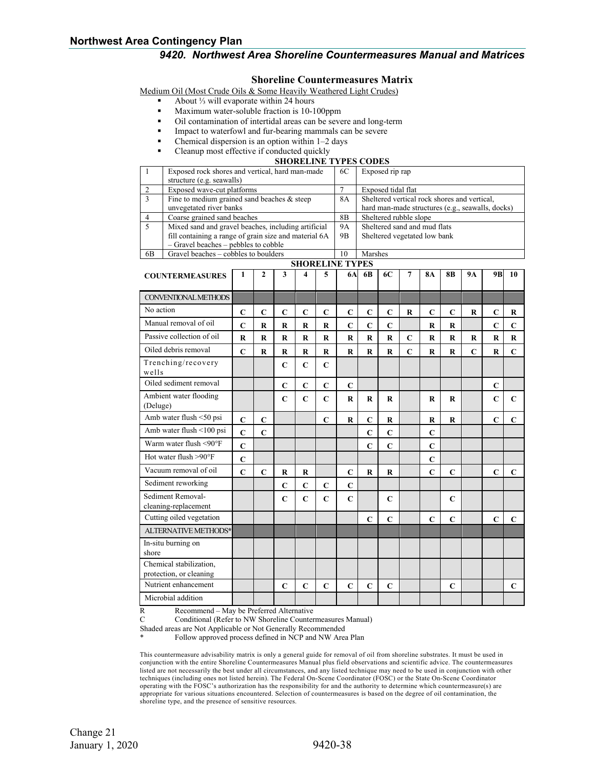## 9420. Northwest Area Shoreline Countermeasures Manual and Matrices

### Shoreline Countermeasures Matrix

Medium Oil (Most Crude Oils & Some Heavily Weathered Light Crudes)

- About ⅓ will evaporate within 24 hours
- Maximum water-soluble fraction is 10-100ppm
- Oil contamination of intertidal areas can be severe and long-term
- Impact to waterfowl and fur-bearing mammals can be severe
- Chemical dispersion is an option within 1–2 days
- Cleanup most effective if conducted quickly

**SHORELINE TYPES CODES**

| Code | Description | Code | Description |
|---|---|---|---|
| 1 | Exposed rock shores and vertical, hard man-made structure (e.g. seawalls) | 6C | Exposed rip rap |
| 2 | Exposed wave-cut platforms | 7 | Exposed tidal flat |
| 3 | Fine to medium grained sand beaches & steep unvegetated river banks | 8A | Sheltered vertical rock shores and vertical, hard man-made structures (e.g., seawalls, docks) |
| 4 | Coarse grained sand beaches | 8B | Sheltered rubble slope |
| 5 | Mixed sand and gravel beaches, including artificial fill containing a range of grain size and material | 9A | Sheltered sand and mud flats |
| 6A | Gravel beaches – pebbles to cobble | 9B | Sheltered vegetated low bank |
| 6B | Gravel beaches – cobbles to boulders | 10 | Marshes |

**SHORELINE TYPES**

| COUNTERMEASURES | 1 | 2 | 3 | 4 | 5 | 6A | 6B | 6C | 7 | 8A | 8B | 9A | 9B | 10 |
|---|---|---|---|---|---|---|---|---|---|---|---|---|---|---|
| CONVENTIONAL METHODS | | | | | | | | | | | | | | |
| No action | C | C | C | C | C | C | C | C | R | C | C | R | C | R |
| Manual removal of oil | C | R | R | R | R | C | C | C | | R | R | | C | C |
| Passive collection of oil | R | R | R | R | R | R | R | R | C | R | R | R | R | R |
| Oiled debris removal | C | R | R | R | R | R | R | R | C | R | R | C | R | C |
| Trenching/recovery wells | | | C | C | C | | | | | | | | | |
| Oiled sediment removal | | | C | C | C | C | | | | | | | C | |
| Ambient water flooding (Deluge) | | | C | C | C | R | R | R | | R | R | | C | C |
| Amb water flush <50 psi | C | C | | | C | R | C | R | | R | R | | C | C |
| Amb water flush <100 psi | C | C | | | | | C | C | | C | | | | |
| Warm water flush <90°F | C | | | | | | C | C | | C | | | | |
| Hot water flush >90°F | C | | | | | | | | | C | | | | |
| Vacuum removal of oil | C | C | R | R | | C | R | R | | C | C | | C | C |
| Sediment reworking | | | C | C | C | C | | | | | | | | |
| Sediment Removal-cleaning-replacement | | | C | C | C | C | | C | | | C | | | |
| Cutting oiled vegetation | | | | | | | C | C | | C | C | | C | C |
| ALTERNATIVE METHODS* | | | | | | | | | | | | | | |
| In-situ burning on shore | | | | | | | | | | | | | | |
| Chemical stabilization, protection, or cleaning | | | | | | | | | | | | | | |
| Nutrient enhancement | | | C | C | C | C | C | C | | | C | | | C |
| Microbial addition | | | | | | | | | | | | | | |

R Recommend – May be Preferred Alternative
C Conditional (Refer to NW Shoreline Countermeasures Manual)
Shaded areas are Not Applicable or Not Generally Recommended
\* Follow approved process defined in NCP and NW Area Plan

This countermeasure advisability matrix is only a general guide for removal of oil from shoreline substrates. It must be used in conjunction with the entire Shoreline Countermeasures Manual plus field observations and scientific advice. The countermeasures listed are not necessarily the best under all circumstances, and any listed technique may need to be used in conjunction with other techniques (including ones not listed herein). The Federal On-Scene Coordinator (FOSC) or the State On-Scene Coordinator operating with the FOSC's authorization has the responsibility for and the authority to determine which countermeasure(s) are appropriate for various situations encountered. Selection of countermeasures is based on the degree of oil contamination, the shoreline type, and the presence of sensitive resources.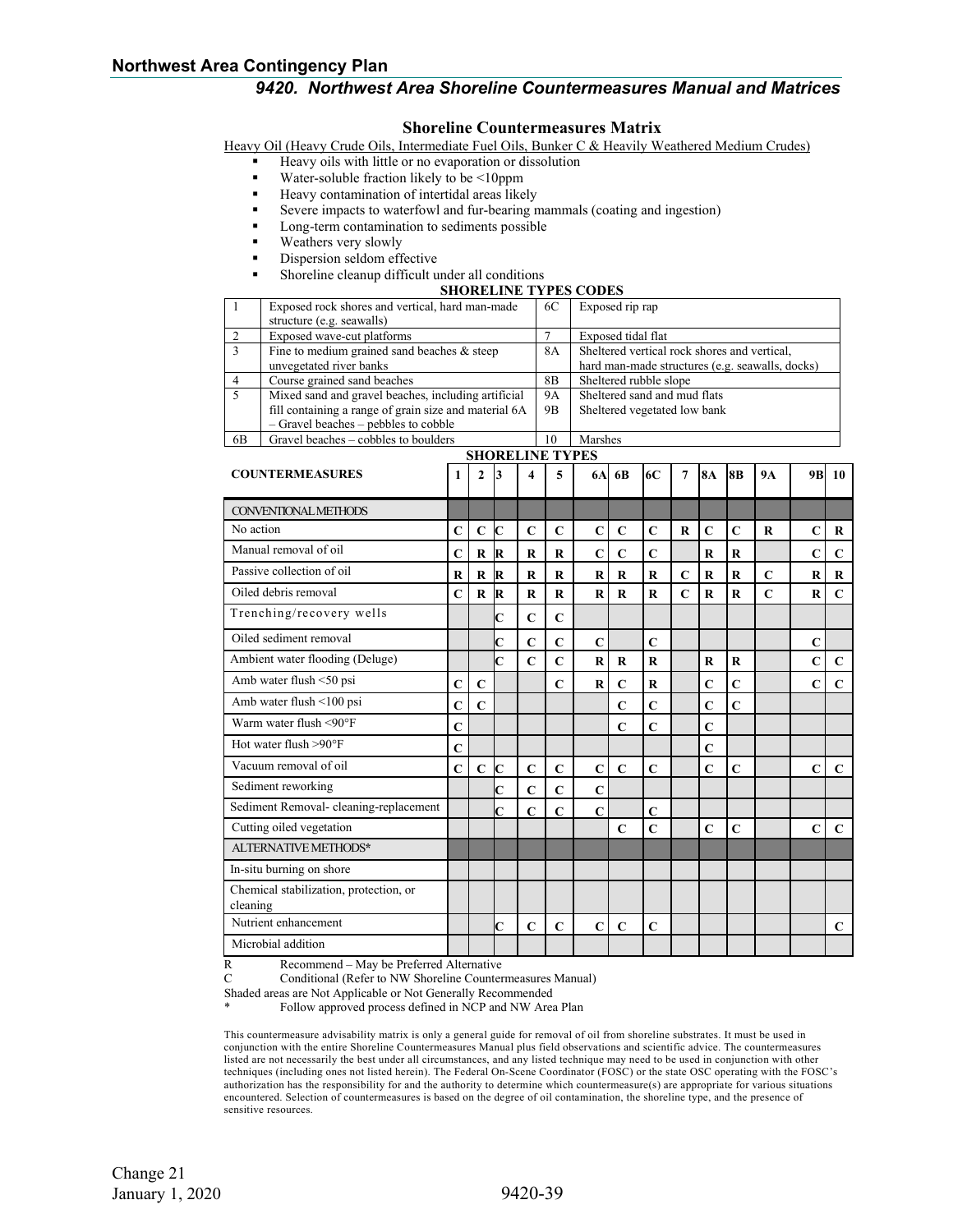## Shoreline Countermeasures Matrix

Heavy Oil (Heavy Crude Oils, Intermediate Fuel Oils, Bunker C & Heavily Weathered Medium Crudes)

- Heavy oils with little or no evaporation or dissolution
- Water-soluble fraction likely to be <10ppm
- Heavy contamination of intertidal areas likely
- Severe impacts to waterfowl and fur-bearing mammals (coating and ingestion)
- Long-term contamination to sediments possible
- Weathers very slowly
- Dispersion seldom effective
- Shoreline cleanup difficult under all conditions

**SHORELINE TYPES CODES**

| Code | Description | Code | Description |
|---|---|---|---|
| 1 | Exposed rock shores and vertical, hard man-made structure (e.g. seawalls) | 6C | Exposed rip rap |
| 2 | Exposed wave-cut platforms | 7 | Exposed tidal flat |
| 3 | Fine to medium grained sand beaches & steep unvegetated river banks | 8A | Sheltered vertical rock shores and vertical, hard man-made structures (e.g. seawalls, docks) |
| 4 | Course grained sand beaches | 8B | Sheltered rubble slope |
| 5 | Mixed sand and gravel beaches, including artificial fill containing a range of grain size and material 6A – Gravel beaches – pebbles to cobble | 9A<br>9B | Sheltered sand and mud flats<br>Sheltered vegetated low bank |
| 6B | Gravel beaches – cobbles to boulders | 10 | Marshes |

**SHORELINE TYPES**

| COUNTERMEASURES | 1 | 2 | 3 | 4 | 5 | 6A | 6B | 6C | 7 | 8A | 8B | 9A | 9B | 10 |
|---|---|---|---|---|---|---|---|---|---|---|---|---|---|---|
| CONVENTIONAL METHODS | | | | | | | | | | | | | | |
| No action | **C** | **C** | **C** | **C** | **C** | **C** | **C** | **C** | **R** | **C** | **C** | **R** | **C** | **R** |
| Manual removal of oil | **C** | **R** | **R** | **R** | **R** | **C** | **C** | **C** | | **R** | **R** | | **C** | **C** |
| Passive collection of oil | **R** | **R** | **R** | **R** | **R** | **R** | **R** | **R** | **C** | **R** | **R** | **C** | **R** | **R** |
| Oiled debris removal | **C** | **R** | **R** | **R** | **R** | **R** | **R** | **R** | **C** | **R** | **R** | **C** | **R** | **C** |
| Trenching/recovery wells | | | **C** | **C** | **C** | | | | | | | | | |
| Oiled sediment removal | | | **C** | **C** | **C** | **C** | | **C** | | | | | **C** | |
| Ambient water flooding (Deluge) | | | **C** | **C** | **C** | **R** | **R** | **R** | | **R** | **R** | | **C** | **C** |
| Amb water flush <50 psi | **C** | **C** | | | **C** | **R** | **C** | **R** | | **C** | **C** | | **C** | **C** |
| Amb water flush <100 psi | **C** | **C** | | | | | **C** | **C** | | **C** | **C** | | | |
| Warm water flush <90°F | **C** | | | | | | **C** | **C** | | **C** | | | | |
| Hot water flush >90°F | **C** | | | | | | | | | **C** | | | | |
| Vacuum removal of oil | **C** | **C** | **C** | **C** | **C** | **C** | **C** | **C** | | **C** | **C** | | **C** | **C** |
| Sediment reworking | | | **C** | **C** | **C** | **C** | | | | | | | | |
| Sediment Removal- cleaning-replacement | | | **C** | **C** | **C** | **C** | | **C** | | | | | | |
| Cutting oiled vegetation | | | | | | | **C** | **C** | | **C** | **C** | | **C** | **C** |
| ALTERNATIVE METHODS* | | | | | | | | | | | | | | |
| In-situ burning on shore | | | | | | | | | | | | | | |
| Chemical stabilization, protection, or cleaning | | | | | | | | | | | | | | |
| Nutrient enhancement | | | **C** | **C** | **C** | **C** | **C** | **C** | | | | | | **C** |
| Microbial addition | | | | | | | | | | | | | | |

R Recommend – May be Preferred Alternative

C Conditional (Refer to NW Shoreline Countermeasures Manual)

Shaded areas are Not Applicable or Not Generally Recommended

\* Follow approved process defined in NCP and NW Area Plan

This countermeasure advisability matrix is only a general guide for removal of oil from shoreline substrates. It must be used in conjunction with the entire Shoreline Countermeasures Manual plus field observations and scientific advice. The countermeasures listed are not necessarily the best under all circumstances, and any listed technique may need to be used in conjunction with other techniques (including ones not listed herein). The Federal On-Scene Coordinator (FOSC) or the state OSC operating with the FOSC's authorization has the responsibility for and the authority to determine which countermeasure(s) are appropriate for various situations encountered. Selection of countermeasures is based on the degree of oil contamination, the shoreline type, and the presence of sensitive resources.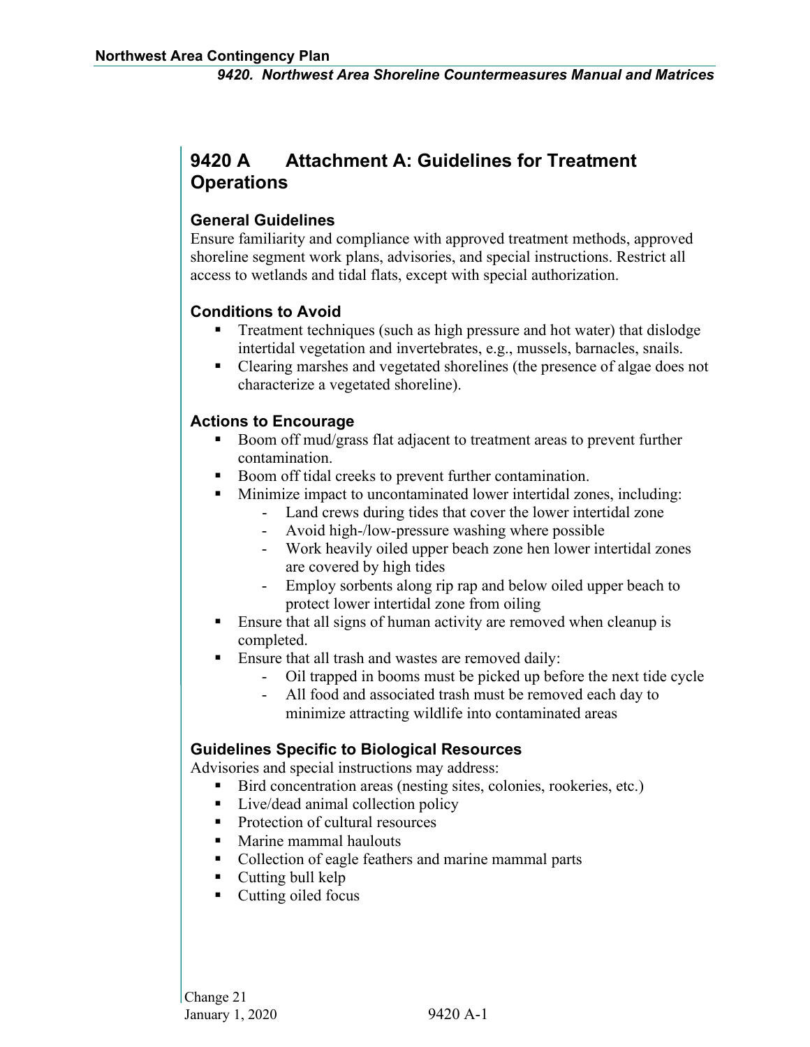# 9420 A Attachment A: Guidelines for Treatment Operations

### General Guidelines

Ensure familiarity and compliance with approved treatment methods, approved shoreline segment work plans, advisories, and special instructions. Restrict all access to wetlands and tidal flats, except with special authorization.

### Conditions to Avoid

- Treatment techniques (such as high pressure and hot water) that dislodge intertidal vegetation and invertebrates, e.g., mussels, barnacles, snails.
- Clearing marshes and vegetated shorelines (the presence of algae does not characterize a vegetated shoreline).

### Actions to Encourage

- Boom off mud/grass flat adjacent to treatment areas to prevent further contamination.
- Boom off tidal creeks to prevent further contamination.
- Minimize impact to uncontaminated lower intertidal zones, including:
    - Land crews during tides that cover the lower intertidal zone
    - Avoid high-/low-pressure washing where possible
    - Work heavily oiled upper beach zone hen lower intertidal zones are covered by high tides
    - Employ sorbents along rip rap and below oiled upper beach to protect lower intertidal zone from oiling
- Ensure that all signs of human activity are removed when cleanup is completed.
- Ensure that all trash and wastes are removed daily:
    - Oil trapped in booms must be picked up before the next tide cycle
    - All food and associated trash must be removed each day to minimize attracting wildlife into contaminated areas

### Guidelines Specific to Biological Resources

Advisories and special instructions may address:

- Bird concentration areas (nesting sites, colonies, rookeries, etc.)
- Live/dead animal collection policy
- Protection of cultural resources
- Marine mammal haulouts
- Collection of eagle feathers and marine mammal parts
- Cutting bull kelp
- Cutting oiled focus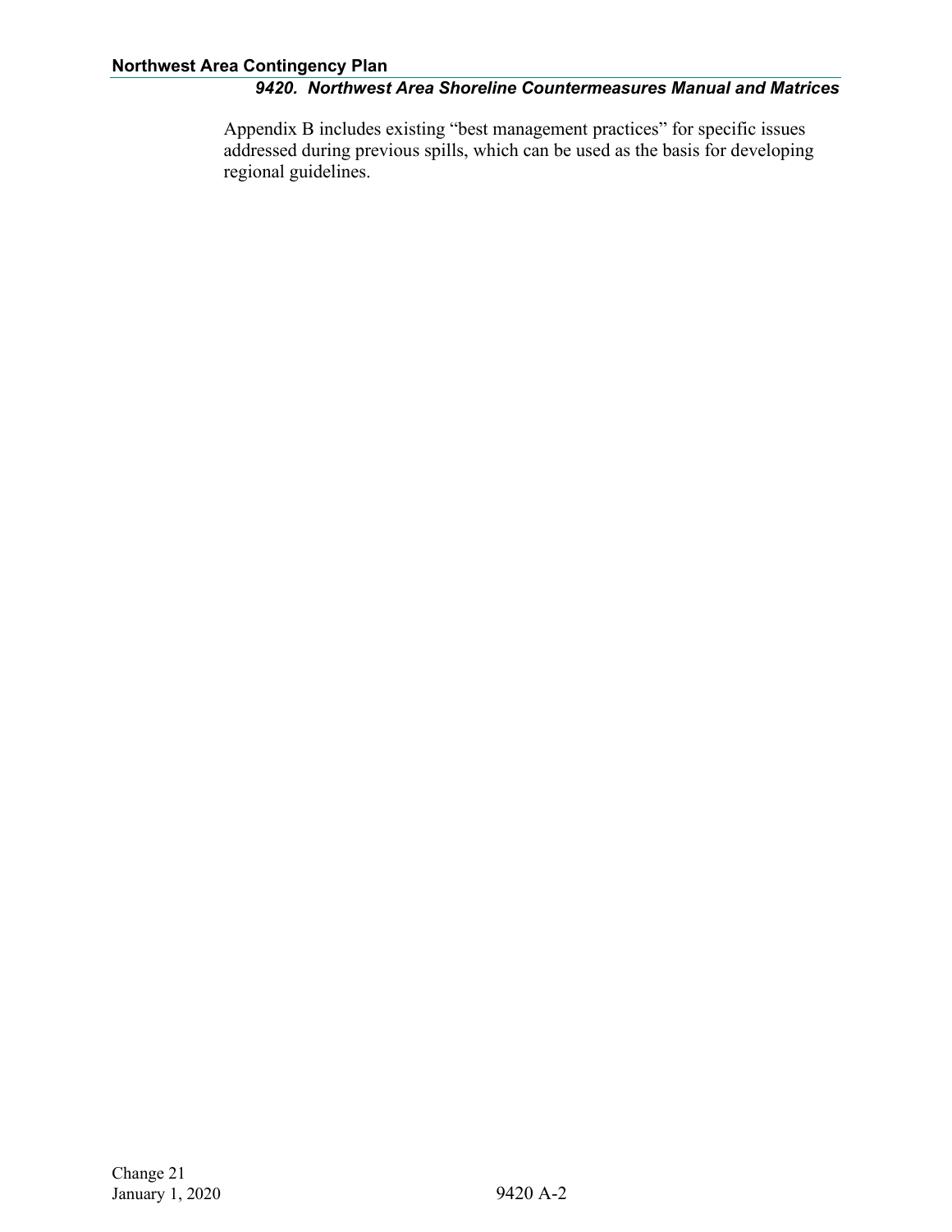Appendix B includes existing “best management practices” for specific issues addressed during previous spills, which can be used as the basis for developing regional guidelines.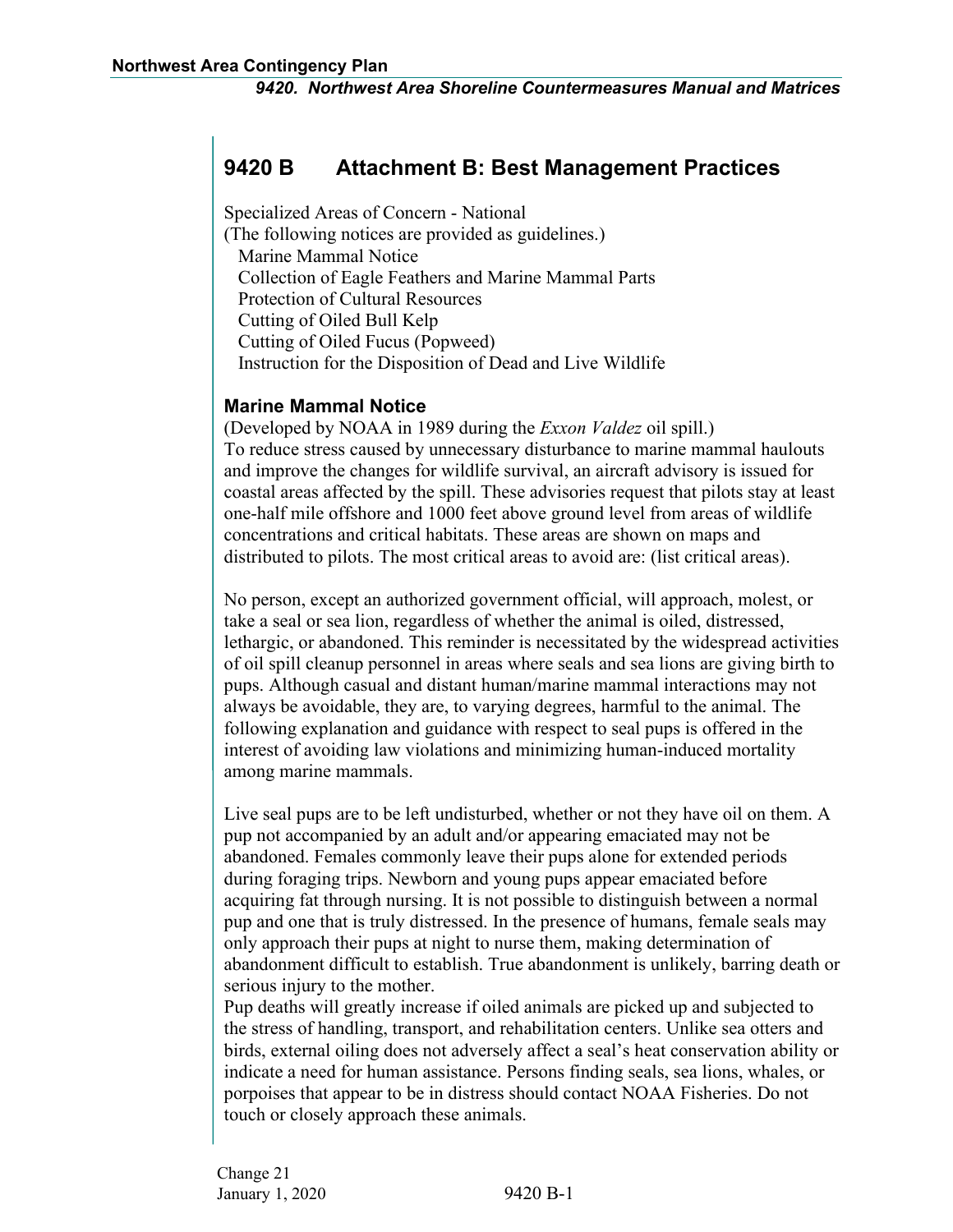## 9420 B Attachment B: Best Management Practices

Specialized Areas of Concern - National
(The following notices are provided as guidelines.)
- Marine Mammal Notice
- Collection of Eagle Feathers and Marine Mammal Parts
- Protection of Cultural Resources
- Cutting of Oiled Bull Kelp
- Cutting of Oiled Fucus (Popweed)
- Instruction for the Disposition of Dead and Live Wildlife

### Marine Mammal Notice

(Developed by NOAA in 1989 during the *Exxon Valdez* oil spill.)
To reduce stress caused by unnecessary disturbance to marine mammal haulouts and improve the changes for wildlife survival, an aircraft advisory is issued for coastal areas affected by the spill. These advisories request that pilots stay at least one-half mile offshore and 1000 feet above ground level from areas of wildlife concentrations and critical habitats. These areas are shown on maps and distributed to pilots. The most critical areas to avoid are: (list critical areas).

No person, except an authorized government official, will approach, molest, or take a seal or sea lion, regardless of whether the animal is oiled, distressed, lethargic, or abandoned. This reminder is necessitated by the widespread activities of oil spill cleanup personnel in areas where seals and sea lions are giving birth to pups. Although casual and distant human/marine mammal interactions may not always be avoidable, they are, to varying degrees, harmful to the animal. The following explanation and guidance with respect to seal pups is offered in the interest of avoiding law violations and minimizing human-induced mortality among marine mammals.

Live seal pups are to be left undisturbed, whether or not they have oil on them. A pup not accompanied by an adult and/or appearing emaciated may not be abandoned. Females commonly leave their pups alone for extended periods during foraging trips. Newborn and young pups appear emaciated before acquiring fat through nursing. It is not possible to distinguish between a normal pup and one that is truly distressed. In the presence of humans, female seals may only approach their pups at night to nurse them, making determination of abandonment difficult to establish. True abandonment is unlikely, barring death or serious injury to the mother.
Pup deaths will greatly increase if oiled animals are picked up and subjected to the stress of handling, transport, and rehabilitation centers. Unlike sea otters and birds, external oiling does not adversely affect a seal's heat conservation ability or indicate a need for human assistance. Persons finding seals, sea lions, whales, or porpoises that appear to be in distress should contact NOAA Fisheries. Do not touch or closely approach these animals.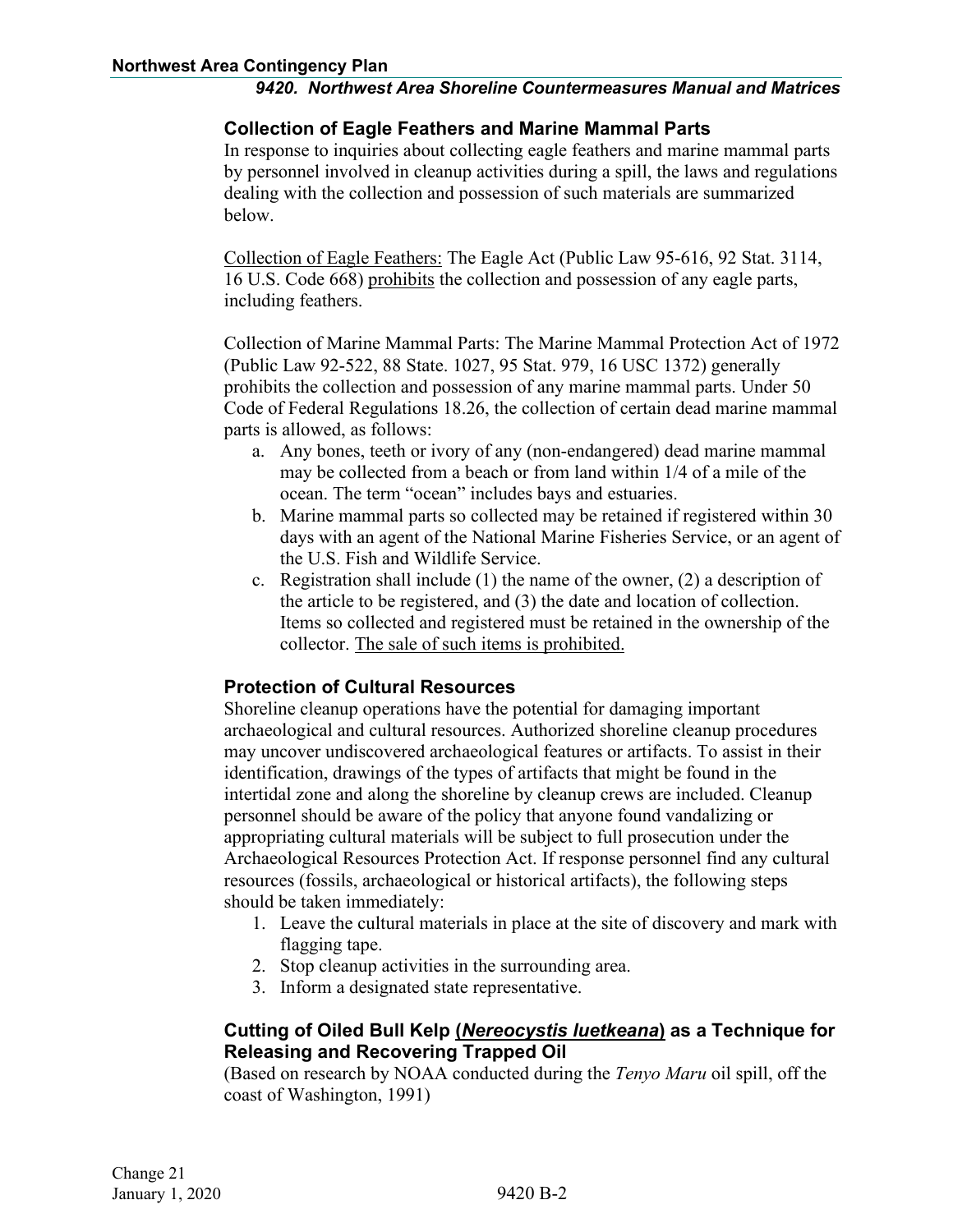### Collection of Eagle Feathers and Marine Mammal Parts

In response to inquiries about collecting eagle feathers and marine mammal parts by personnel involved in cleanup activities during a spill, the laws and regulations dealing with the collection and possession of such materials are summarized below.

Collection of Eagle Feathers: The Eagle Act (Public Law 95-616, 92 Stat. 3114, 16 U.S. Code 668) prohibits the collection and possession of any eagle parts, including feathers.

Collection of Marine Mammal Parts: The Marine Mammal Protection Act of 1972 (Public Law 92-522, 88 State. 1027, 95 Stat. 979, 16 USC 1372) generally prohibits the collection and possession of any marine mammal parts. Under 50 Code of Federal Regulations 18.26, the collection of certain dead marine mammal parts is allowed, as follows:

a. Any bones, teeth or ivory of any (non-endangered) dead marine mammal may be collected from a beach or from land within 1/4 of a mile of the ocean. The term "ocean" includes bays and estuaries.
b. Marine mammal parts so collected may be retained if registered within 30 days with an agent of the National Marine Fisheries Service, or an agent of the U.S. Fish and Wildlife Service.
c. Registration shall include (1) the name of the owner, (2) a description of the article to be registered, and (3) the date and location of collection. Items so collected and registered must be retained in the ownership of the collector. The sale of such items is prohibited.

### Protection of Cultural Resources

Shoreline cleanup operations have the potential for damaging important archaeological and cultural resources. Authorized shoreline cleanup procedures may uncover undiscovered archaeological features or artifacts. To assist in their identification, drawings of the types of artifacts that might be found in the intertidal zone and along the shoreline by cleanup crews are included. Cleanup personnel should be aware of the policy that anyone found vandalizing or appropriating cultural materials will be subject to full prosecution under the Archaeological Resources Protection Act. If response personnel find any cultural resources (fossils, archaeological or historical artifacts), the following steps should be taken immediately:

1. Leave the cultural materials in place at the site of discovery and mark with flagging tape.
2. Stop cleanup activities in the surrounding area.
3. Inform a designated state representative.

### Cutting of Oiled Bull Kelp (*Nereocystis luetkeana*) as a Technique for Releasing and Recovering Trapped Oil

(Based on research by NOAA conducted during the *Tenyo Maru* oil spill, off the coast of Washington, 1991)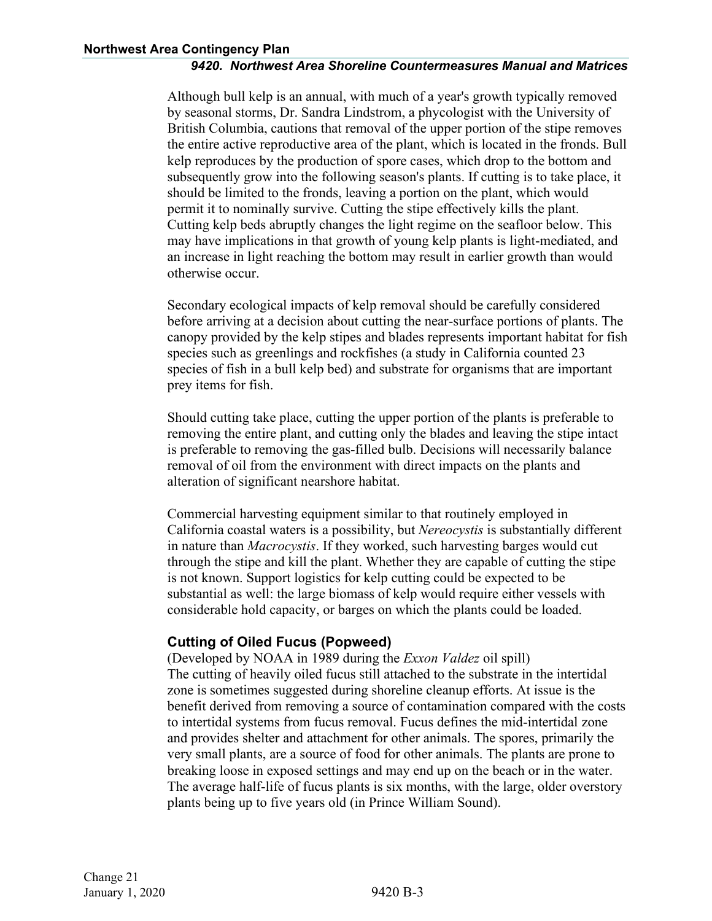Although bull kelp is an annual, with much of a year's growth typically removed by seasonal storms, Dr. Sandra Lindstrom, a phycologist with the University of British Columbia, cautions that removal of the upper portion of the stipe removes the entire active reproductive area of the plant, which is located in the fronds. Bull kelp reproduces by the production of spore cases, which drop to the bottom and subsequently grow into the following season's plants. If cutting is to take place, it should be limited to the fronds, leaving a portion on the plant, which would permit it to nominally survive. Cutting the stipe effectively kills the plant. Cutting kelp beds abruptly changes the light regime on the seafloor below. This may have implications in that growth of young kelp plants is light-mediated, and an increase in light reaching the bottom may result in earlier growth than would otherwise occur.

Secondary ecological impacts of kelp removal should be carefully considered before arriving at a decision about cutting the near-surface portions of plants. The canopy provided by the kelp stipes and blades represents important habitat for fish species such as greenlings and rockfishes (a study in California counted 23 species of fish in a bull kelp bed) and substrate for organisms that are important prey items for fish.

Should cutting take place, cutting the upper portion of the plants is preferable to removing the entire plant, and cutting only the blades and leaving the stipe intact is preferable to removing the gas-filled bulb. Decisions will necessarily balance removal of oil from the environment with direct impacts on the plants and alteration of significant nearshore habitat.

Commercial harvesting equipment similar to that routinely employed in California coastal waters is a possibility, but *Nereocystis* is substantially different in nature than *Macrocystis*. If they worked, such harvesting barges would cut through the stipe and kill the plant. Whether they are capable of cutting the stipe is not known. Support logistics for kelp cutting could be expected to be substantial as well: the large biomass of kelp would require either vessels with considerable hold capacity, or barges on which the plants could be loaded.

### Cutting of Oiled Fucus (Popweed)

(Developed by NOAA in 1989 during the *Exxon Valdez* oil spill)
The cutting of heavily oiled fucus still attached to the substrate in the intertidal zone is sometimes suggested during shoreline cleanup efforts. At issue is the benefit derived from removing a source of contamination compared with the costs to intertidal systems from fucus removal. Fucus defines the mid-intertidal zone and provides shelter and attachment for other animals. The spores, primarily the very small plants, are a source of food for other animals. The plants are prone to breaking loose in exposed settings and may end up on the beach or in the water. The average half-life of fucus plants is six months, with the large, older overstory plants being up to five years old (in Prince William Sound).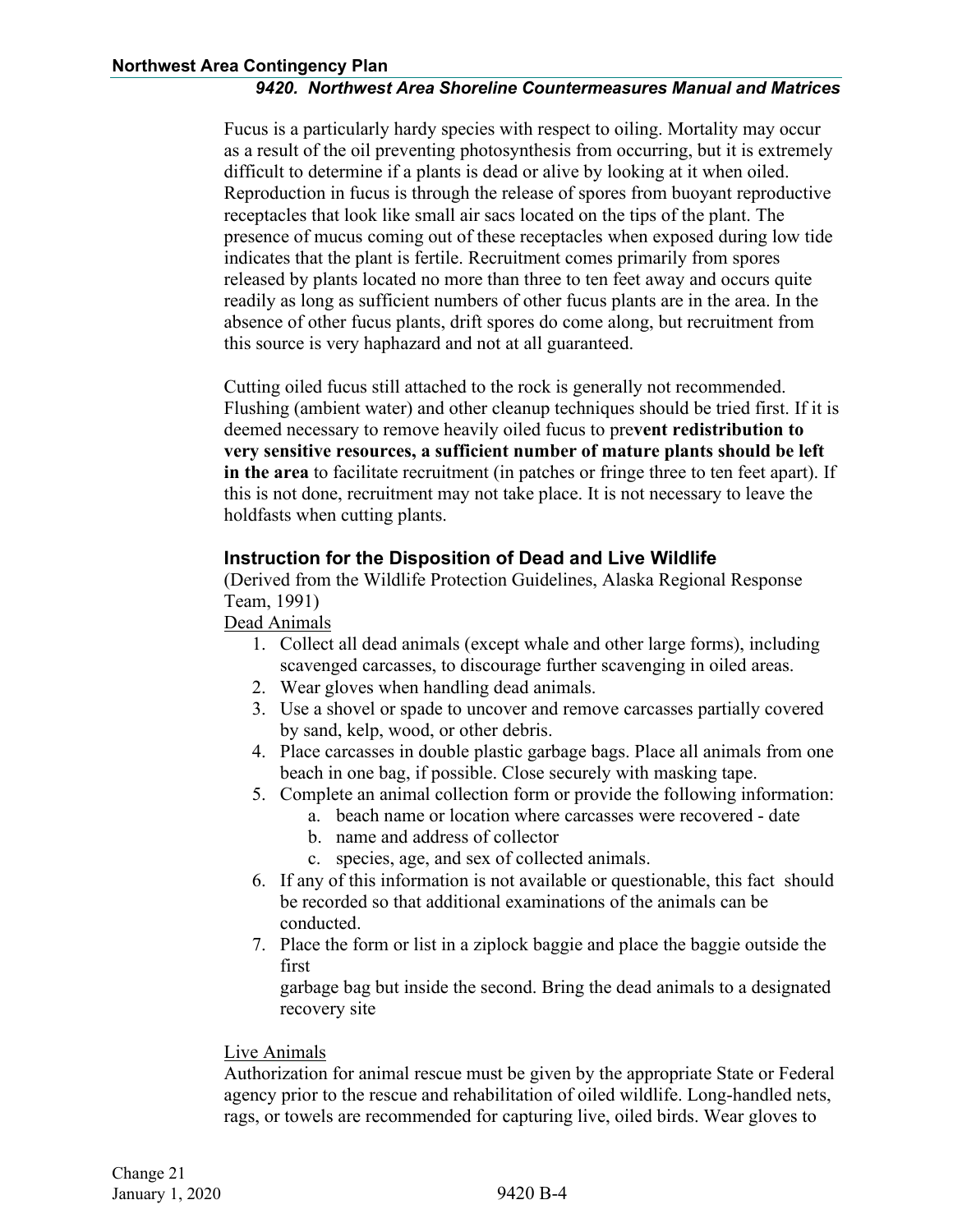Fucus is a particularly hardy species with respect to oiling. Mortality may occur as a result of the oil preventing photosynthesis from occurring, but it is extremely difficult to determine if a plants is dead or alive by looking at it when oiled. Reproduction in fucus is through the release of spores from buoyant reproductive receptacles that look like small air sacs located on the tips of the plant. The presence of mucus coming out of these receptacles when exposed during low tide indicates that the plant is fertile. Recruitment comes primarily from spores released by plants located no more than three to ten feet away and occurs quite readily as long as sufficient numbers of other fucus plants are in the area. In the absence of other fucus plants, drift spores do come along, but recruitment from this source is very haphazard and not at all guaranteed.

Cutting oiled fucus still attached to the rock is generally not recommended. Flushing (ambient water) and other cleanup techniques should be tried first. If it is deemed necessary to remove heavily oiled fucus to pre**vent redistribution to very sensitive resources, a sufficient number of mature plants should be left in the area** to facilitate recruitment (in patches or fringe three to ten feet apart). If this is not done, recruitment may not take place. It is not necessary to leave the holdfasts when cutting plants.

### Instruction for the Disposition of Dead and Live Wildlife

(Derived from the Wildlife Protection Guidelines, Alaska Regional Response Team, 1991)

Dead Animals

1. Collect all dead animals (except whale and other large forms), including scavenged carcasses, to discourage further scavenging in oiled areas.
2. Wear gloves when handling dead animals.
3. Use a shovel or spade to uncover and remove carcasses partially covered by sand, kelp, wood, or other debris.
4. Place carcasses in double plastic garbage bags. Place all animals from one beach in one bag, if possible. Close securely with masking tape.
5. Complete an animal collection form or provide the following information:
    a. beach name or location where carcasses were recovered - date
    b. name and address of collector
    c. species, age, and sex of collected animals.
6. If any of this information is not available or questionable, this fact should be recorded so that additional examinations of the animals can be conducted.
7. Place the form or list in a ziplock baggie and place the baggie outside the first
   garbage bag but inside the second. Bring the dead animals to a designated recovery site

Live Animals

Authorization for animal rescue must be given by the appropriate State or Federal agency prior to the rescue and rehabilitation of oiled wildlife. Long-handled nets, rags, or towels are recommended for capturing live, oiled birds. Wear gloves to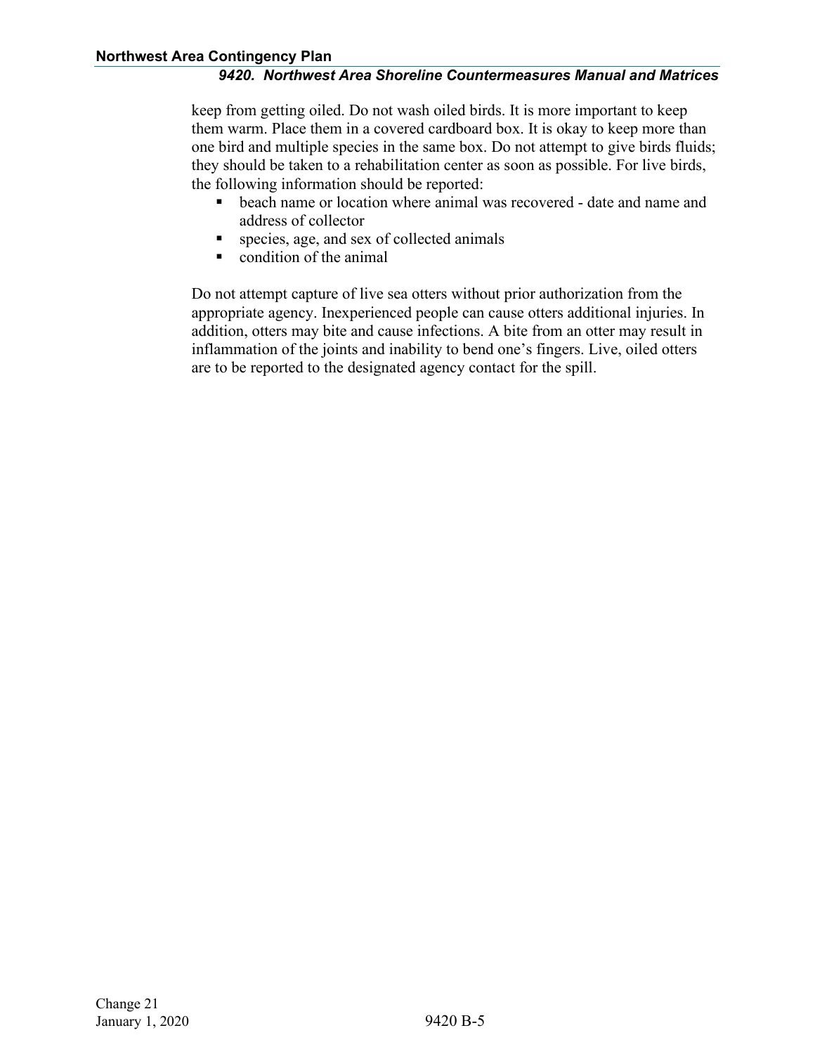keep from getting oiled. Do not wash oiled birds. It is more important to keep them warm. Place them in a covered cardboard box. It is okay to keep more than one bird and multiple species in the same box. Do not attempt to give birds fluids; they should be taken to a rehabilitation center as soon as possible. For live birds, the following information should be reported:

- beach name or location where animal was recovered - date and name and address of collector
- species, age, and sex of collected animals
- condition of the animal

Do not attempt capture of live sea otters without prior authorization from the appropriate agency. Inexperienced people can cause otters additional injuries. In addition, otters may bite and cause infections. A bite from an otter may result in inflammation of the joints and inability to bend one's fingers. Live, oiled otters are to be reported to the designated agency contact for the spill.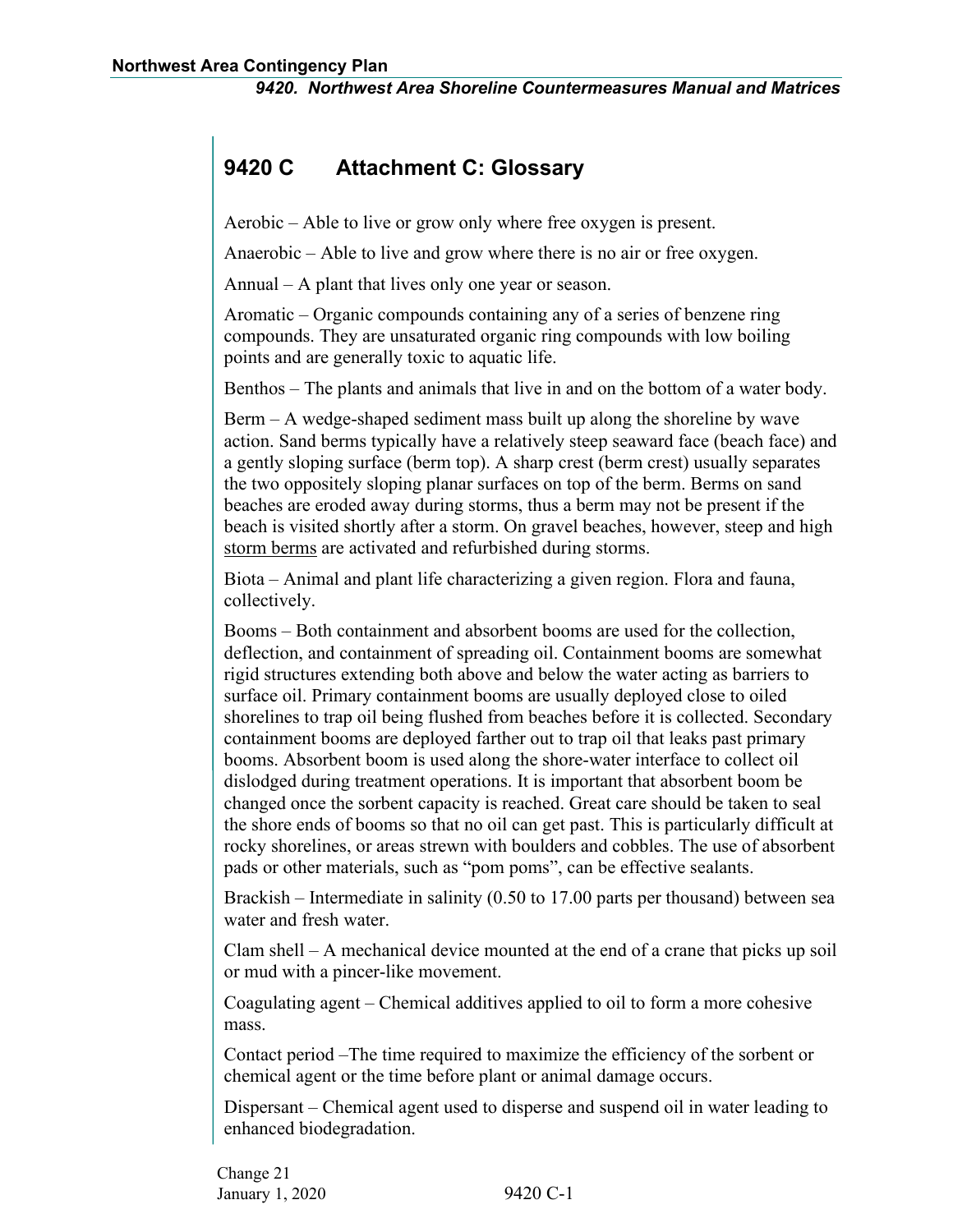## 9420 C Attachment C: Glossary

Aerobic – Able to live or grow only where free oxygen is present.

Anaerobic – Able to live and grow where there is no air or free oxygen.

Annual – A plant that lives only one year or season.

Aromatic – Organic compounds containing any of a series of benzene ring compounds. They are unsaturated organic ring compounds with low boiling points and are generally toxic to aquatic life.

Benthos – The plants and animals that live in and on the bottom of a water body.

Berm – A wedge-shaped sediment mass built up along the shoreline by wave action. Sand berms typically have a relatively steep seaward face (beach face) and a gently sloping surface (berm top). A sharp crest (berm crest) usually separates the two oppositely sloping planar surfaces on top of the berm. Berms on sand beaches are eroded away during storms, thus a berm may not be present if the beach is visited shortly after a storm. On gravel beaches, however, steep and high storm berms are activated and refurbished during storms.

Biota – Animal and plant life characterizing a given region. Flora and fauna, collectively.

Booms – Both containment and absorbent booms are used for the collection, deflection, and containment of spreading oil. Containment booms are somewhat rigid structures extending both above and below the water acting as barriers to surface oil. Primary containment booms are usually deployed close to oiled shorelines to trap oil being flushed from beaches before it is collected. Secondary containment booms are deployed farther out to trap oil that leaks past primary booms. Absorbent boom is used along the shore-water interface to collect oil dislodged during treatment operations. It is important that absorbent boom be changed once the sorbent capacity is reached. Great care should be taken to seal the shore ends of booms so that no oil can get past. This is particularly difficult at rocky shorelines, or areas strewn with boulders and cobbles. The use of absorbent pads or other materials, such as "pom poms", can be effective sealants.

Brackish – Intermediate in salinity (0.50 to 17.00 parts per thousand) between sea water and fresh water.

Clam shell – A mechanical device mounted at the end of a crane that picks up soil or mud with a pincer-like movement.

Coagulating agent – Chemical additives applied to oil to form a more cohesive mass.

Contact period –The time required to maximize the efficiency of the sorbent or chemical agent or the time before plant or animal damage occurs.

Dispersant – Chemical agent used to disperse and suspend oil in water leading to enhanced biodegradation.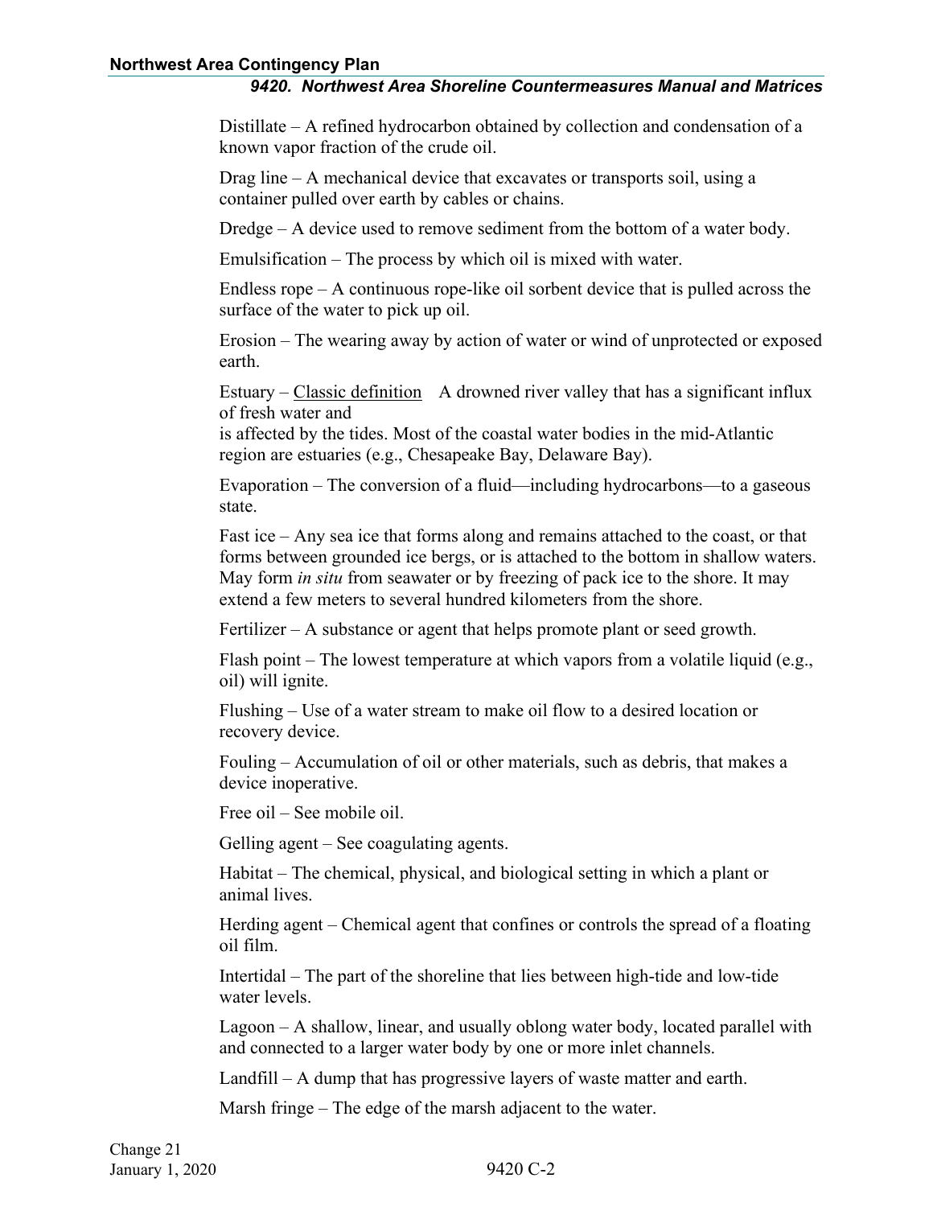Distillate – A refined hydrocarbon obtained by collection and condensation of a known vapor fraction of the crude oil.

Drag line – A mechanical device that excavates or transports soil, using a container pulled over earth by cables or chains.

Dredge – A device used to remove sediment from the bottom of a water body.

Emulsification – The process by which oil is mixed with water.

Endless rope – A continuous rope-like oil sorbent device that is pulled across the surface of the water to pick up oil.

Erosion – The wearing away by action of water or wind of unprotected or exposed earth.

Estuary – Classic definition A drowned river valley that has a significant influx of fresh water and
is affected by the tides. Most of the coastal water bodies in the mid-Atlantic region are estuaries (e.g., Chesapeake Bay, Delaware Bay).

Evaporation – The conversion of a fluid—including hydrocarbons—to a gaseous state.

Fast ice – Any sea ice that forms along and remains attached to the coast, or that forms between grounded ice bergs, or is attached to the bottom in shallow waters. May form *in situ* from seawater or by freezing of pack ice to the shore. It may extend a few meters to several hundred kilometers from the shore.

Fertilizer – A substance or agent that helps promote plant or seed growth.

Flash point – The lowest temperature at which vapors from a volatile liquid (e.g., oil) will ignite.

Flushing – Use of a water stream to make oil flow to a desired location or recovery device.

Fouling – Accumulation of oil or other materials, such as debris, that makes a device inoperative.

Free oil – See mobile oil.

Gelling agent – See coagulating agents.

Habitat – The chemical, physical, and biological setting in which a plant or animal lives.

Herding agent – Chemical agent that confines or controls the spread of a floating oil film.

Intertidal – The part of the shoreline that lies between high-tide and low-tide water levels.

Lagoon – A shallow, linear, and usually oblong water body, located parallel with and connected to a larger water body by one or more inlet channels.

Landfill – A dump that has progressive layers of waste matter and earth.

Marsh fringe – The edge of the marsh adjacent to the water.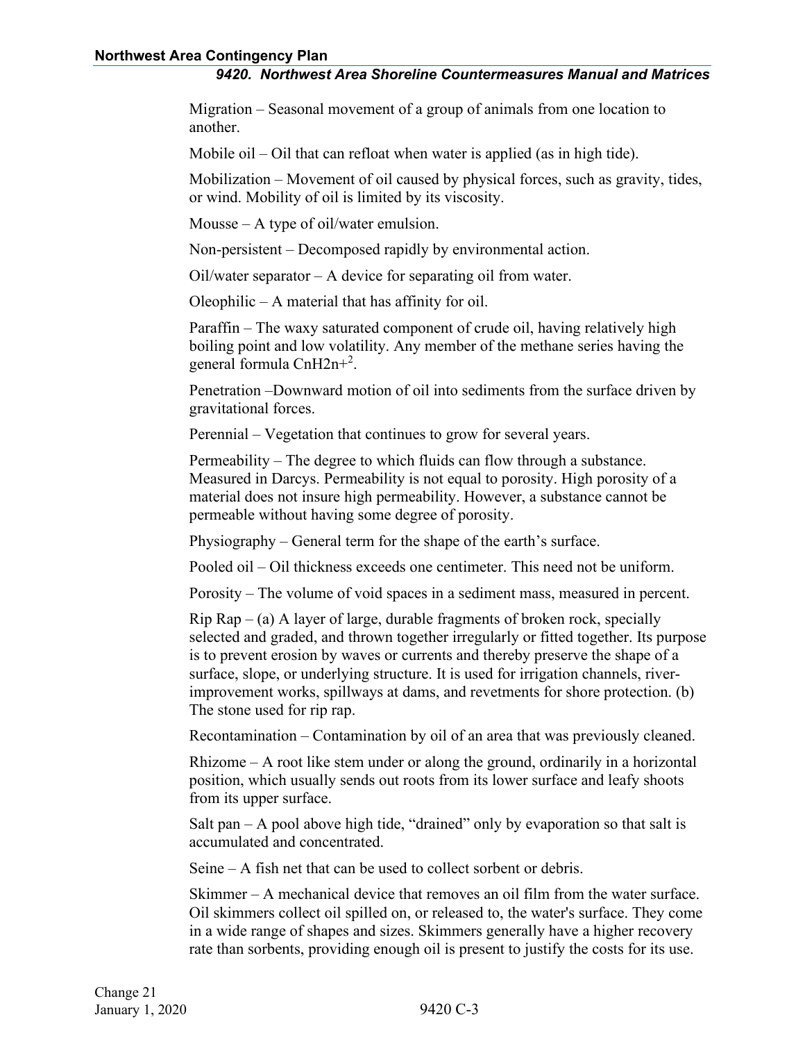Migration – Seasonal movement of a group of animals from one location to another.

Mobile oil – Oil that can refloat when water is applied (as in high tide).

Mobilization – Movement of oil caused by physical forces, such as gravity, tides, or wind. Mobility of oil is limited by its viscosity.

Mousse – A type of oil/water emulsion.

Non-persistent – Decomposed rapidly by environmental action.

Oil/water separator – A device for separating oil from water.

Oleophilic – A material that has affinity for oil.

Paraffin – The waxy saturated component of crude oil, having relatively high boiling point and low volatility. Any member of the methane series having the general formula $CnH2n+^2$.

Penetration –Downward motion of oil into sediments from the surface driven by gravitational forces.

Perennial – Vegetation that continues to grow for several years.

Permeability – The degree to which fluids can flow through a substance. Measured in Darcys. Permeability is not equal to porosity. High porosity of a material does not insure high permeability. However, a substance cannot be permeable without having some degree of porosity.

Physiography – General term for the shape of the earth's surface.

Pooled oil – Oil thickness exceeds one centimeter. This need not be uniform.

Porosity – The volume of void spaces in a sediment mass, measured in percent.

Rip Rap – (a) A layer of large, durable fragments of broken rock, specially selected and graded, and thrown together irregularly or fitted together. Its purpose is to prevent erosion by waves or currents and thereby preserve the shape of a surface, slope, or underlying structure. It is used for irrigation channels, river-improvement works, spillways at dams, and revetments for shore protection. (b) The stone used for rip rap.

Recontamination – Contamination by oil of an area that was previously cleaned.

Rhizome – A root like stem under or along the ground, ordinarily in a horizontal position, which usually sends out roots from its lower surface and leafy shoots from its upper surface.

Salt pan – A pool above high tide, "drained" only by evaporation so that salt is accumulated and concentrated.

Seine – A fish net that can be used to collect sorbent or debris.

Skimmer – A mechanical device that removes an oil film from the water surface. Oil skimmers collect oil spilled on, or released to, the water's surface. They come in a wide range of shapes and sizes. Skimmers generally have a higher recovery rate than sorbents, providing enough oil is present to justify the costs for its use.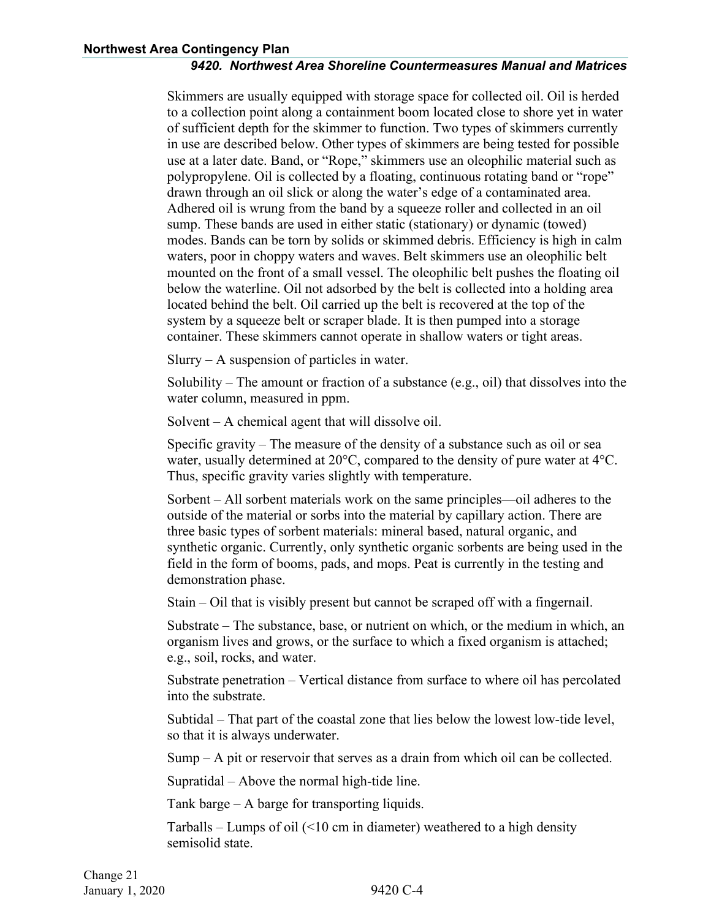Skimmers are usually equipped with storage space for collected oil. Oil is herded to a collection point along a containment boom located close to shore yet in water of sufficient depth for the skimmer to function. Two types of skimmers currently in use are described below. Other types of skimmers are being tested for possible use at a later date. Band, or "Rope," skimmers use an oleophilic material such as polypropylene. Oil is collected by a floating, continuous rotating band or "rope" drawn through an oil slick or along the water's edge of a contaminated area. Adhered oil is wrung from the band by a squeeze roller and collected in an oil sump. These bands are used in either static (stationary) or dynamic (towed) modes. Bands can be torn by solids or skimmed debris. Efficiency is high in calm waters, poor in choppy waters and waves. Belt skimmers use an oleophilic belt mounted on the front of a small vessel. The oleophilic belt pushes the floating oil below the waterline. Oil not adsorbed by the belt is collected into a holding area located behind the belt. Oil carried up the belt is recovered at the top of the system by a squeeze belt or scraper blade. It is then pumped into a storage container. These skimmers cannot operate in shallow waters or tight areas.

Slurry – A suspension of particles in water.

Solubility – The amount or fraction of a substance (e.g., oil) that dissolves into the water column, measured in ppm.

Solvent – A chemical agent that will dissolve oil.

Specific gravity – The measure of the density of a substance such as oil or sea water, usually determined at 20°C, compared to the density of pure water at 4°C. Thus, specific gravity varies slightly with temperature.

Sorbent – All sorbent materials work on the same principles—oil adheres to the outside of the material or sorbs into the material by capillary action. There are three basic types of sorbent materials: mineral based, natural organic, and synthetic organic. Currently, only synthetic organic sorbents are being used in the field in the form of booms, pads, and mops. Peat is currently in the testing and demonstration phase.

Stain – Oil that is visibly present but cannot be scraped off with a fingernail.

Substrate – The substance, base, or nutrient on which, or the medium in which, an organism lives and grows, or the surface to which a fixed organism is attached; e.g., soil, rocks, and water.

Substrate penetration – Vertical distance from surface to where oil has percolated into the substrate.

Subtidal – That part of the coastal zone that lies below the lowest low-tide level, so that it is always underwater.

Sump – A pit or reservoir that serves as a drain from which oil can be collected.

Supratidal – Above the normal high-tide line.

Tank barge – A barge for transporting liquids.

Tarballs – Lumps of oil (<10 cm in diameter) weathered to a high density semisolid state.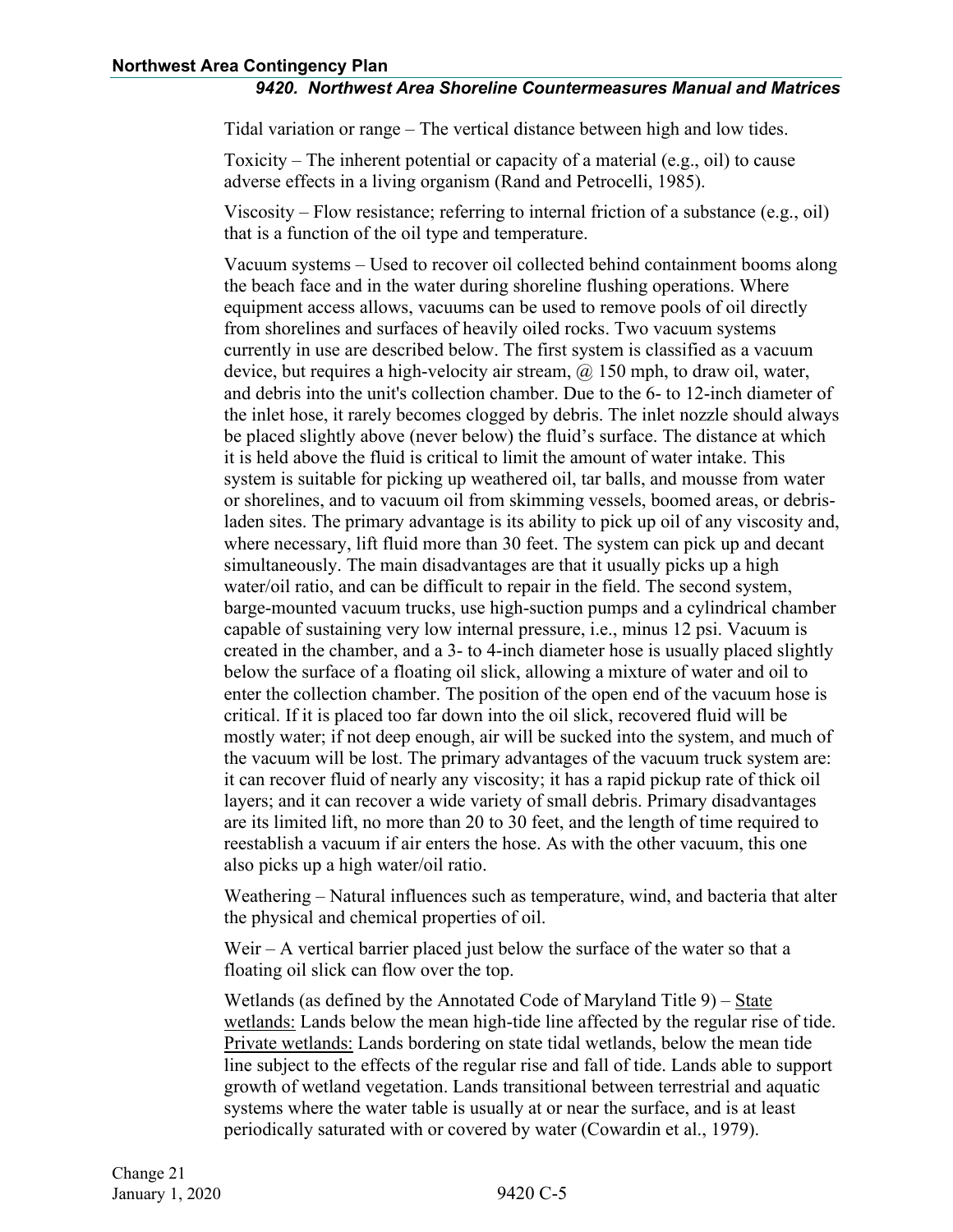Tidal variation or range – The vertical distance between high and low tides.

Toxicity – The inherent potential or capacity of a material (e.g., oil) to cause adverse effects in a living organism (Rand and Petrocelli, 1985).

Viscosity – Flow resistance; referring to internal friction of a substance (e.g., oil) that is a function of the oil type and temperature.

Vacuum systems – Used to recover oil collected behind containment booms along the beach face and in the water during shoreline flushing operations. Where equipment access allows, vacuums can be used to remove pools of oil directly from shorelines and surfaces of heavily oiled rocks. Two vacuum systems currently in use are described below. The first system is classified as a vacuum device, but requires a high-velocity air stream, @ 150 mph, to draw oil, water, and debris into the unit's collection chamber. Due to the 6- to 12-inch diameter of the inlet hose, it rarely becomes clogged by debris. The inlet nozzle should always be placed slightly above (never below) the fluid's surface. The distance at which it is held above the fluid is critical to limit the amount of water intake. This system is suitable for picking up weathered oil, tar balls, and mousse from water or shorelines, and to vacuum oil from skimming vessels, boomed areas, or debris-laden sites. The primary advantage is its ability to pick up oil of any viscosity and, where necessary, lift fluid more than 30 feet. The system can pick up and decant simultaneously. The main disadvantages are that it usually picks up a high water/oil ratio, and can be difficult to repair in the field. The second system, barge-mounted vacuum trucks, use high-suction pumps and a cylindrical chamber capable of sustaining very low internal pressure, i.e., minus 12 psi. Vacuum is created in the chamber, and a 3- to 4-inch diameter hose is usually placed slightly below the surface of a floating oil slick, allowing a mixture of water and oil to enter the collection chamber. The position of the open end of the vacuum hose is critical. If it is placed too far down into the oil slick, recovered fluid will be mostly water; if not deep enough, air will be sucked into the system, and much of the vacuum will be lost. The primary advantages of the vacuum truck system are: it can recover fluid of nearly any viscosity; it has a rapid pickup rate of thick oil layers; and it can recover a wide variety of small debris. Primary disadvantages are its limited lift, no more than 20 to 30 feet, and the length of time required to reestablish a vacuum if air enters the hose. As with the other vacuum, this one also picks up a high water/oil ratio.

Weathering – Natural influences such as temperature, wind, and bacteria that alter the physical and chemical properties of oil.

Weir – A vertical barrier placed just below the surface of the water so that a floating oil slick can flow over the top.

Wetlands (as defined by the Annotated Code of Maryland Title 9) – State wetlands: Lands below the mean high-tide line affected by the regular rise of tide. Private wetlands: Lands bordering on state tidal wetlands, below the mean tide line subject to the effects of the regular rise and fall of tide. Lands able to support growth of wetland vegetation. Lands transitional between terrestrial and aquatic systems where the water table is usually at or near the surface, and is at least periodically saturated with or covered by water (Cowardin et al., 1979).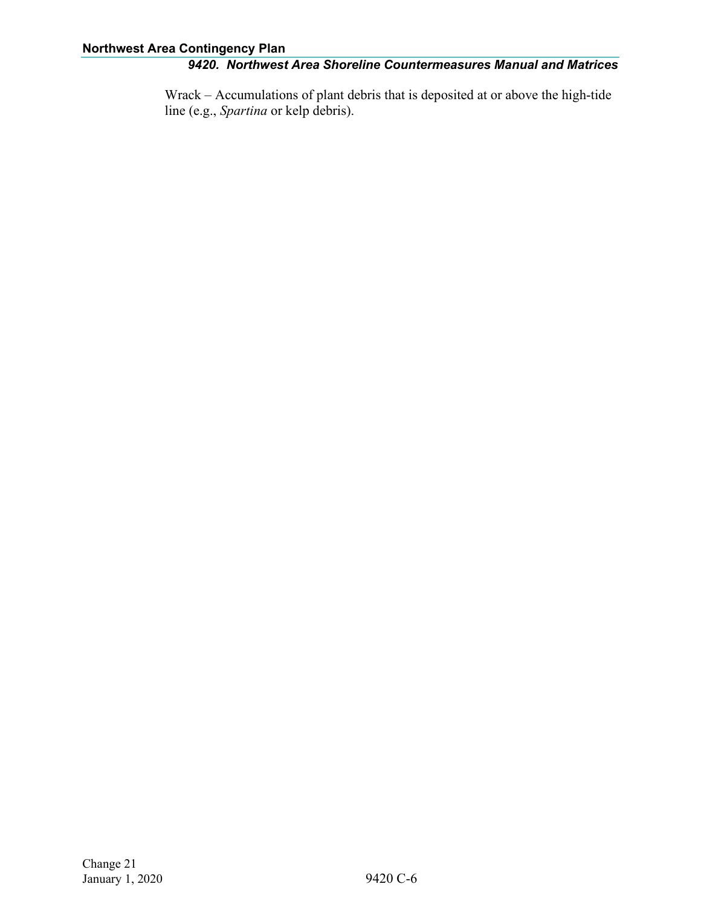Wrack – Accumulations of plant debris that is deposited at or above the high-tide line (e.g., *Spartina* or kelp debris).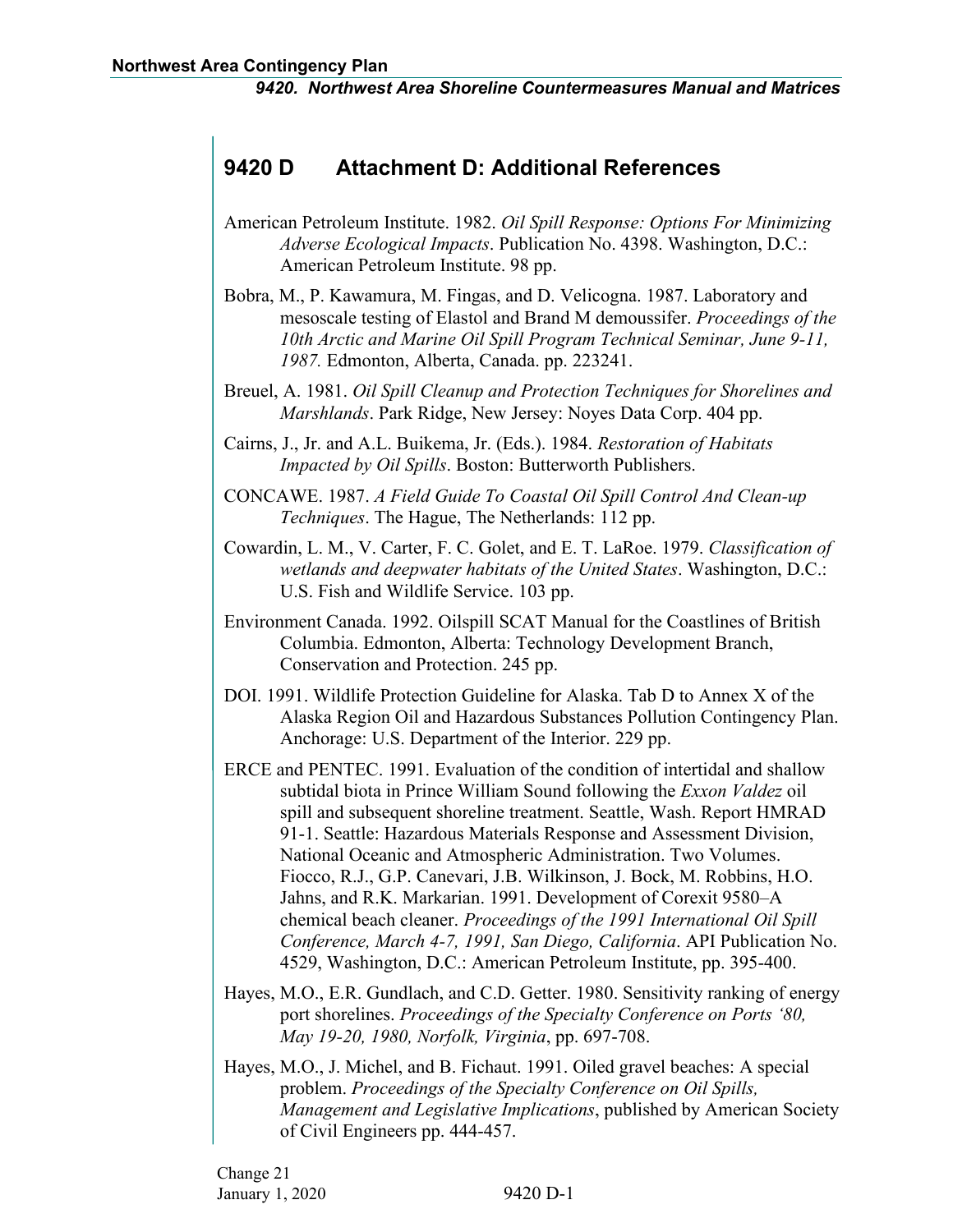## 9420 D Attachment D: Additional References

American Petroleum Institute. 1982. *Oil Spill Response: Options For Minimizing Adverse Ecological Impacts*. Publication No. 4398. Washington, D.C.: American Petroleum Institute. 98 pp.

Bobra, M., P. Kawamura, M. Fingas, and D. Velicogna. 1987. Laboratory and mesoscale testing of Elastol and Brand M demoussifer. *Proceedings of the 10th Arctic and Marine Oil Spill Program Technical Seminar, June 9-11, 1987.* Edmonton, Alberta, Canada. pp. 223241.

Breuel, A. 1981. *Oil Spill Cleanup and Protection Techniques for Shorelines and Marshlands*. Park Ridge, New Jersey: Noyes Data Corp. 404 pp.

Cairns, J., Jr. and A.L. Buikema, Jr. (Eds.). 1984. *Restoration of Habitats Impacted by Oil Spills*. Boston: Butterworth Publishers.

CONCAWE. 1987. *A Field Guide To Coastal Oil Spill Control And Clean-up Techniques*. The Hague, The Netherlands: 112 pp.

Cowardin, L. M., V. Carter, F. C. Golet, and E. T. LaRoe. 1979. *Classification of wetlands and deepwater habitats of the United States*. Washington, D.C.: U.S. Fish and Wildlife Service. 103 pp.

Environment Canada. 1992. Oilspill SCAT Manual for the Coastlines of British Columbia. Edmonton, Alberta: Technology Development Branch, Conservation and Protection. 245 pp.

DOI. 1991. Wildlife Protection Guideline for Alaska. Tab D to Annex X of the Alaska Region Oil and Hazardous Substances Pollution Contingency Plan. Anchorage: U.S. Department of the Interior. 229 pp.

ERCE and PENTEC. 1991. Evaluation of the condition of intertidal and shallow subtidal biota in Prince William Sound following the *Exxon Valdez* oil spill and subsequent shoreline treatment. Seattle, Wash. Report HMRAD 91-1. Seattle: Hazardous Materials Response and Assessment Division, National Oceanic and Atmospheric Administration. Two Volumes. Fiocco, R.J., G.P. Canevari, J.B. Wilkinson, J. Bock, M. Robbins, H.O. Jahns, and R.K. Markarian. 1991. Development of Corexit 9580–A chemical beach cleaner. *Proceedings of the 1991 International Oil Spill Conference, March 4-7, 1991, San Diego, California*. API Publication No. 4529, Washington, D.C.: American Petroleum Institute, pp. 395-400.

Hayes, M.O., E.R. Gundlach, and C.D. Getter. 1980. Sensitivity ranking of energy port shorelines. *Proceedings of the Specialty Conference on Ports '80, May 19-20, 1980, Norfolk, Virginia*, pp. 697-708.

Hayes, M.O., J. Michel, and B. Fichaut. 1991. Oiled gravel beaches: A special problem. *Proceedings of the Specialty Conference on Oil Spills, Management and Legislative Implications*, published by American Society of Civil Engineers pp. 444-457.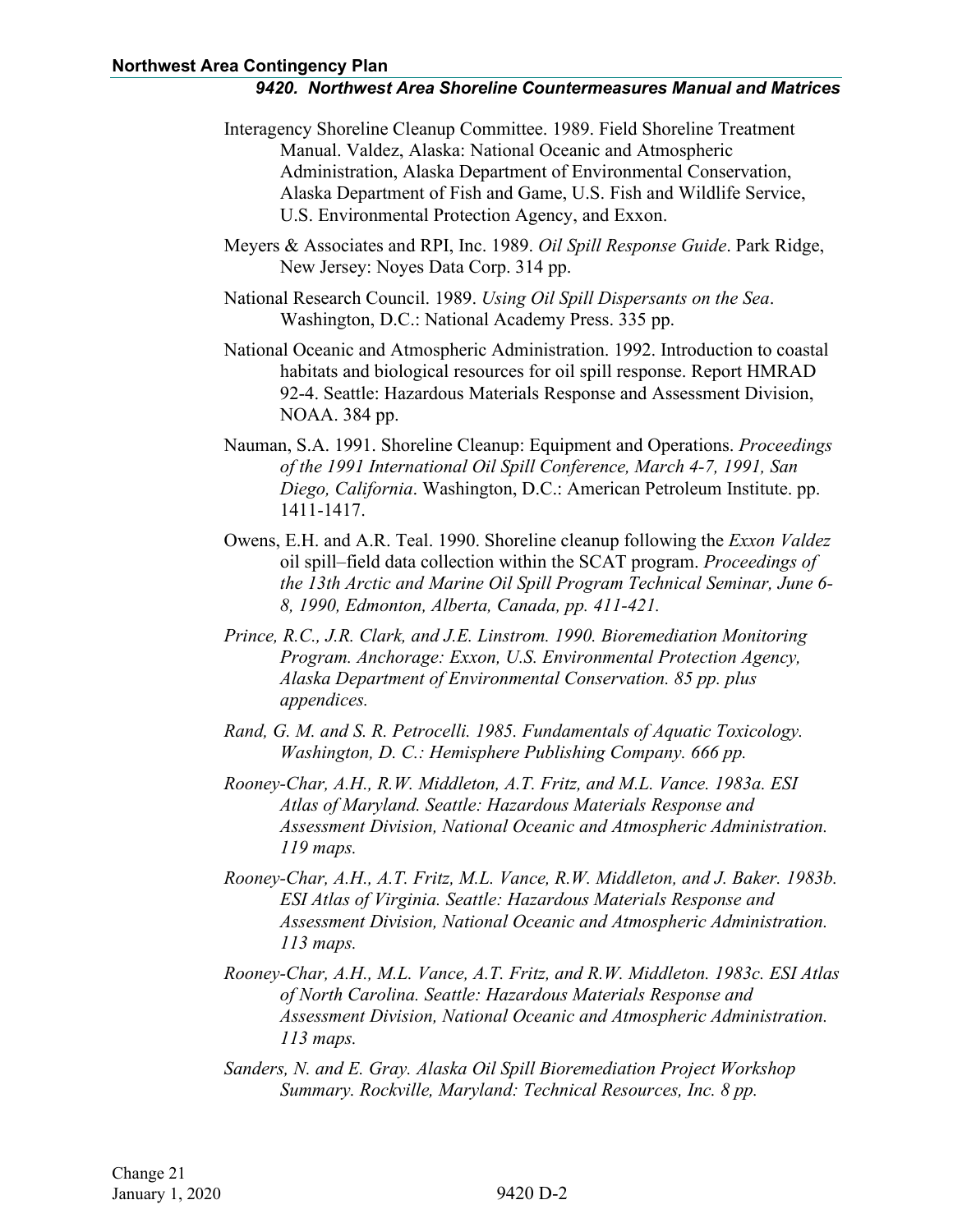Interagency Shoreline Cleanup Committee. 1989. Field Shoreline Treatment Manual. Valdez, Alaska: National Oceanic and Atmospheric Administration, Alaska Department of Environmental Conservation, Alaska Department of Fish and Game, U.S. Fish and Wildlife Service, U.S. Environmental Protection Agency, and Exxon.

Meyers & Associates and RPI, Inc. 1989. *Oil Spill Response Guide*. Park Ridge, New Jersey: Noyes Data Corp. 314 pp.

National Research Council. 1989. *Using Oil Spill Dispersants on the Sea*. Washington, D.C.: National Academy Press. 335 pp.

National Oceanic and Atmospheric Administration. 1992. Introduction to coastal habitats and biological resources for oil spill response. Report HMRAD 92-4. Seattle: Hazardous Materials Response and Assessment Division, NOAA. 384 pp.

Nauman, S.A. 1991. Shoreline Cleanup: Equipment and Operations. *Proceedings of the 1991 International Oil Spill Conference, March 4-7, 1991, San Diego, California*. Washington, D.C.: American Petroleum Institute. pp. 1411-1417.

Owens, E.H. and A.R. Teal. 1990. Shoreline cleanup following the *Exxon Valdez* oil spill–field data collection within the SCAT program. *Proceedings of the 13th Arctic and Marine Oil Spill Program Technical Seminar, June 6-8, 1990, Edmonton, Alberta, Canada, pp. 411-421.*

*Prince, R.C., J.R. Clark, and J.E. Linstrom. 1990. Bioremediation Monitoring Program. Anchorage: Exxon, U.S. Environmental Protection Agency, Alaska Department of Environmental Conservation. 85 pp. plus appendices.*

*Rand, G. M. and S. R. Petrocelli. 1985. Fundamentals of Aquatic Toxicology. Washington, D. C.: Hemisphere Publishing Company. 666 pp.*

*Rooney-Char, A.H., R.W. Middleton, A.T. Fritz, and M.L. Vance. 1983a. ESI Atlas of Maryland. Seattle: Hazardous Materials Response and Assessment Division, National Oceanic and Atmospheric Administration. 119 maps.*

*Rooney-Char, A.H., A.T. Fritz, M.L. Vance, R.W. Middleton, and J. Baker. 1983b. ESI Atlas of Virginia. Seattle: Hazardous Materials Response and Assessment Division, National Oceanic and Atmospheric Administration. 113 maps.*

*Rooney-Char, A.H., M.L. Vance, A.T. Fritz, and R.W. Middleton. 1983c. ESI Atlas of North Carolina. Seattle: Hazardous Materials Response and Assessment Division, National Oceanic and Atmospheric Administration. 113 maps.*

*Sanders, N. and E. Gray. Alaska Oil Spill Bioremediation Project Workshop Summary. Rockville, Maryland: Technical Resources, Inc. 8 pp.*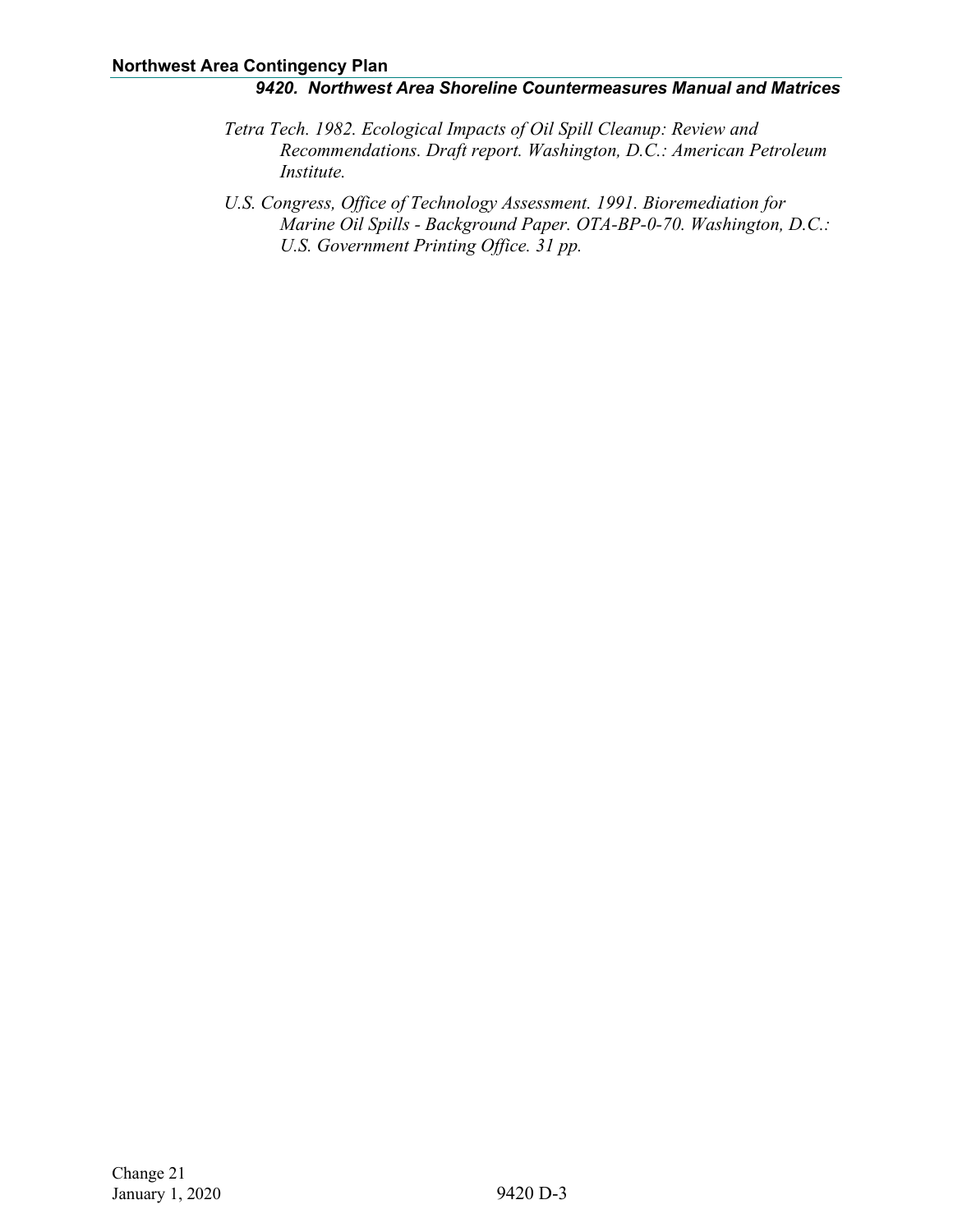*Tetra Tech. 1982. Ecological Impacts of Oil Spill Cleanup: Review and Recommendations. Draft report. Washington, D.C.: American Petroleum Institute.*

*U.S. Congress, Office of Technology Assessment. 1991. Bioremediation for Marine Oil Spills - Background Paper. OTA-BP-0-70. Washington, D.C.: U.S. Government Printing Office. 31 pp.*